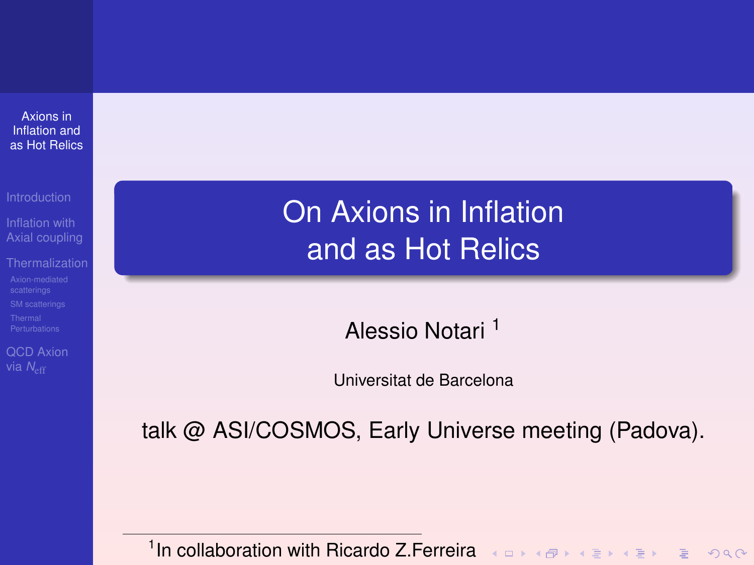# On Axions in Inflation and as Hot Relics

Alessio Notari [1]

Universitat de Barcelona

talk @ ASI/COSMOS, Early Universe meeting (Padova).

[1] In collaboration with Ricardo Z.Ferreira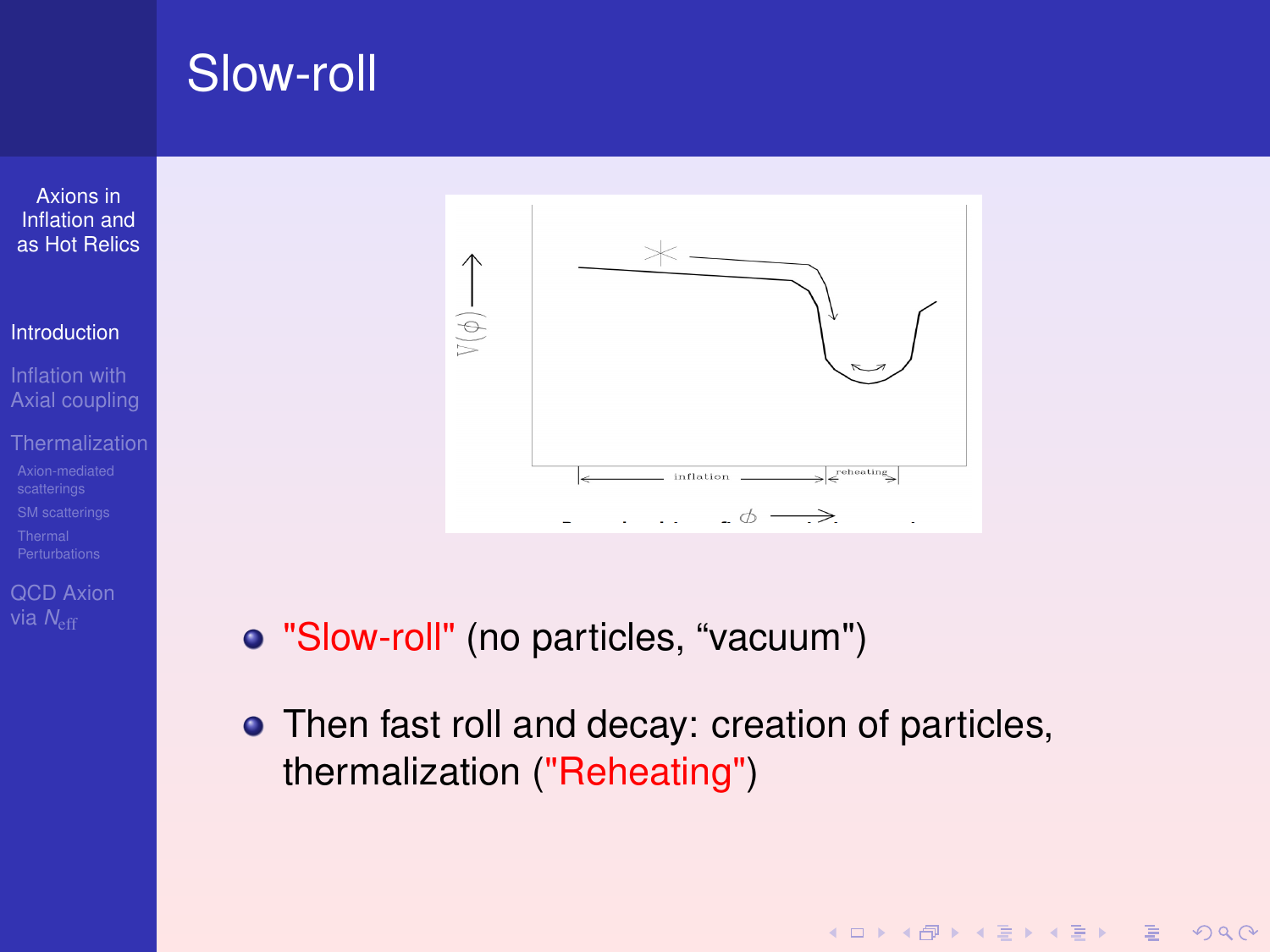# Slow-roll

- "Slow-roll" (no particles, “vacuum")
- Then fast roll and decay: creation of particles, thermalization ("Reheating")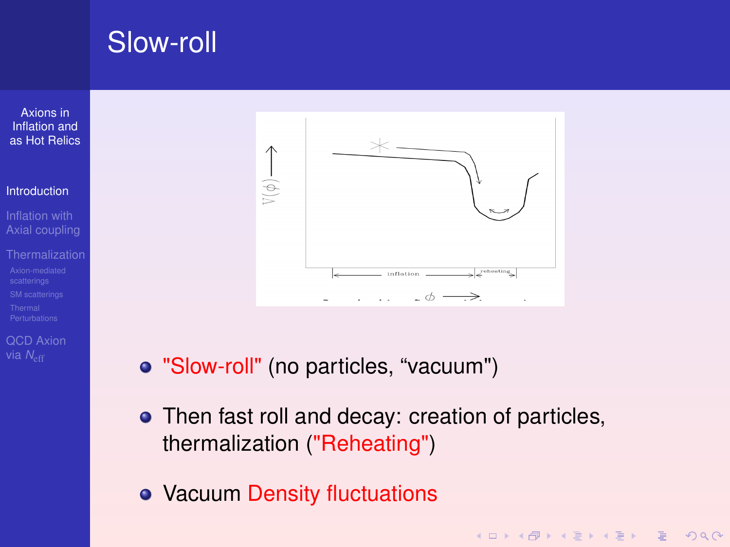# Slow-roll

- "Slow-roll" (no particles, “vacuum")
- Then fast roll and decay: creation of particles, thermalization ("Reheating")
- Vacuum Density fluctuations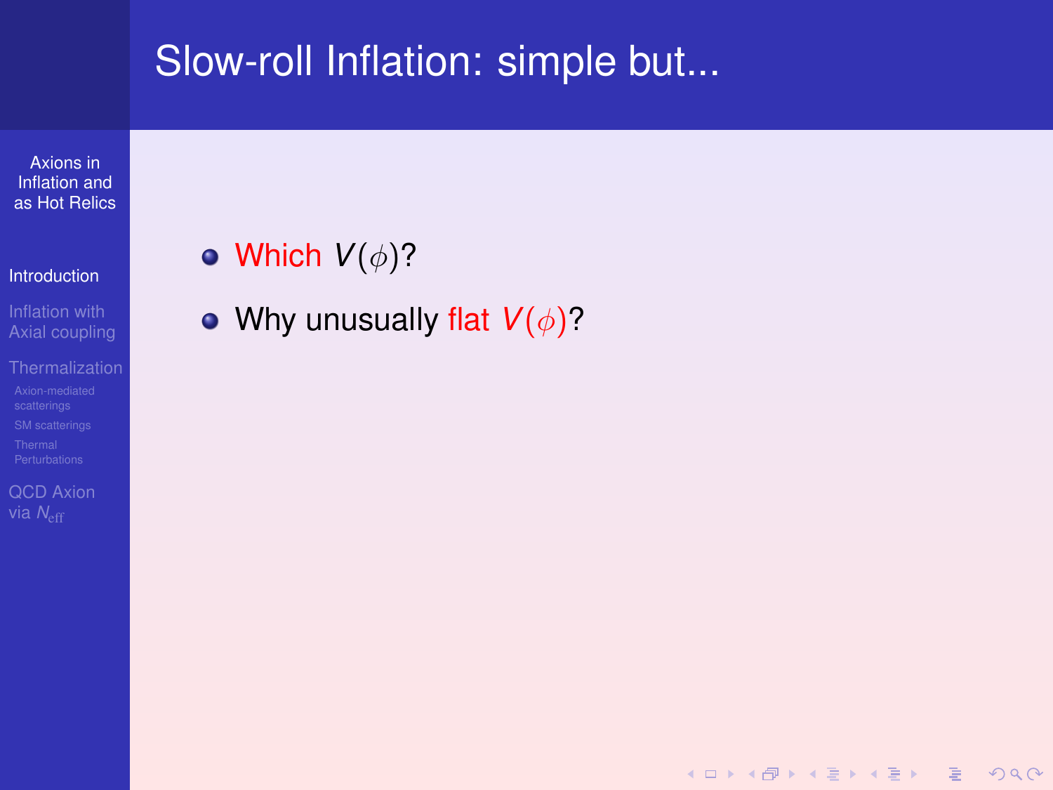# Slow-roll Inflation: simple but...

- Which $V(\phi)$?
- Why unusually flat $V(\phi)$?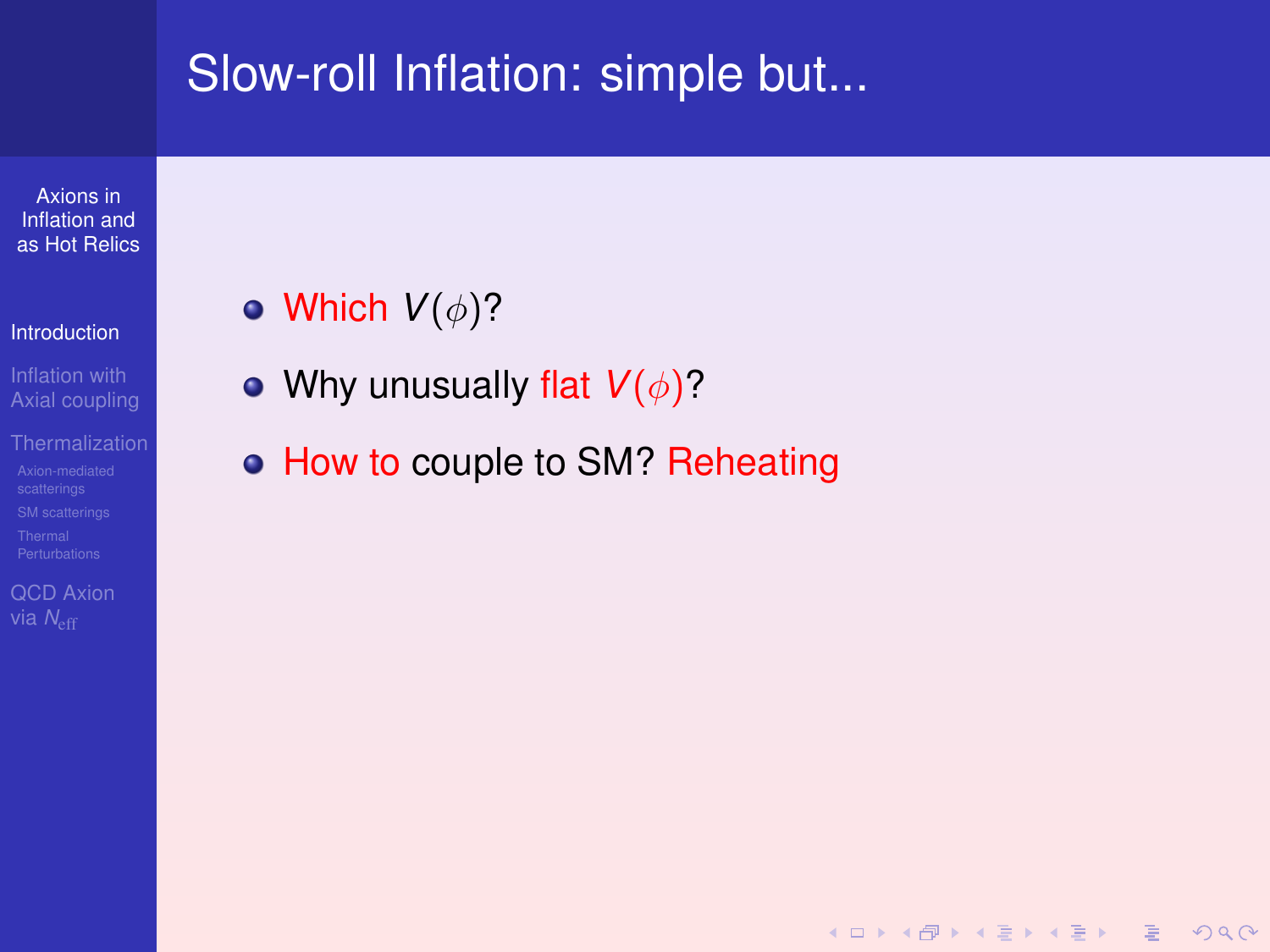# Slow-roll Inflation: simple but...

- Which $V(\phi)$?
- Why unusually flat $V(\phi)$?
- How to couple to SM? Reheating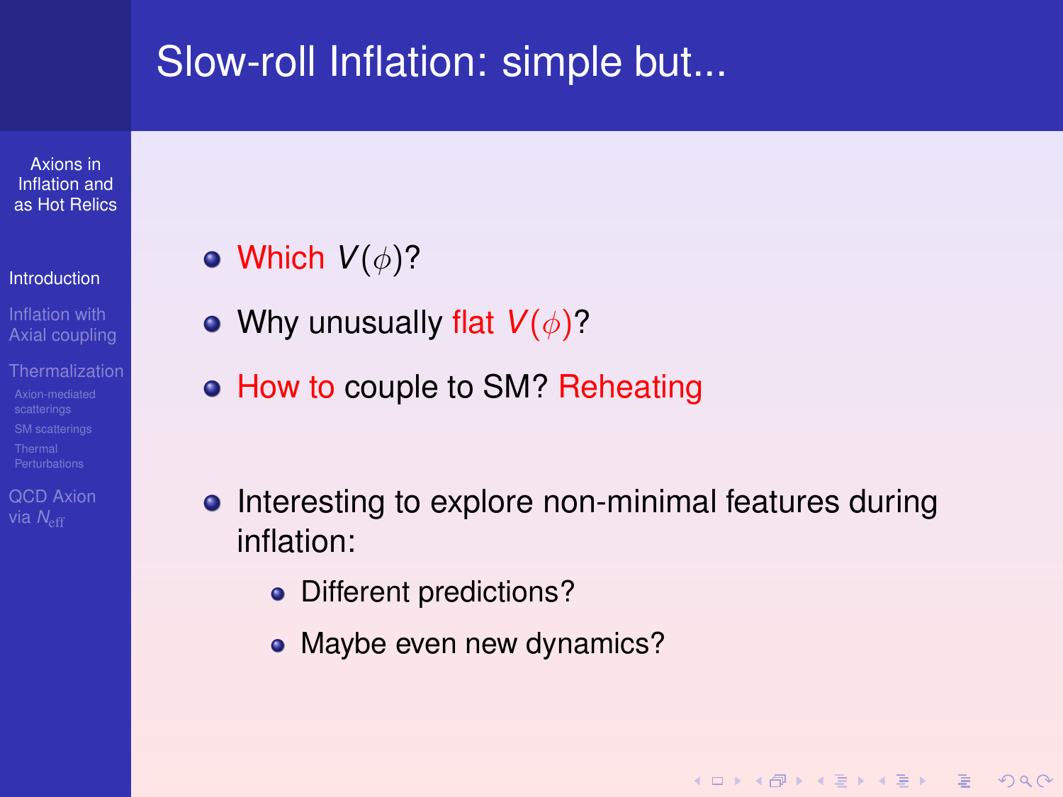# Slow-roll Inflation: simple but...

- Which $V(\phi)$?
- Why unusually flat $V(\phi)$?
- How to couple to SM? Reheating

- Interesting to explore non-minimal features during inflation:
  - Different predictions?
  - Maybe even new dynamics?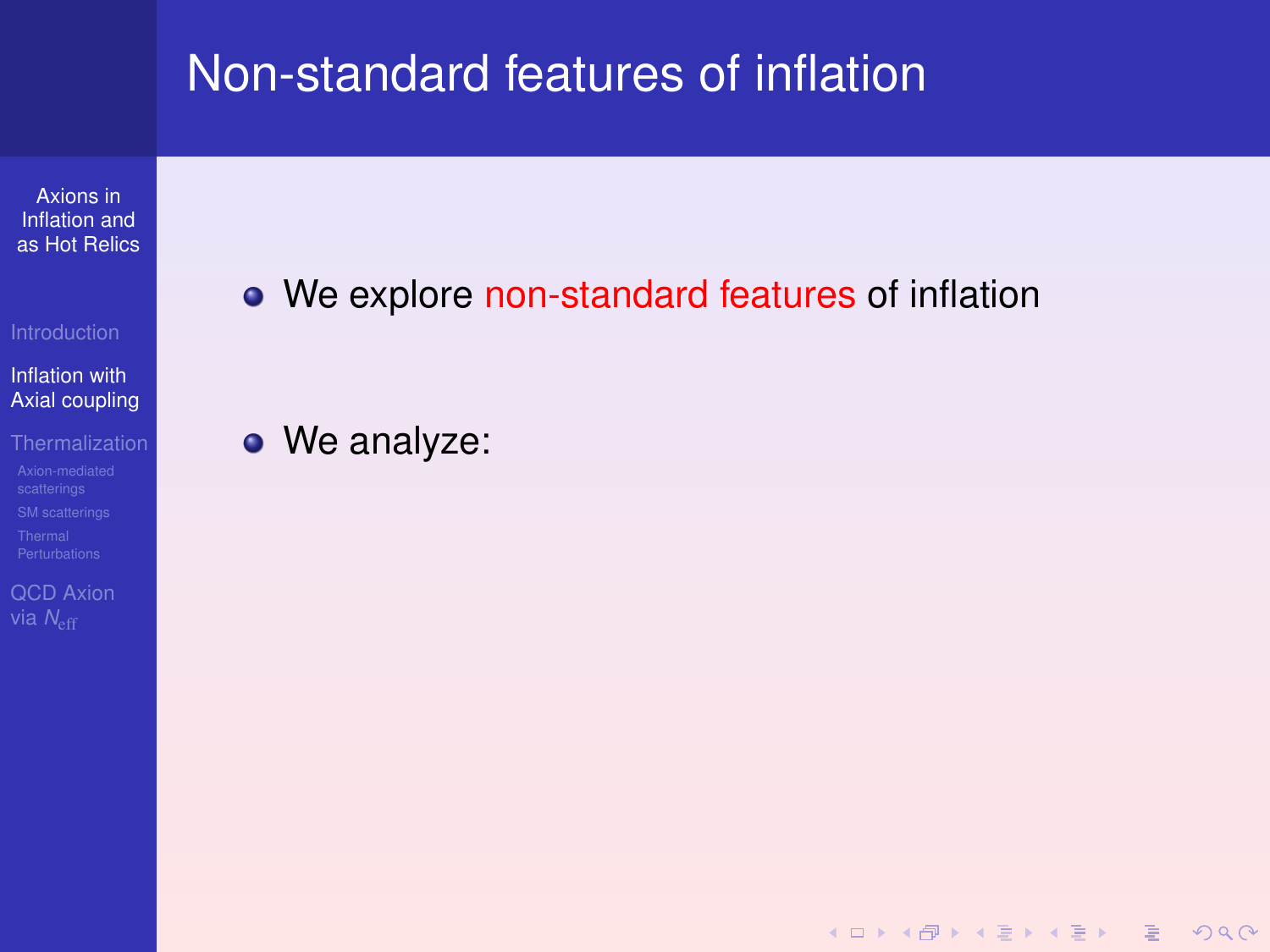# Non-standard features of inflation

- We explore non-standard features of inflation

- We analyze: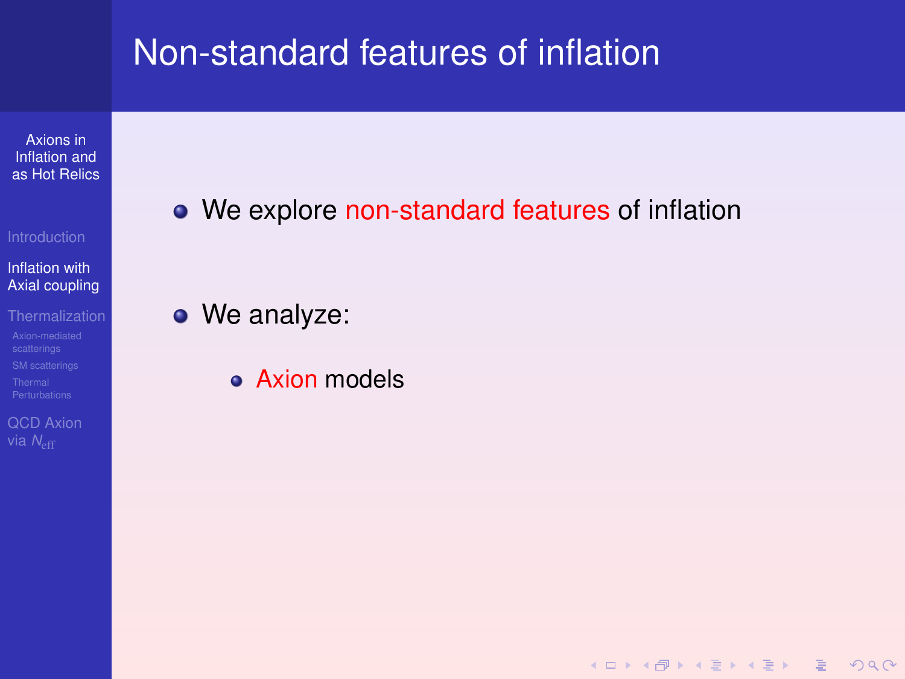# Non-standard features of inflation

- We explore non-standard features of inflation

- We analyze:
  - Axion models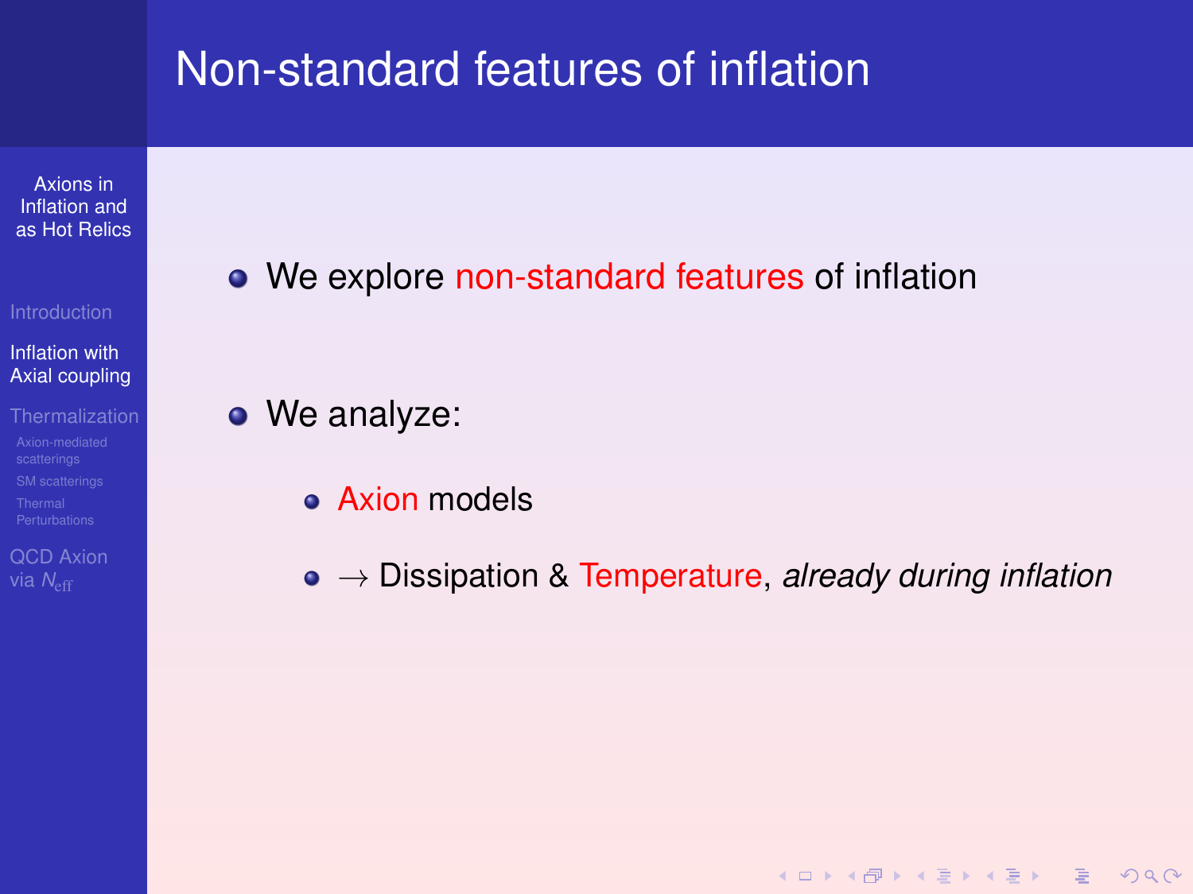# Non-standard features of inflation

- We explore non-standard features of inflation
- We analyze:
  - Axion models
  - $\rightarrow$ Dissipation & Temperature, *already during inflation*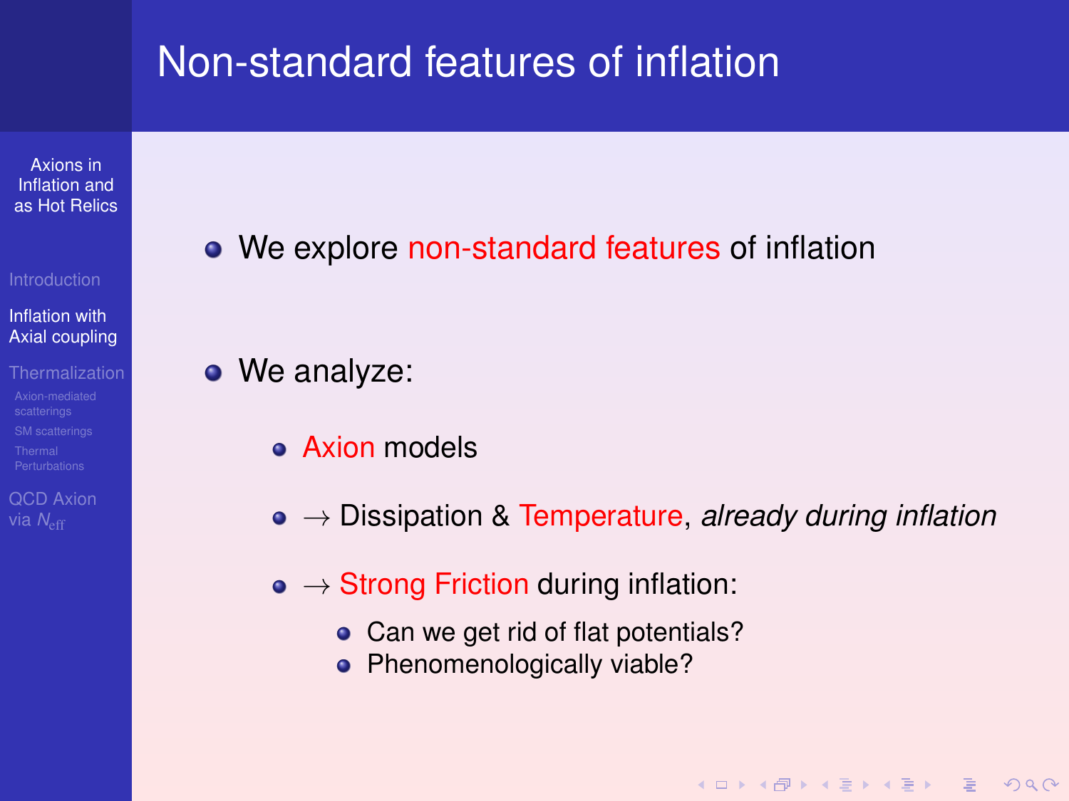# Non-standard features of inflation

- We explore non-standard features of inflation

- We analyze:
  - Axion models
  - → Dissipation & Temperature, *already during inflation*
  - → Strong Friction during inflation:
    - Can we get rid of flat potentials?
    - Phenomenologically viable?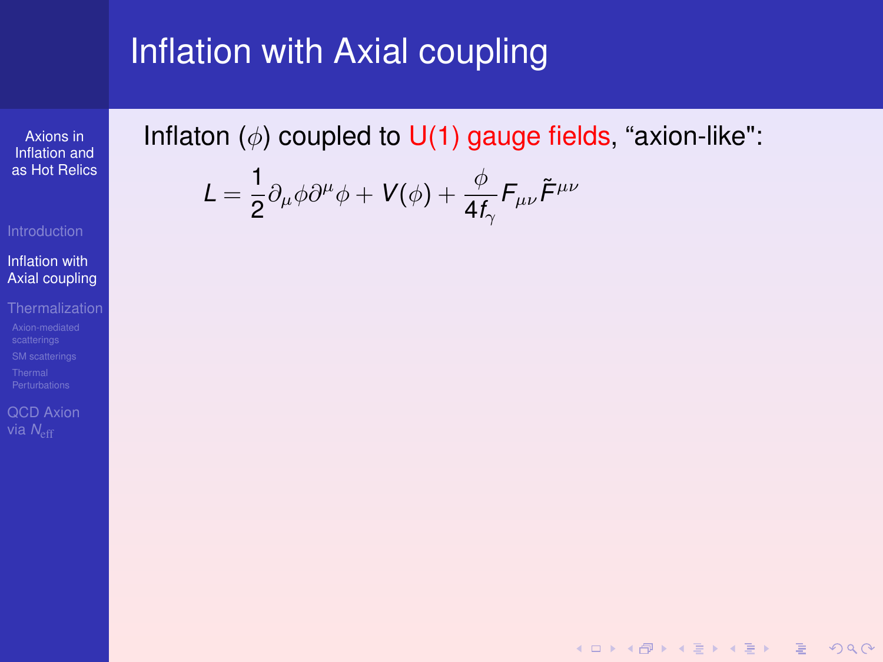# Inflation with Axial coupling

Inflaton ($\phi$) coupled to U(1) gauge fields, “axion-like":

$$L = \frac{1}{2}\partial_\mu \phi \partial^\mu \phi + V(\phi) + \frac{\phi}{4f_\gamma} F_{\mu\nu}\tilde{F}^{\mu\nu}$$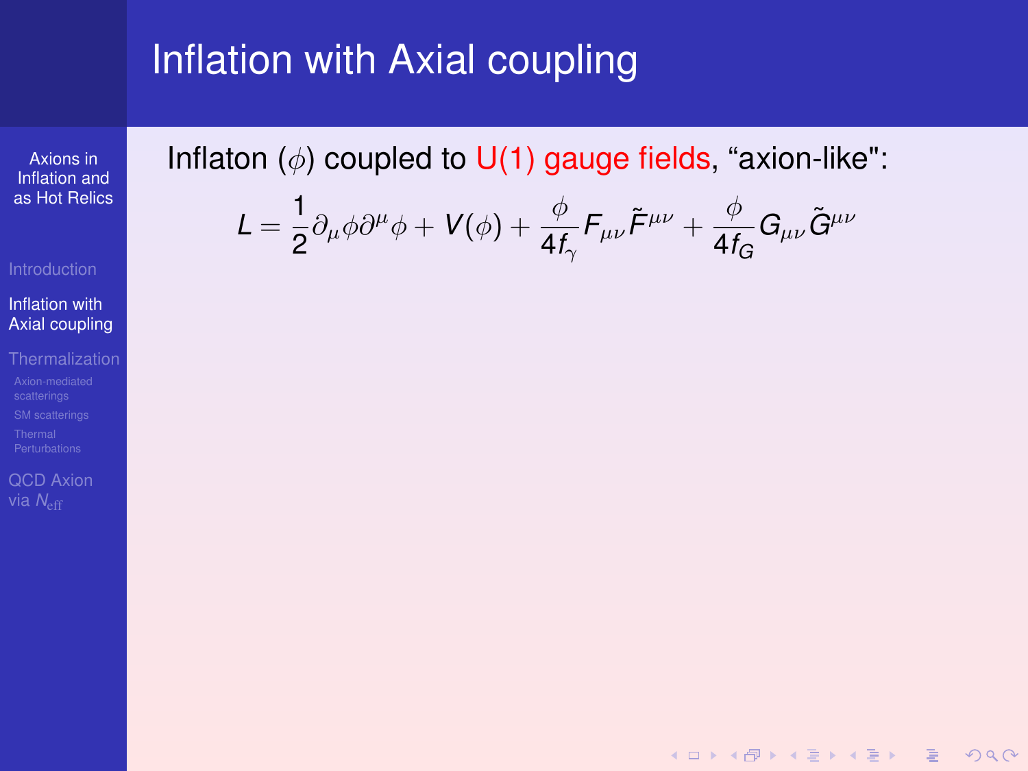# Inflation with Axial coupling

Inflaton ($\phi$) coupled to U(1) gauge fields, “axion-like":

$$L = \frac{1}{2}\partial_\mu\phi\partial^\mu\phi + V(\phi) + \frac{\phi}{4f_\gamma}F_{\mu\nu}\tilde{F}^{\mu\nu} + \frac{\phi}{4f_G}G_{\mu\nu}\tilde{G}^{\mu\nu}$$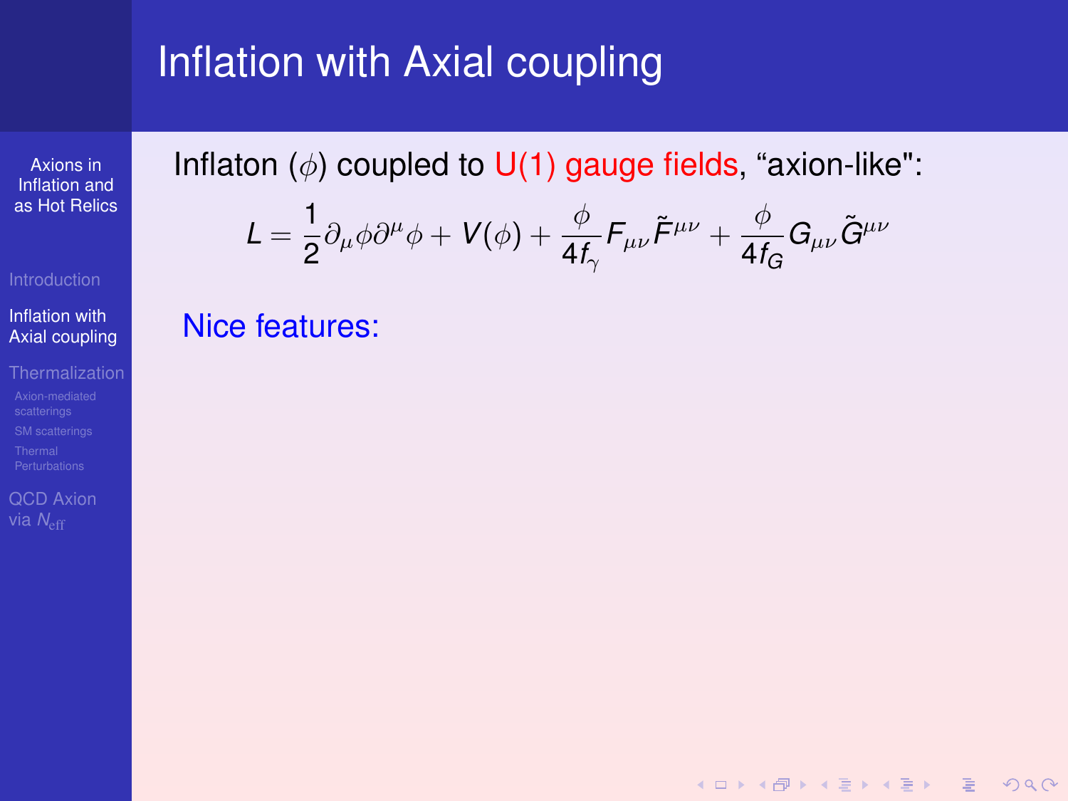# Inflation with Axial coupling

Inflaton ($\phi$) coupled to U(1) gauge fields, “axion-like":

$$L = \frac{1}{2}\partial_\mu\phi\partial^\mu\phi + V(\phi) + \frac{\phi}{4f_\gamma}F_{\mu\nu}\tilde{F}^{\mu\nu} + \frac{\phi}{4f_G}G_{\mu\nu}\tilde{G}^{\mu\nu}$$

Nice features: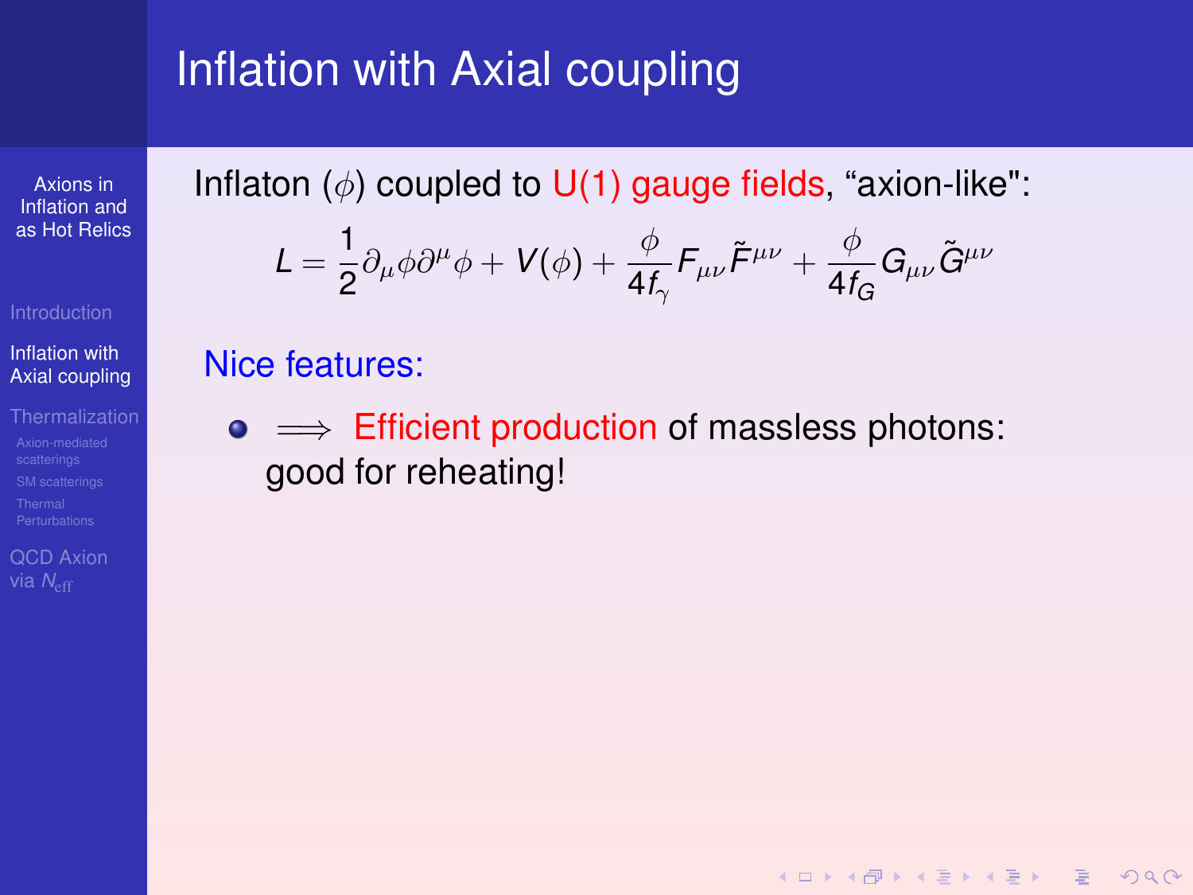# Inflation with Axial coupling

Inflaton ($\phi$) coupled to U(1) gauge fields, “axion-like":

$$L = \frac{1}{2}\partial_\mu \phi \partial^\mu \phi + V(\phi) + \frac{\phi}{4f_\gamma} F_{\mu\nu}\tilde{F}^{\mu\nu} + \frac{\phi}{4f_G} G_{\mu\nu}\tilde{G}^{\mu\nu}$$

Nice features:

- $\Longrightarrow$ Efficient production of massless photons: good for reheating!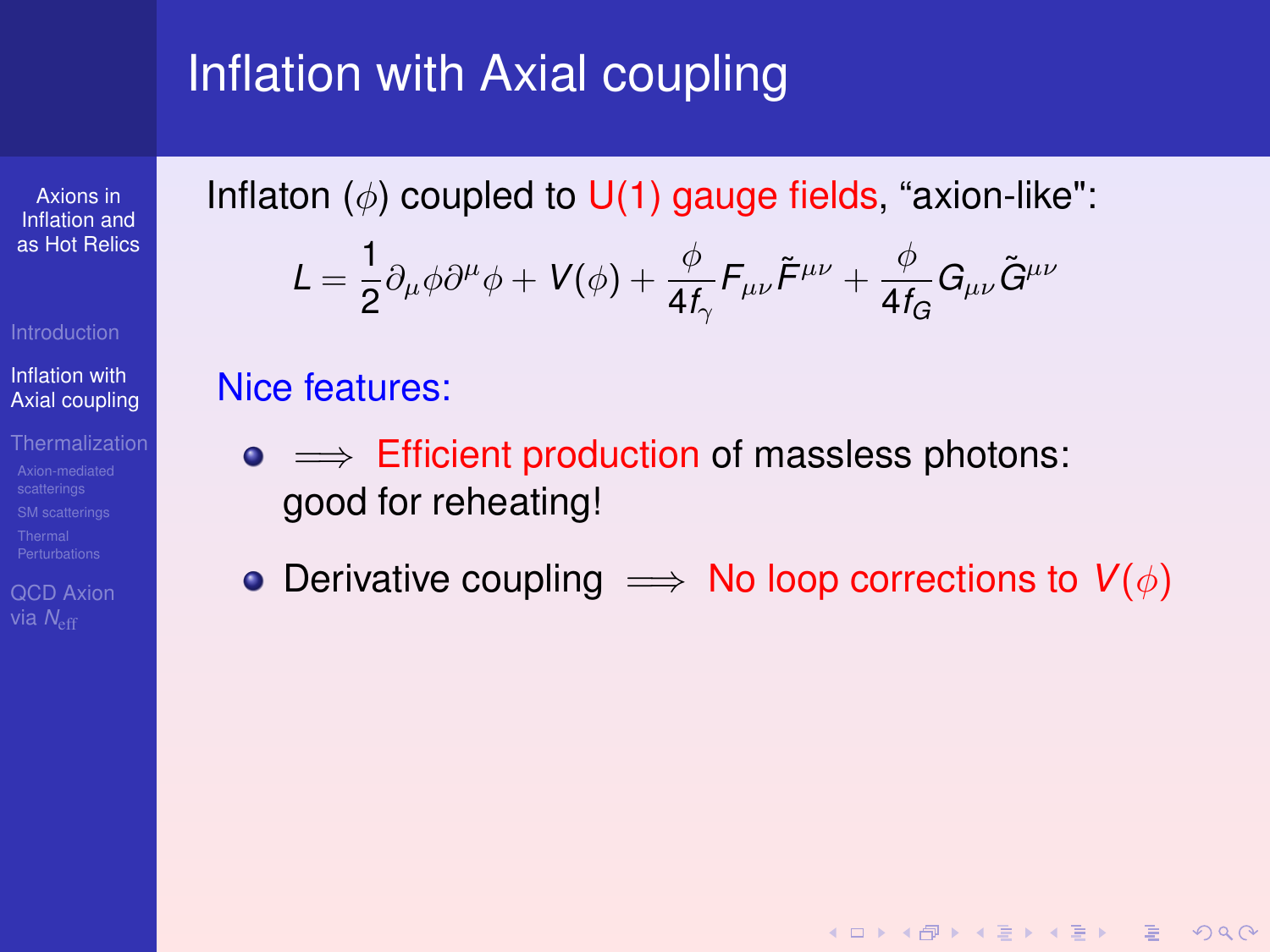# Inflation with Axial coupling

Inflaton ($\phi$) coupled to U(1) gauge fields, "axion-like":

$$L = \frac{1}{2}\partial_\mu\phi\partial^\mu\phi + V(\phi) + \frac{\phi}{4f_\gamma}F_{\mu\nu}\tilde{F}^{\mu\nu} + \frac{\phi}{4f_G}G_{\mu\nu}\tilde{G}^{\mu\nu}$$

Nice features:

- $\Longrightarrow$ Efficient production of massless photons: good for reheating!
- Derivative coupling $\Longrightarrow$ No loop corrections to $V(\phi)$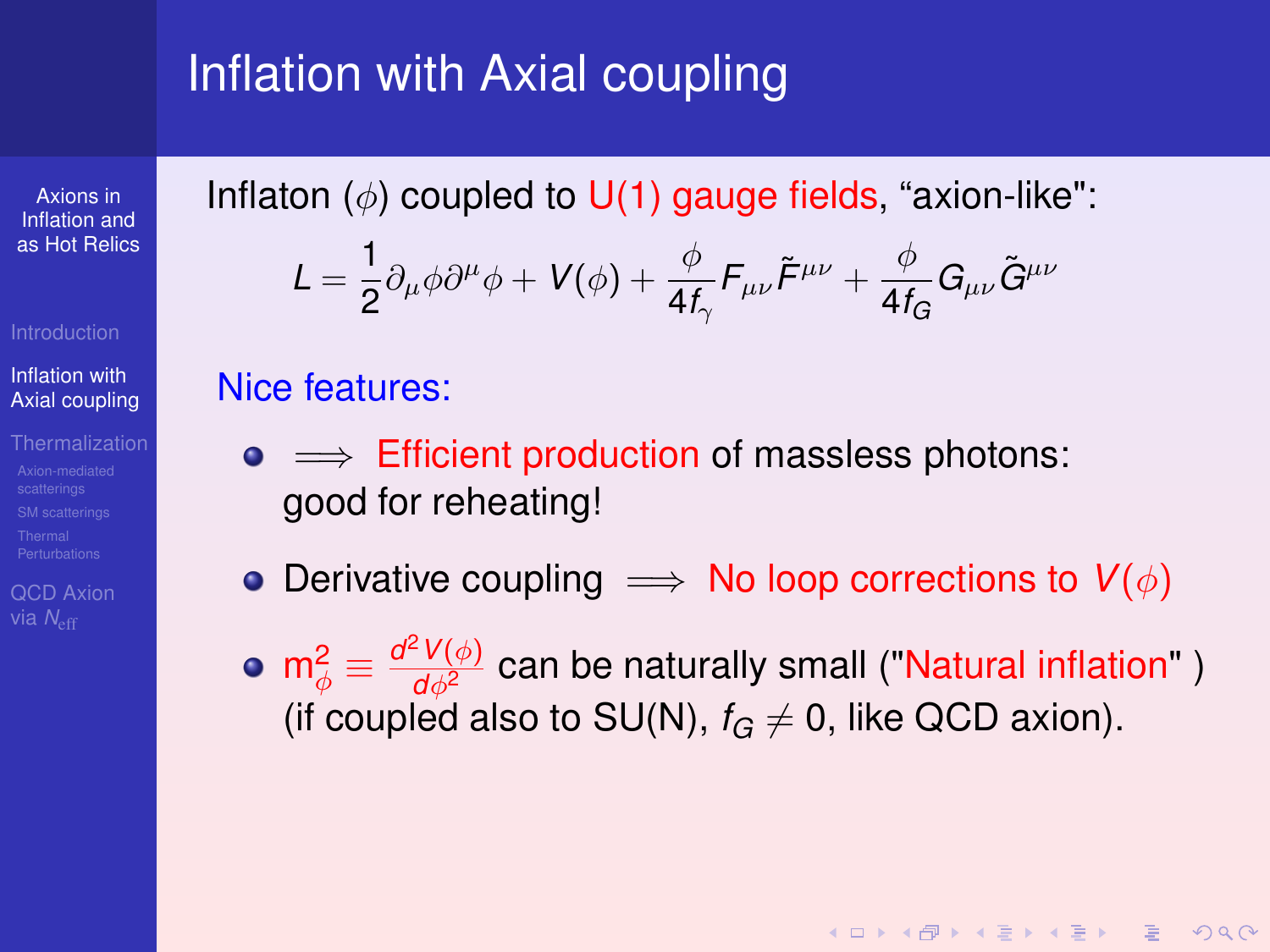# Inflation with Axial coupling

Inflaton ($\phi$) coupled to U(1) gauge fields, “axion-like":

$$L = \frac{1}{2}\partial_\mu \phi \partial^\mu \phi + V(\phi) + \frac{\phi}{4f_\gamma} F_{\mu\nu}\tilde{F}^{\mu\nu} + \frac{\phi}{4f_G} G_{\mu\nu}\tilde{G}^{\mu\nu}$$

Nice features:

- $\Longrightarrow$ Efficient production of massless photons: good for reheating!
- Derivative coupling $\Longrightarrow$ No loop corrections to $V(\phi)$
- $m_\phi^2 \equiv \frac{d^2 V(\phi)}{d\phi^2}$ can be naturally small ("Natural inflation" ) (if coupled also to SU(N), $f_G \neq 0$, like QCD axion).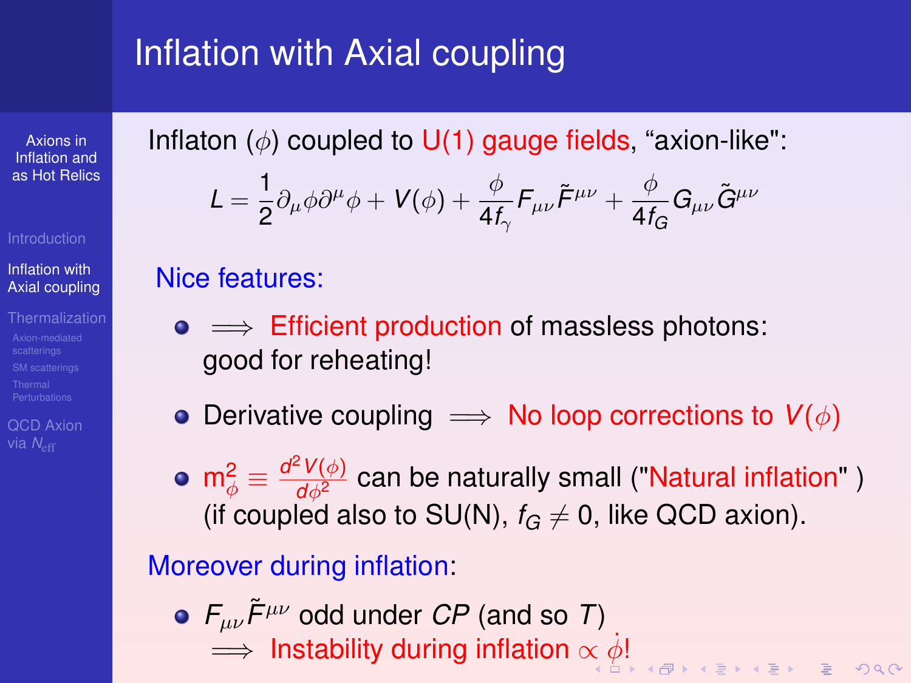# Inflation with Axial coupling

Inflaton ($\phi$) coupled to U(1) gauge fields, "axion-like":

$$L = \frac{1}{2}\partial_\mu\phi\partial^\mu\phi + V(\phi) + \frac{\phi}{4f_\gamma}F_{\mu\nu}\tilde{F}^{\mu\nu} + \frac{\phi}{4f_G}G_{\mu\nu}\tilde{G}^{\mu\nu}$$

Nice features:

- $\implies$ Efficient production of massless photons: good for reheating!
- Derivative coupling $\implies$ No loop corrections to $V(\phi)$
- $m_\phi^2 \equiv \frac{d^2V(\phi)}{d\phi^2}$ can be naturally small ("Natural inflation" ) (if coupled also to SU(N), $f_G \neq 0$, like QCD axion).

Moreover during inflation:

- $F_{\mu\nu}\tilde{F}^{\mu\nu}$ odd under $CP$ (and so $T$) $\implies$ Instability during inflation $\propto \dot{\phi}$!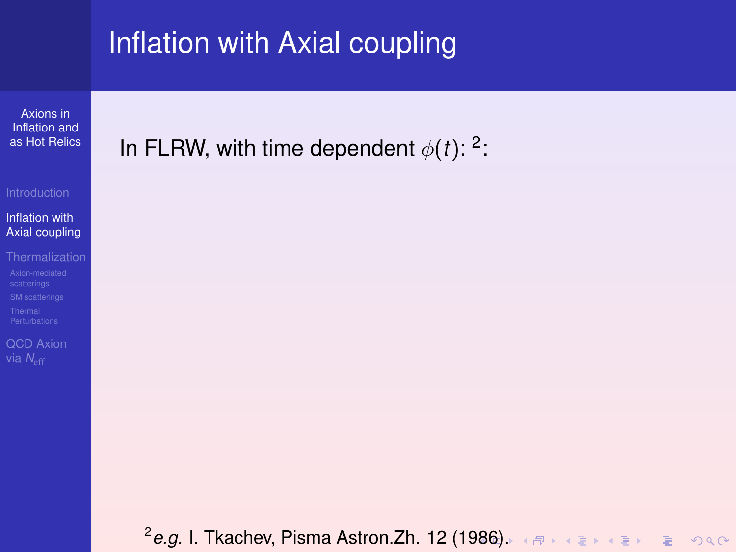# Inflation with Axial coupling

In FLRW, with time dependent $\phi(t)$: [2]:

[2] *e.g.* I. Tkachev, Pisma Astron.Zh. 12 (1986).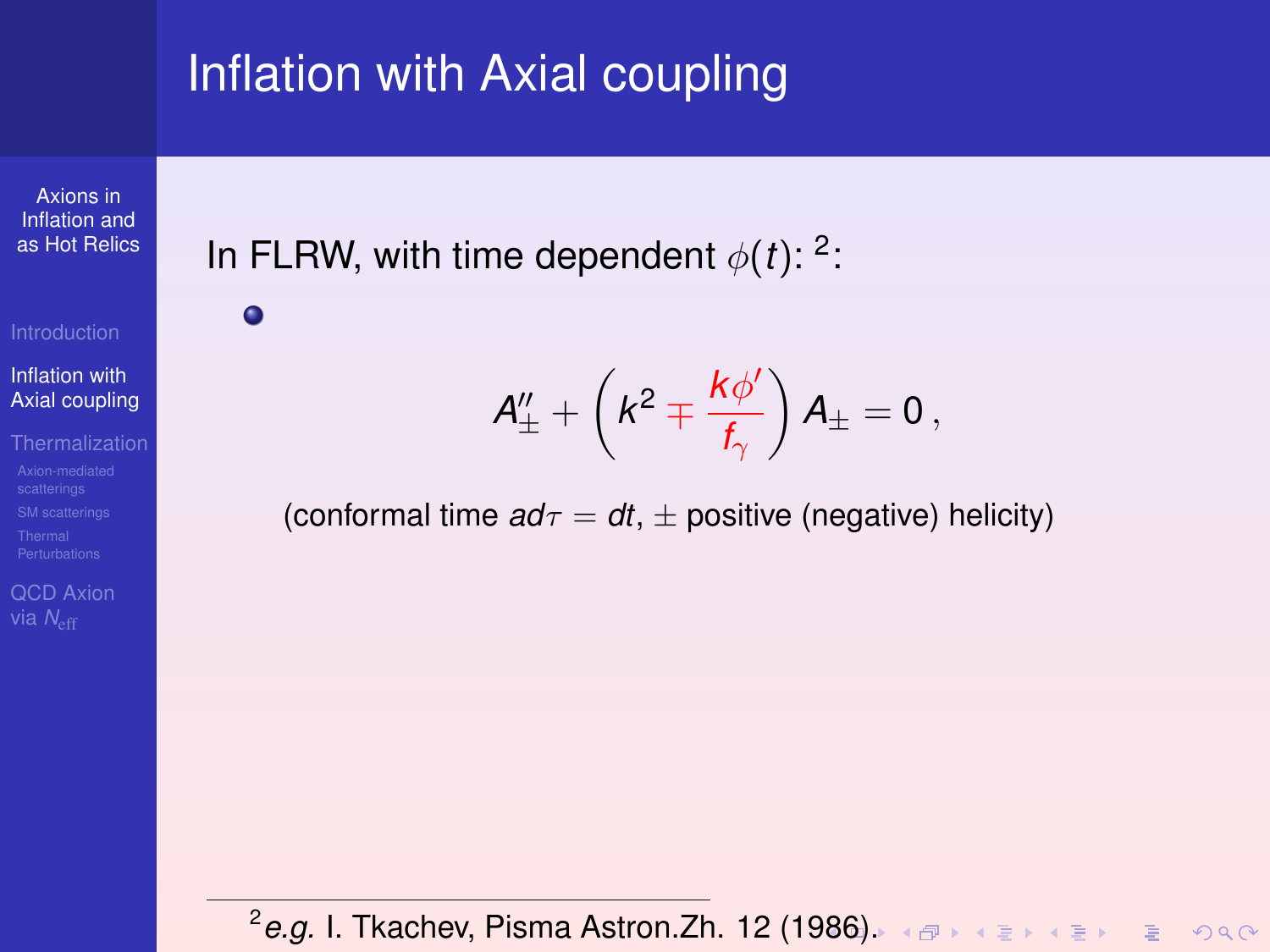# Inflation with Axial coupling

In FLRW, with time dependent $\phi(t)$: [2]:

- $$A''_{\pm} + \left(k^2 \mp \frac{k\phi'}{f_\gamma}\right) A_{\pm} = 0\,,$$

  (conformal time $a d\tau = dt$, $\pm$ positive (negative) helicity)

[2] *e.g.* I. Tkachev, Pisma Astron.Zh. 12 (1986).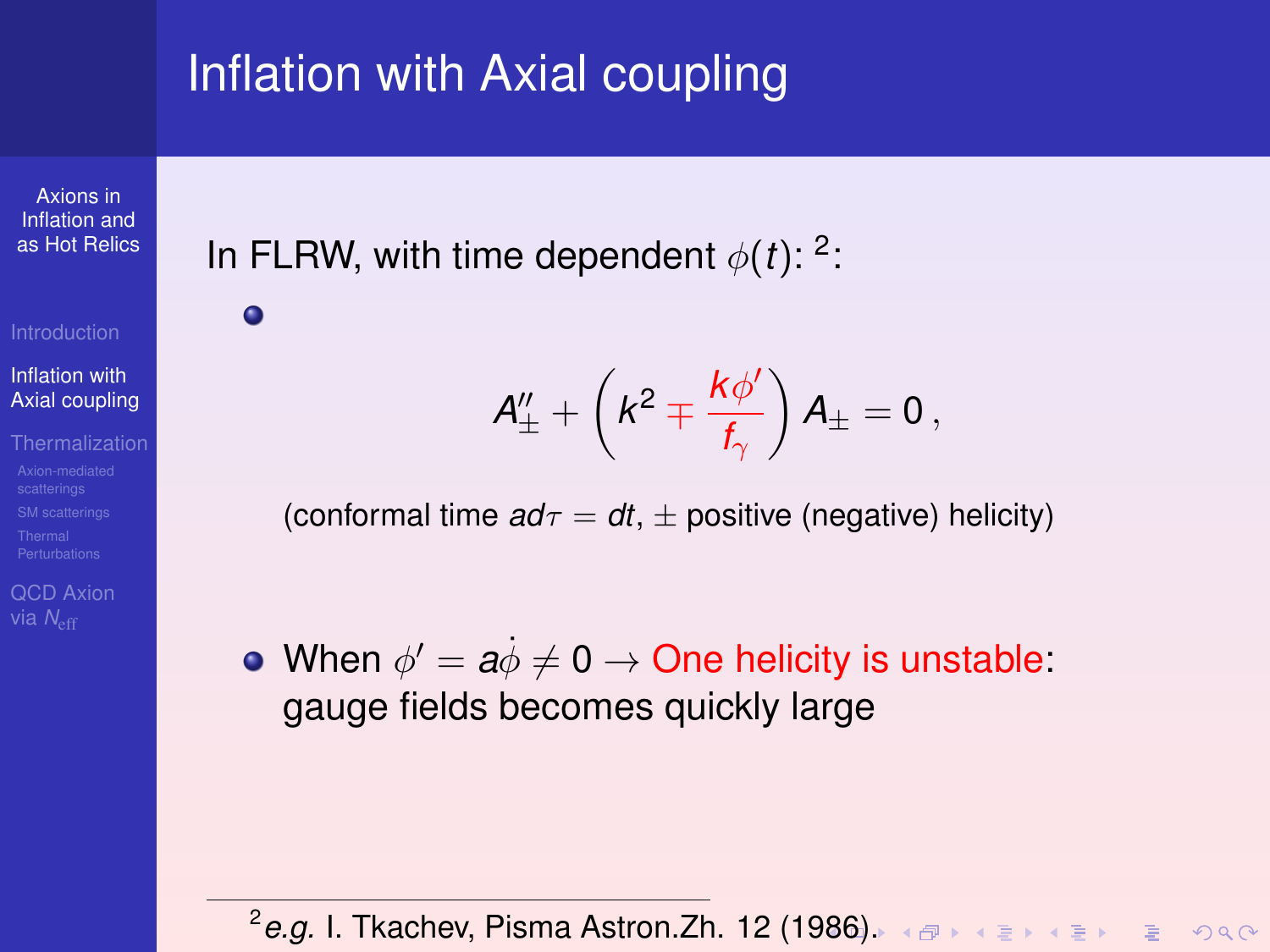# Inflation with Axial coupling

In FLRW, with time dependent $\phi(t)$: [2]:

- $$A''_{\pm} + \left(k^2 \mp \frac{k\phi'}{f_\gamma}\right) A_{\pm} = 0\,,$$

  (conformal time $a d\tau = dt$, $\pm$ positive (negative) helicity)

- When $\phi' = a\dot{\phi} \neq 0 \rightarrow$ One helicity is unstable: gauge fields becomes quickly large

[2] *e.g.* I. Tkachev, Pisma Astron.Zh. 12 (1986).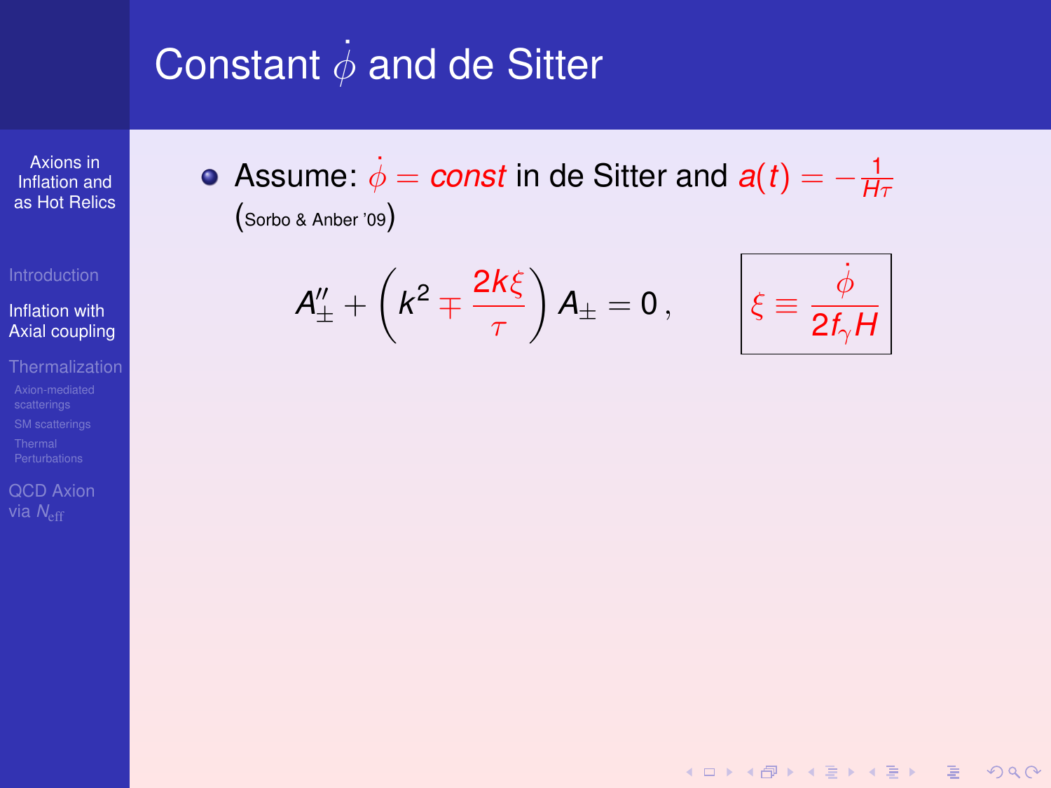# Constant $\dot{\phi}$ and de Sitter

- Assume: $\dot{\phi} = const$ in de Sitter and $a(t) = -\frac{1}{H\tau}$ (Sorbo & Anber '09)

$$A''_{\pm} + \left(k^2 \mp \frac{2k\xi}{\tau}\right) A_{\pm} = 0 \,, \qquad \boxed{\xi \equiv \frac{\dot{\phi}}{2 f_{\gamma} H}}$$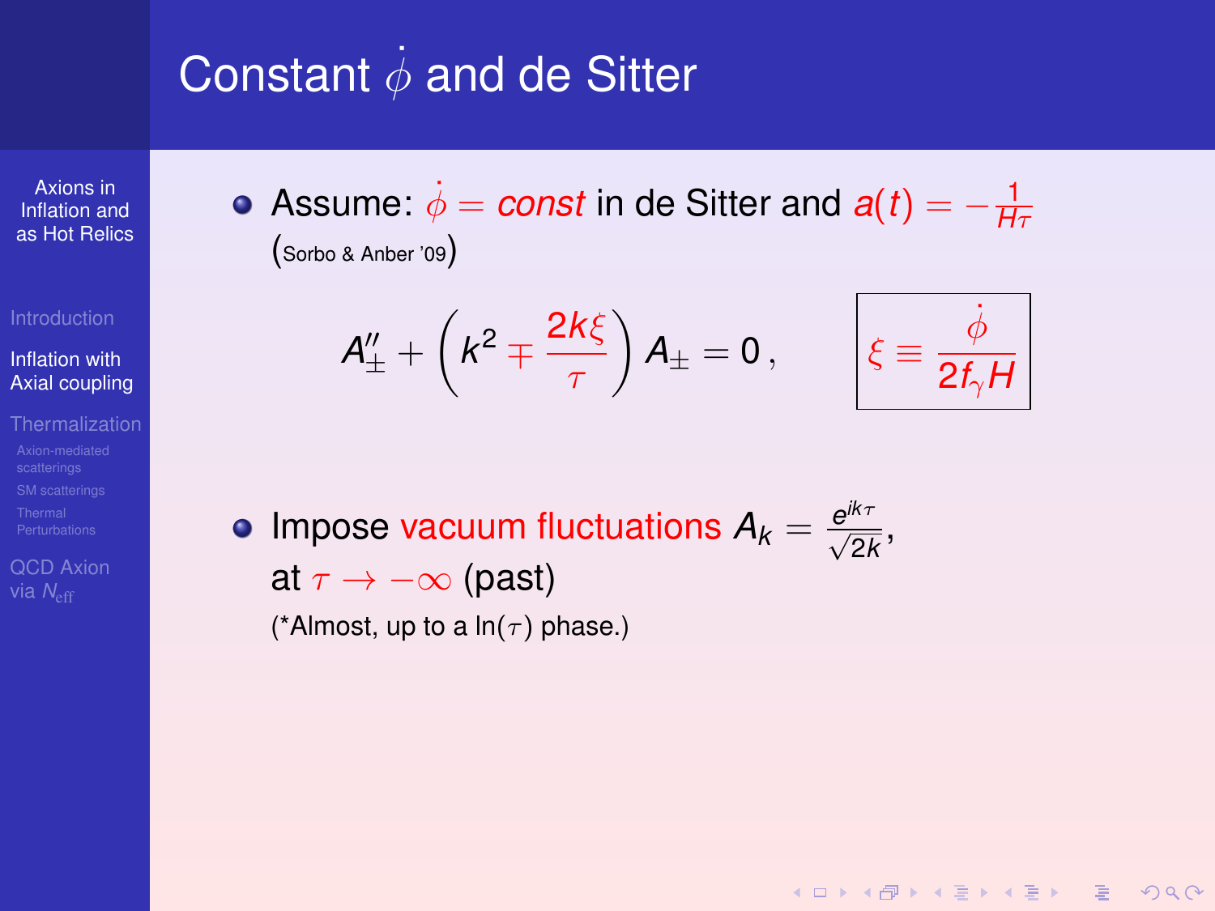# Constant $\dot{\phi}$ and de Sitter

- Assume: $\dot{\phi} = const$ in de Sitter and $a(t) = -\frac{1}{H\tau}$ (Sorbo & Anber '09)

$$A''_\pm + \left(k^2 \mp \frac{2k\xi}{\tau}\right) A_\pm = 0\,, \qquad \boxed{\xi \equiv \frac{\dot{\phi}}{2f_\gamma H}}$$

- Impose vacuum fluctuations $A_k = \frac{e^{ik\tau}}{\sqrt{2k}}$, at $\tau \to -\infty$ (past)

  (*Almost, up to a $\ln(\tau)$ phase.)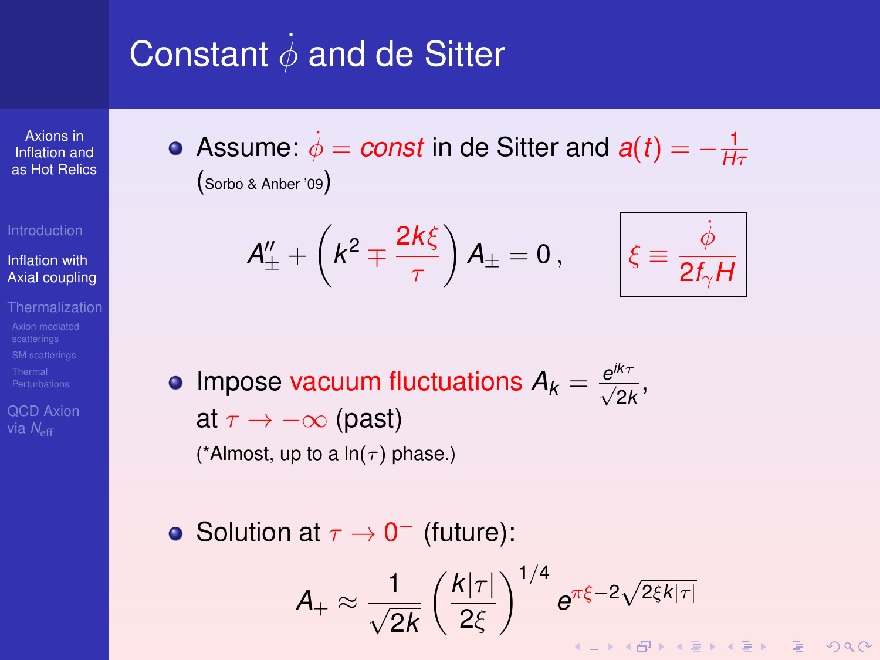# Constant $\dot{\phi}$ and de Sitter

- Assume: $\dot{\phi} = const$ in de Sitter and $a(t) = -\frac{1}{H\tau}$ (Sorbo & Anber '09)

$$A''_{\pm} + \left(k^2 \mp \frac{2k\xi}{\tau}\right) A_{\pm} = 0 \,, \qquad \boxed{\xi \equiv \frac{\dot{\phi}}{2 f_{\gamma} H}}$$

- Impose vacuum fluctuations $A_k = \frac{e^{ik\tau}}{\sqrt{2k}}$, at $\tau \to -\infty$ (past)

  (*Almost, up to a $\ln(\tau)$ phase.)

- Solution at $\tau \to 0^-$ (future):

$$A_+ \approx \frac{1}{\sqrt{2k}} \left(\frac{k|\tau|}{2\xi}\right)^{1/4} e^{\pi\xi - 2\sqrt{2\xi k|\tau|}}$$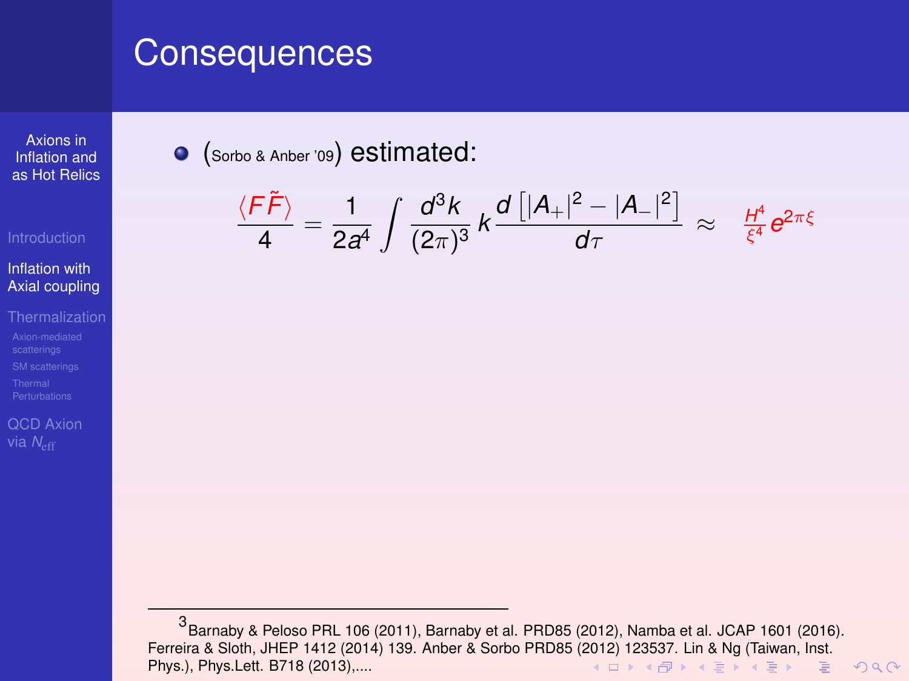# Consequences

- (Sorbo & Anber '09) estimated:

$$\frac{\langle F\tilde{F}\rangle}{4} = \frac{1}{2a^4}\int \frac{d^3k}{(2\pi)^3}\, k\, \frac{d\left[|A_+|^2 - |A_-|^2\right]}{d\tau} \approx \frac{H^4}{\xi^4} e^{2\pi\xi}$$

[3] Barnaby & Peloso PRL 106 (2011), Barnaby et al. PRD85 (2012), Namba et al. JCAP 1601 (2016). Ferreira & Sloth, JHEP 1412 (2014) 139. Anber & Sorbo PRD85 (2012) 123537. Lin & Ng (Taiwan, Inst. Phys.), Phys.Lett. B718 (2013),....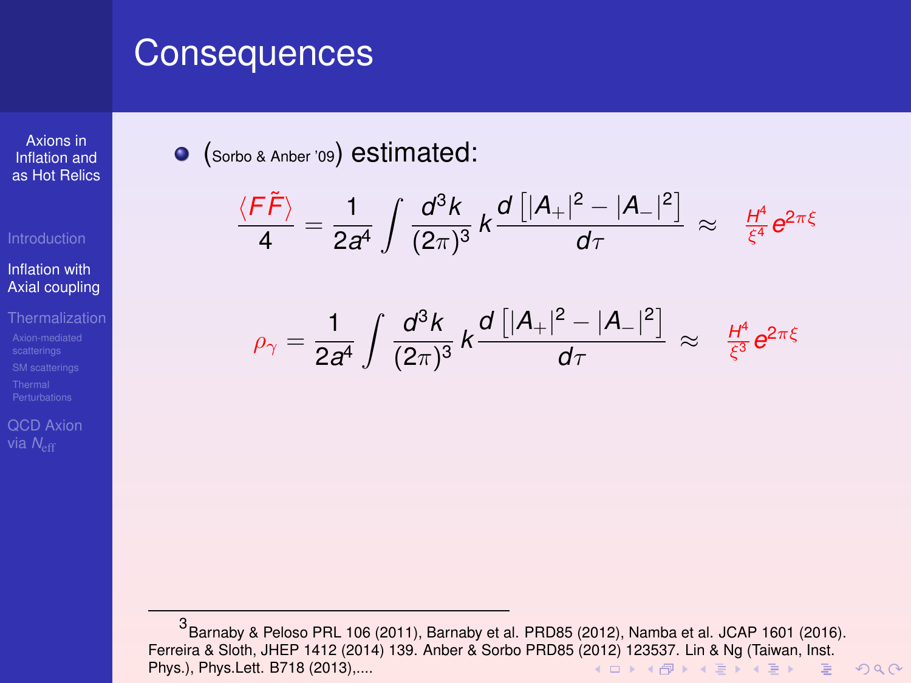# Consequences

- (Sorbo & Anber '09) estimated:

$$\frac{\langle F\tilde{F}\rangle}{4} = \frac{1}{2a^4}\int \frac{d^3k}{(2\pi)^3}\, k\, \frac{d\left[|A_+|^2 - |A_-|^2\right]}{d\tau} \approx \frac{H^4}{\xi^4}e^{2\pi\xi}$$

$$\rho_\gamma = \frac{1}{2a^4}\int \frac{d^3k}{(2\pi)^3}\, k\, \frac{d\left[|A_+|^2 - |A_-|^2\right]}{d\tau} \approx \frac{H^4}{\xi^3}e^{2\pi\xi}$$

---

[3] Barnaby & Peloso PRL 106 (2011), Barnaby et al. PRD85 (2012), Namba et al. JCAP 1601 (2016). Ferreira & Sloth, JHEP 1412 (2014) 139. Anber & Sorbo PRD85 (2012) 123537. Lin & Ng (Taiwan, Inst. Phys.), Phys.Lett. B718 (2013),....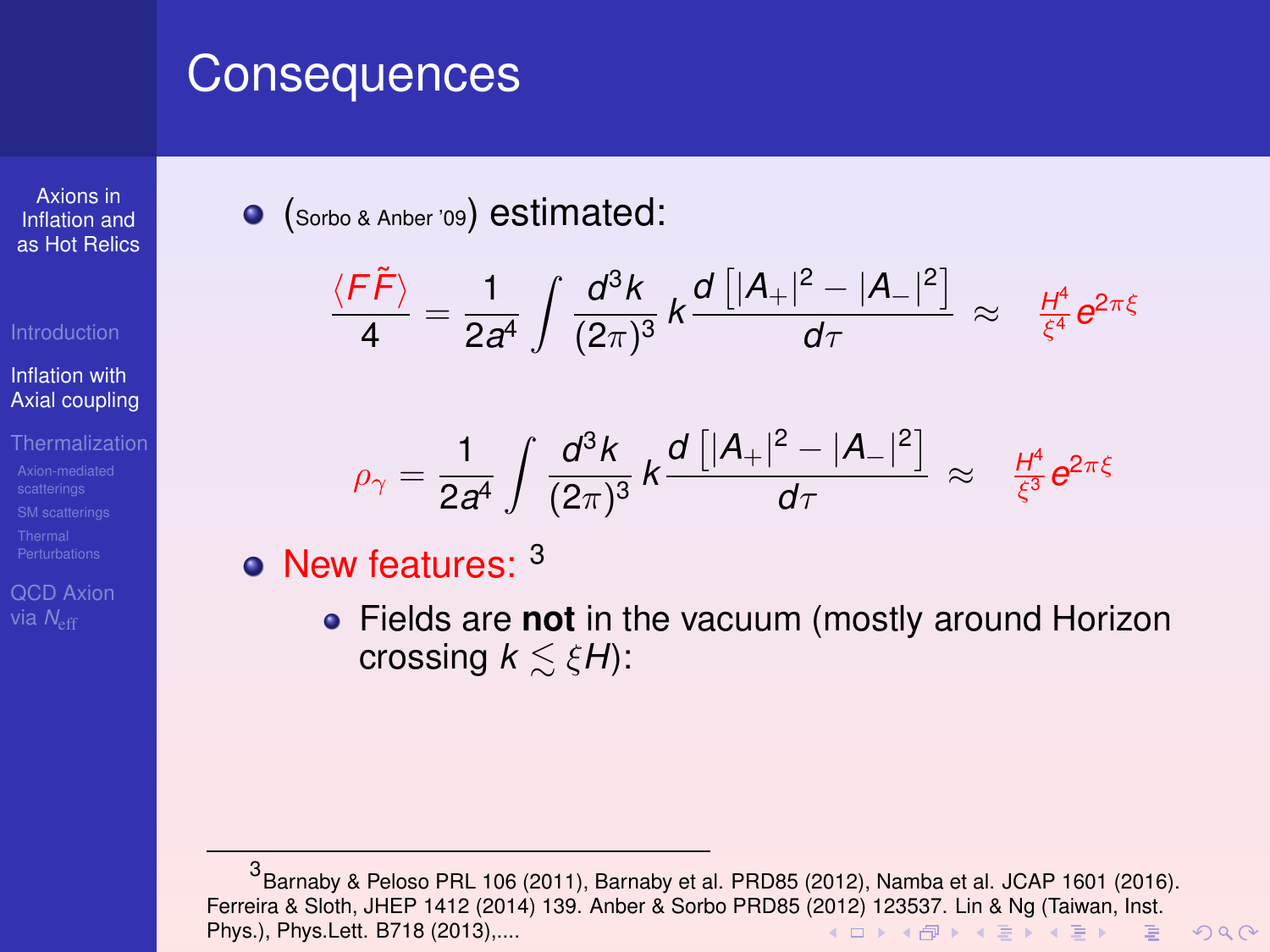# Consequences

- (Sorbo & Anber '09) estimated:

$$\frac{\langle F\tilde{F}\rangle}{4} = \frac{1}{2a^4}\int \frac{d^3k}{(2\pi)^3}\, k\, \frac{d\left[|A_+|^2 - |A_-|^2\right]}{d\tau} \approx \frac{H^4}{\xi^4} e^{2\pi\xi}$$

$$\rho_\gamma = \frac{1}{2a^4}\int \frac{d^3k}{(2\pi)^3}\, k\, \frac{d\left[|A_+|^2 - |A_-|^2\right]}{d\tau} \approx \frac{H^4}{\xi^3} e^{2\pi\xi}$$

- New features: [3]
  - Fields are **not** in the vacuum (mostly around Horizon crossing $k \lesssim \xi H$):

[3] Barnaby & Peloso PRL 106 (2011), Barnaby et al. PRD85 (2012), Namba et al. JCAP 1601 (2016). Ferreira & Sloth, JHEP 1412 (2014) 139. Anber & Sorbo PRD85 (2012) 123537. Lin & Ng (Taiwan, Inst. Phys.), Phys.Lett. B718 (2013),....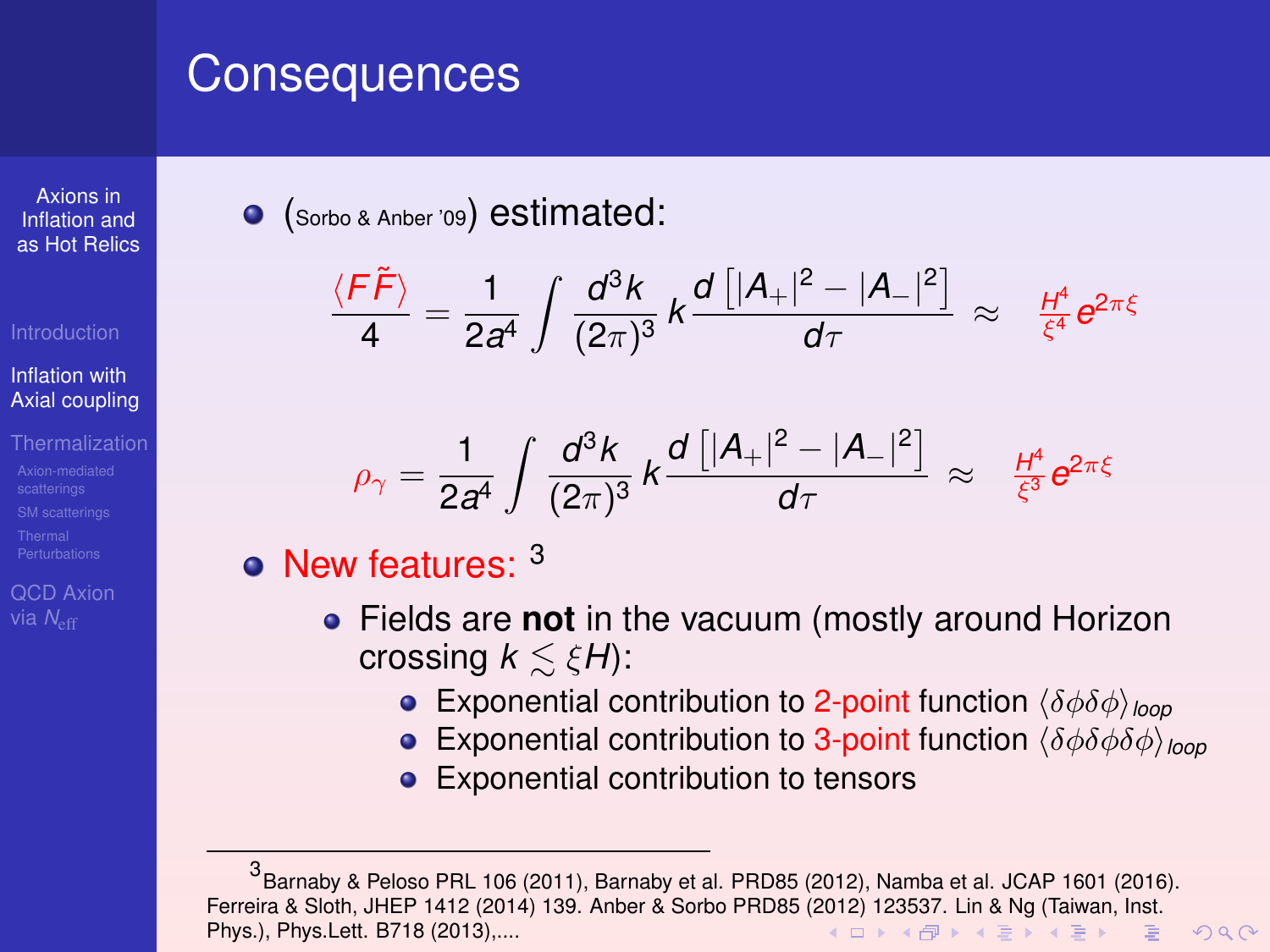# Consequences

- (Sorbo & Anber '09) estimated:

$$\frac{\langle F\tilde{F}\rangle}{4} = \frac{1}{2a^4}\int \frac{d^3k}{(2\pi)^3}\, k\,\frac{d\left[|A_+|^2 - |A_-|^2\right]}{d\tau} \approx \frac{H^4}{\xi^4}e^{2\pi\xi}$$

$$\rho_\gamma = \frac{1}{2a^4}\int \frac{d^3k}{(2\pi)^3}\, k\,\frac{d\left[|A_+|^2 - |A_-|^2\right]}{d\tau} \approx \frac{H^4}{\xi^3}e^{2\pi\xi}$$

- New features: [3]
  - Fields are **not** in the vacuum (mostly around Horizon crossing $k \lesssim \xi H$):
    - Exponential contribution to 2-point function $\langle\delta\phi\delta\phi\rangle_{loop}$
    - Exponential contribution to 3-point function $\langle\delta\phi\delta\phi\delta\phi\rangle_{loop}$
    - Exponential contribution to tensors

[3] Barnaby & Peloso PRL 106 (2011), Barnaby et al. PRD85 (2012), Namba et al. JCAP 1601 (2016). Ferreira & Sloth, JHEP 1412 (2014) 139. Anber & Sorbo PRD85 (2012) 123537. Lin & Ng (Taiwan, Inst. Phys.), Phys.Lett. B718 (2013),....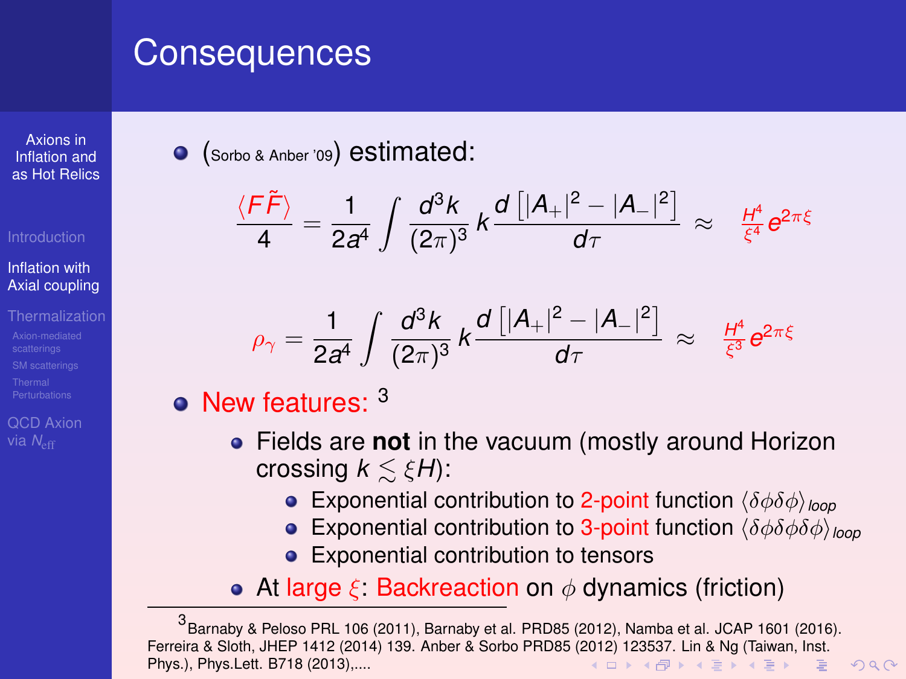# Consequences

- (Sorbo & Anber '09) estimated:

$$\frac{\langle F\tilde{F}\rangle}{4} = \frac{1}{2a^4}\int \frac{d^3k}{(2\pi)^3}\, k\, \frac{d\left[|A_+|^2 - |A_-|^2\right]}{d\tau} \approx \frac{H^4}{\xi^4} e^{2\pi\xi}$$

$$\rho_\gamma = \frac{1}{2a^4}\int \frac{d^3k}{(2\pi)^3}\, k\, \frac{d\left[|A_+|^2 - |A_-|^2\right]}{d\tau} \approx \frac{H^4}{\xi^3} e^{2\pi\xi}$$

- New features: [3]
  - Fields are **not** in the vacuum (mostly around Horizon crossing $k \lesssim \xi H$):
    - Exponential contribution to 2-point function $\langle \delta\phi\delta\phi\rangle_{loop}$
    - Exponential contribution to 3-point function $\langle \delta\phi\delta\phi\delta\phi\rangle_{loop}$
    - Exponential contribution to tensors
  - At large $\xi$: Backreaction on $\phi$ dynamics (friction)

[3] Barnaby & Peloso PRL 106 (2011), Barnaby et al. PRD85 (2012), Namba et al. JCAP 1601 (2016). Ferreira & Sloth, JHEP 1412 (2014) 139. Anber & Sorbo PRD85 (2012) 123537. Lin & Ng (Taiwan, Inst. Phys.), Phys.Lett. B718 (2013),....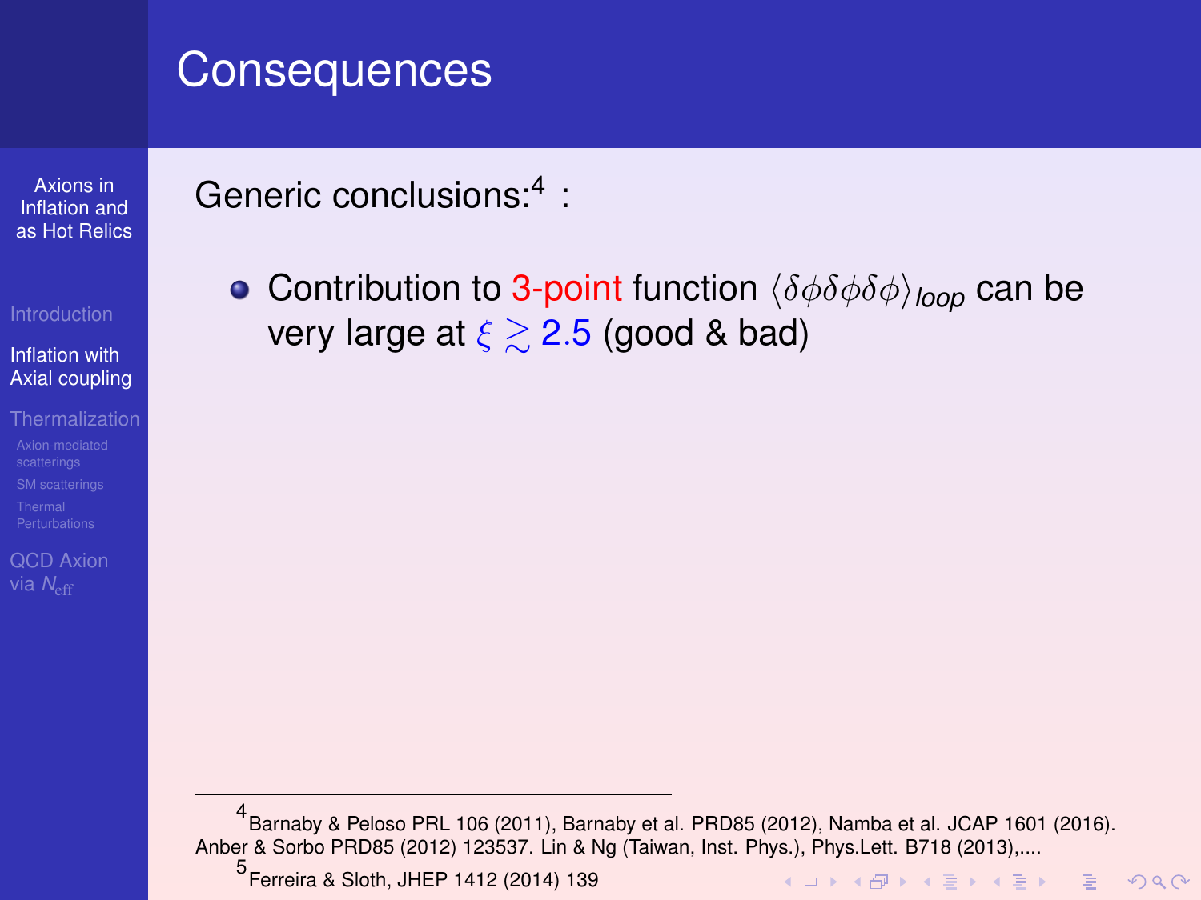# Consequences

Generic conclusions:[4] :

- Contribution to 3-point function $\langle \delta\phi\delta\phi\delta\phi \rangle_{loop}$ can be very large at $\xi \gtrsim 2.5$ (good & bad)

---

[4] Barnaby & Peloso PRL 106 (2011), Barnaby et al. PRD85 (2012), Namba et al. JCAP 1601 (2016). Anber & Sorbo PRD85 (2012) 123537. Lin & Ng (Taiwan, Inst. Phys.), Phys.Lett. B718 (2013),....

[5] Ferreira & Sloth, JHEP 1412 (2014) 139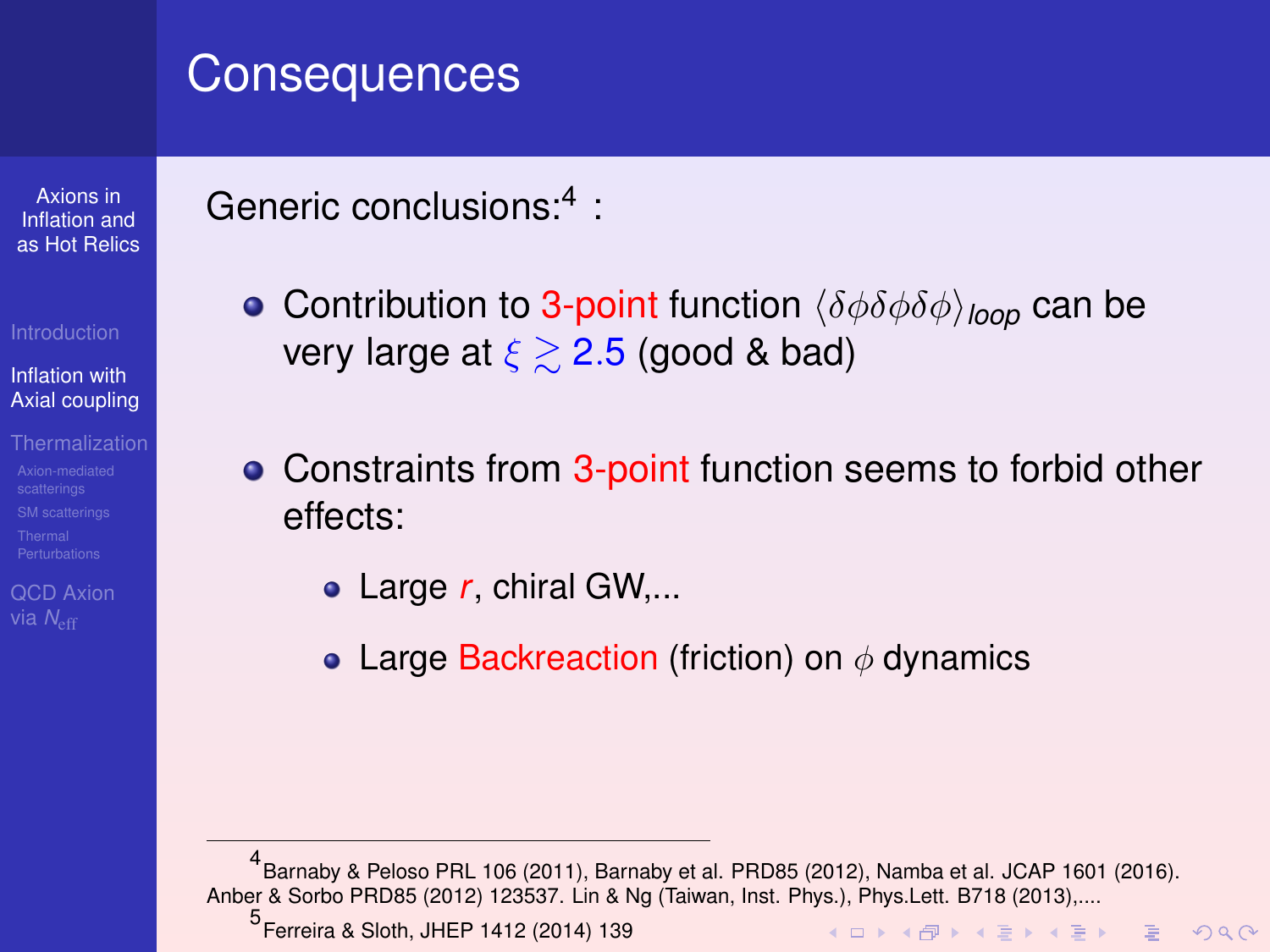# Consequences

Generic conclusions:[4] :

- Contribution to 3-point function $\langle \delta\phi\delta\phi\delta\phi \rangle_{loop}$ can be very large at $\xi \gtrsim 2.5$ (good & bad)
- Constraints from 3-point function seems to forbid other effects:
  - Large $r$, chiral GW,...
  - Large Backreaction (friction) on $\phi$ dynamics

[4] Barnaby & Peloso PRL 106 (2011), Barnaby et al. PRD85 (2012), Namba et al. JCAP 1601 (2016). Anber & Sorbo PRD85 (2012) 123537. Lin & Ng (Taiwan, Inst. Phys.), Phys.Lett. B718 (2013),....

[5] Ferreira & Sloth, JHEP 1412 (2014) 139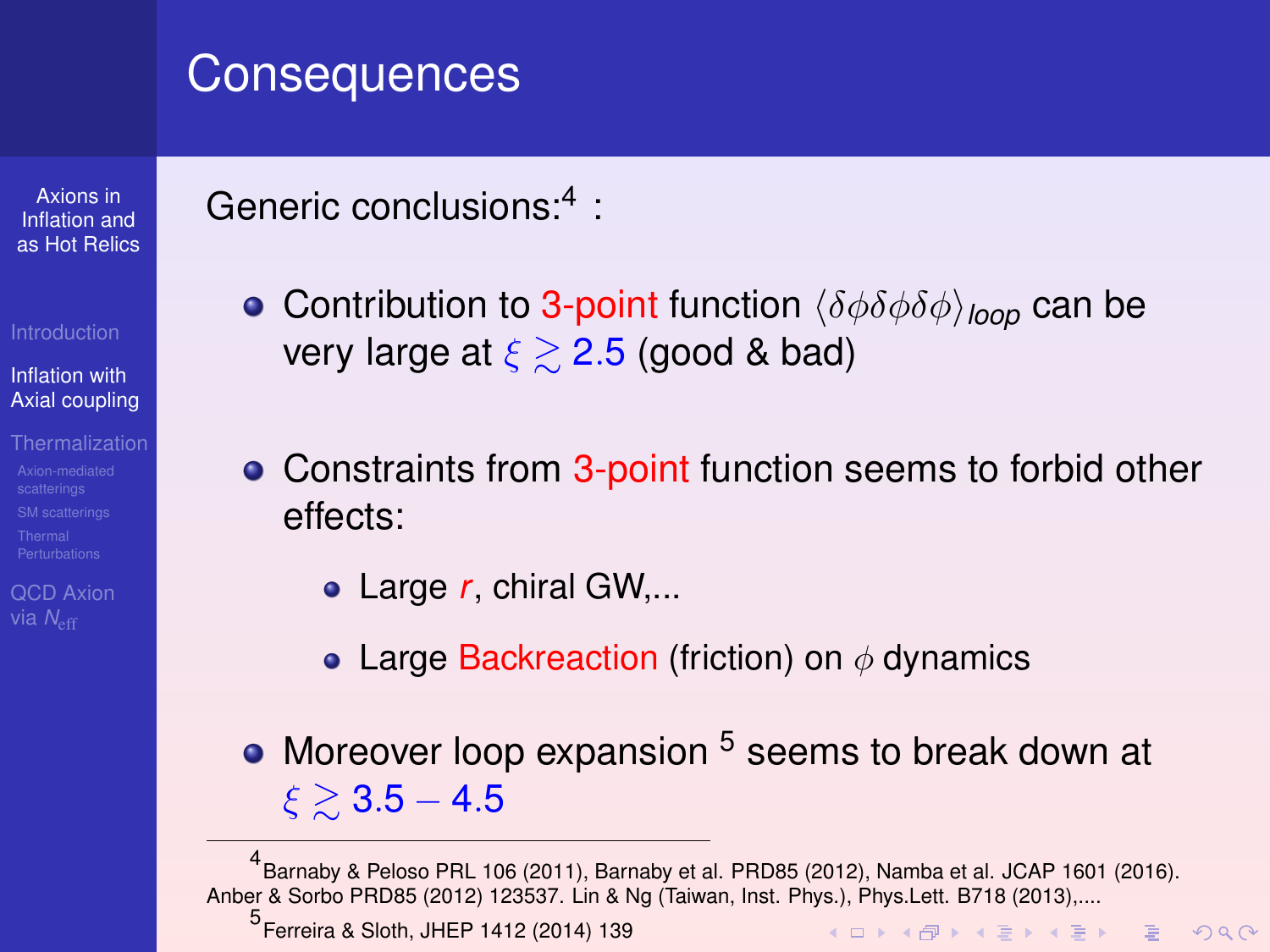# Consequences

Generic conclusions:[4] :

- Contribution to 3-point function $\langle \delta\phi\delta\phi\delta\phi \rangle_{loop}$ can be very large at $\xi \gtrsim 2.5$ (good & bad)
- Constraints from 3-point function seems to forbid other effects:
  - Large $r$, chiral GW,...
  - Large Backreaction (friction) on $\phi$ dynamics
- Moreover loop expansion [5] seems to break down at $\xi \gtrsim 3.5 - 4.5$

---

[4] Barnaby & Peloso PRL 106 (2011), Barnaby et al. PRD85 (2012), Namba et al. JCAP 1601 (2016). Anber & Sorbo PRD85 (2012) 123537. Lin & Ng (Taiwan, Inst. Phys.), Phys.Lett. B718 (2013),....

[5] Ferreira & Sloth, JHEP 1412 (2014) 139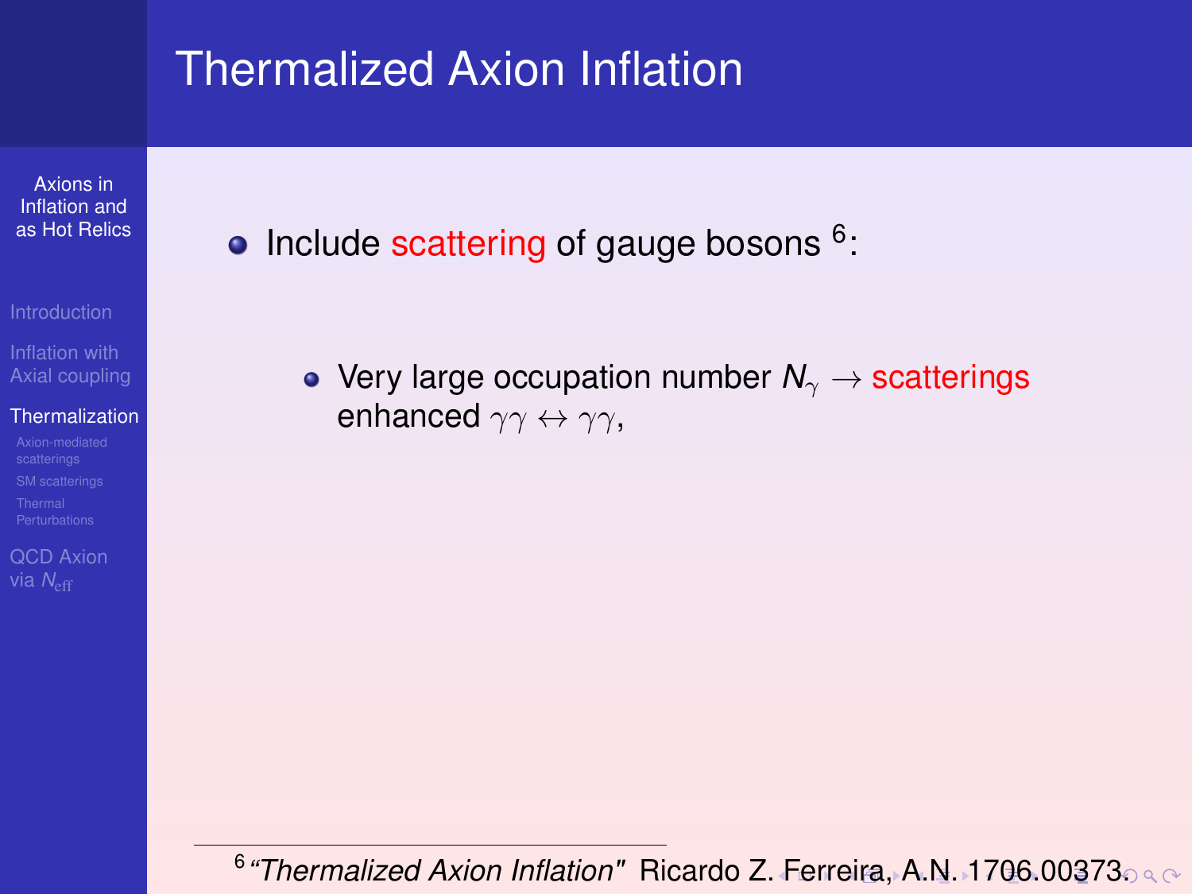# Thermalized Axion Inflation

- Include scattering of gauge bosons [6]:
  - Very large occupation number $N_\gamma \rightarrow$ scatterings enhanced $\gamma\gamma \leftrightarrow \gamma\gamma$,

[6] *"Thermalized Axion Inflation"* Ricardo Z. Ferreira, A.N. 1706.00373.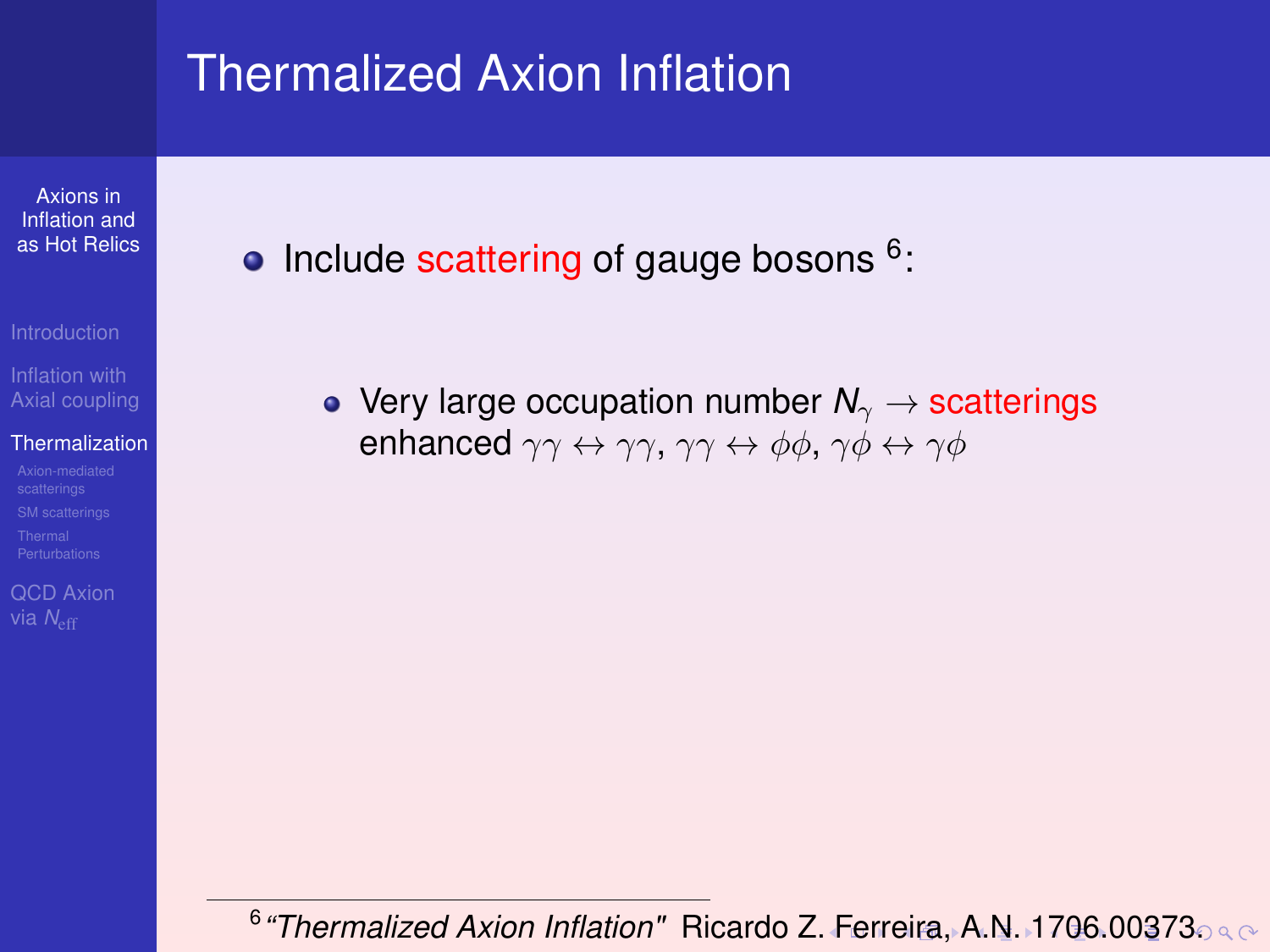# Thermalized Axion Inflation

- Include scattering of gauge bosons [6]:

  - Very large occupation number $N_\gamma \rightarrow$ scatterings enhanced $\gamma\gamma \leftrightarrow \gamma\gamma$, $\gamma\gamma \leftrightarrow \phi\phi$, $\gamma\phi \leftrightarrow \gamma\phi$

[6] *"Thermalized Axion Inflation"* Ricardo Z. Ferreira, A.N. 1706.00373.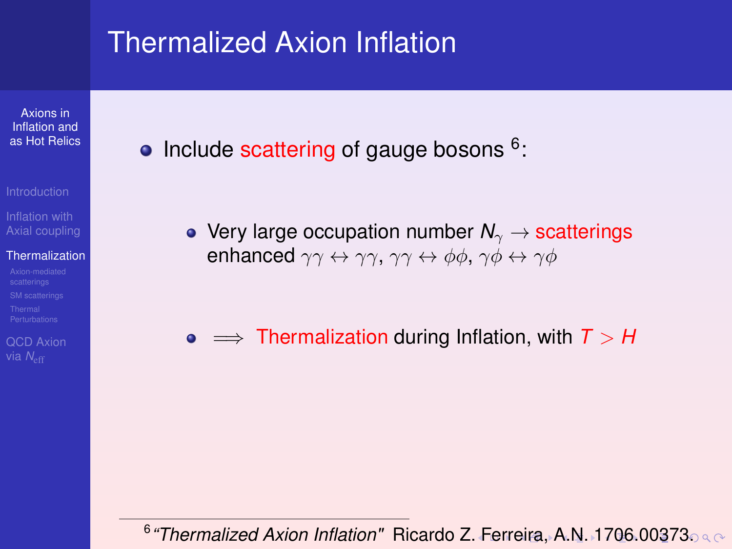# Thermalized Axion Inflation

- Include scattering of gauge bosons [6]:

  - Very large occupation number $N_\gamma \rightarrow$ scatterings enhanced $\gamma\gamma \leftrightarrow \gamma\gamma$, $\gamma\gamma \leftrightarrow \phi\phi$, $\gamma\phi \leftrightarrow \gamma\phi$

  - $\Longrightarrow$ Thermalization during Inflation, with $T > H$

[6] *"Thermalized Axion Inflation"* Ricardo Z. Ferreira, A.N. 1706.00373.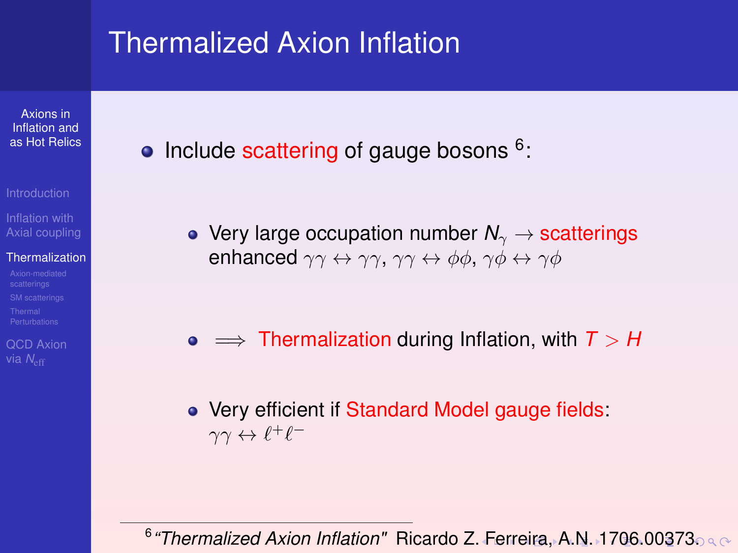# Thermalized Axion Inflation

- Include scattering of gauge bosons [6]:

  - Very large occupation number $N_\gamma \rightarrow$ scatterings enhanced $\gamma\gamma \leftrightarrow \gamma\gamma$, $\gamma\gamma \leftrightarrow \phi\phi$, $\gamma\phi \leftrightarrow \gamma\phi$

  - $\Longrightarrow$ Thermalization during Inflation, with $T > H$

  - Very efficient if Standard Model gauge fields: $\gamma\gamma \leftrightarrow \ell^+\ell^-$

[6] *"Thermalized Axion Inflation"* Ricardo Z. Ferreira, A.N. 1706.00373.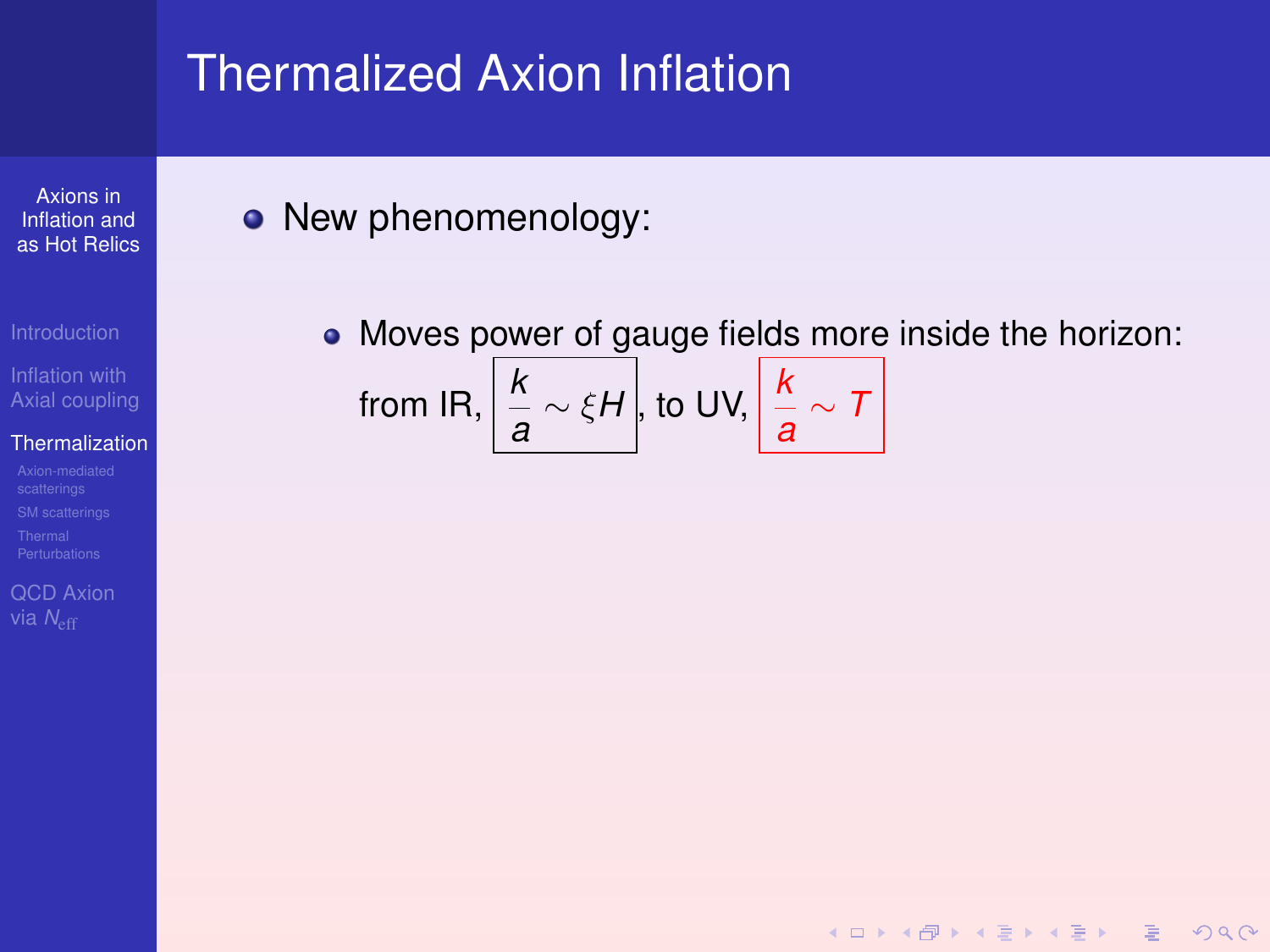# Thermalized Axion Inflation

- New phenomenology:
  - Moves power of gauge fields more inside the horizon: from IR, $\boxed{\frac{k}{a} \sim \xi H}$, to UV, $\boxed{\frac{k}{a} \sim T}$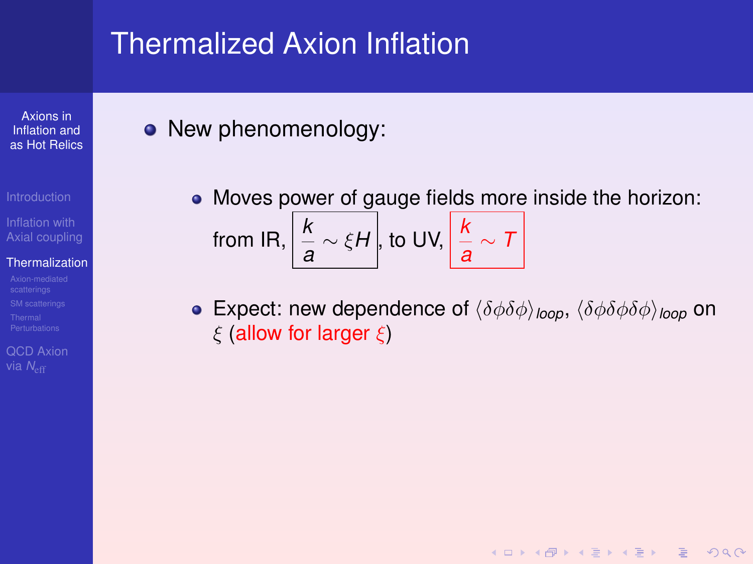# Thermalized Axion Inflation

- New phenomenology:

  - Moves power of gauge fields more inside the horizon: from IR, $\boxed{\frac{k}{a} \sim \xi H}$, to UV, $\boxed{\frac{k}{a} \sim T}$

  - Expect: new dependence of $\langle \delta\phi\delta\phi \rangle_{loop}$, $\langle \delta\phi\delta\phi\delta\phi \rangle_{loop}$ on $\xi$ (allow for larger $\xi$)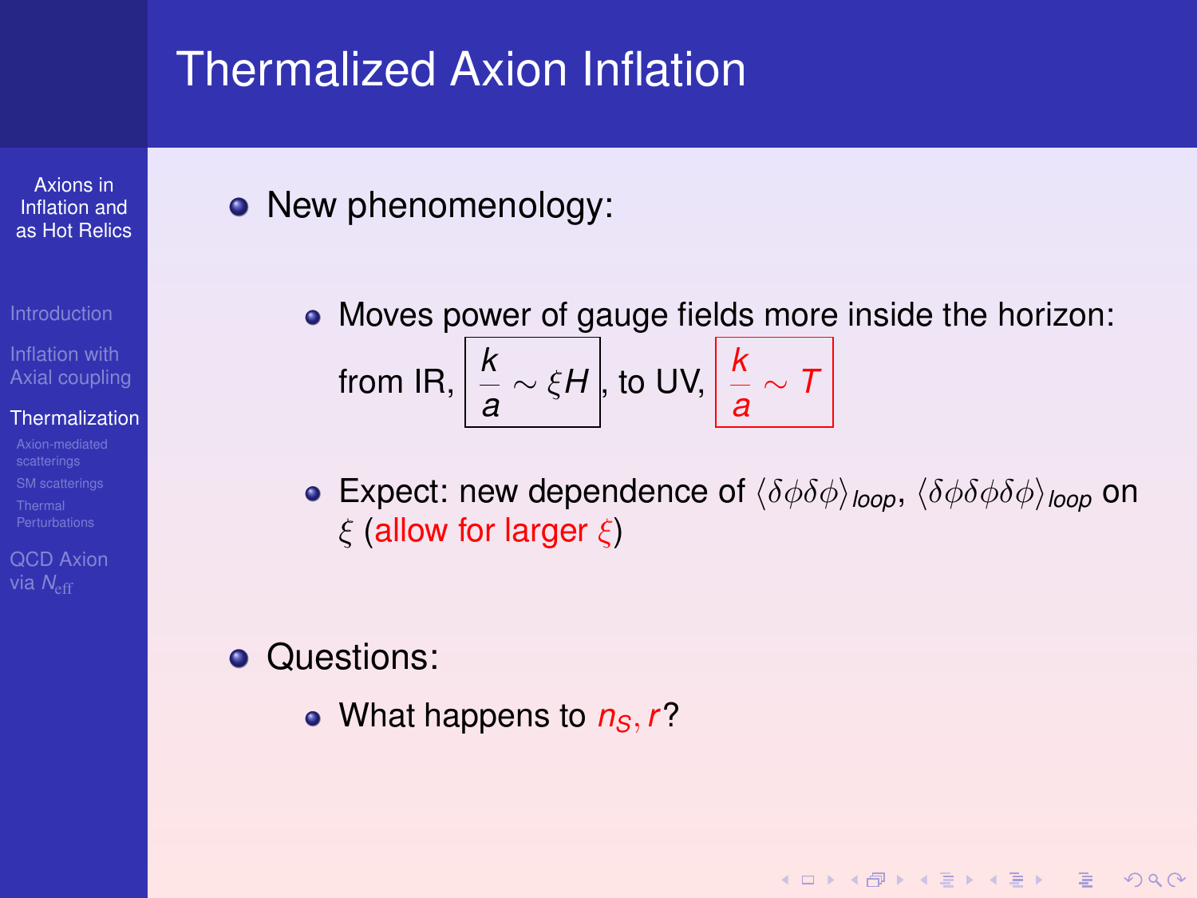# Thermalized Axion Inflation

- New phenomenology:
  - Moves power of gauge fields more inside the horizon: from IR, $\frac{k}{a} \sim \xi H$, to UV, $\frac{k}{a} \sim T$
  - Expect: new dependence of $\langle \delta\phi\delta\phi \rangle_{loop}$, $\langle \delta\phi\delta\phi\delta\phi \rangle_{loop}$ on $\xi$ (allow for larger $\xi$)
- Questions:
  - What happens to $n_S, r$?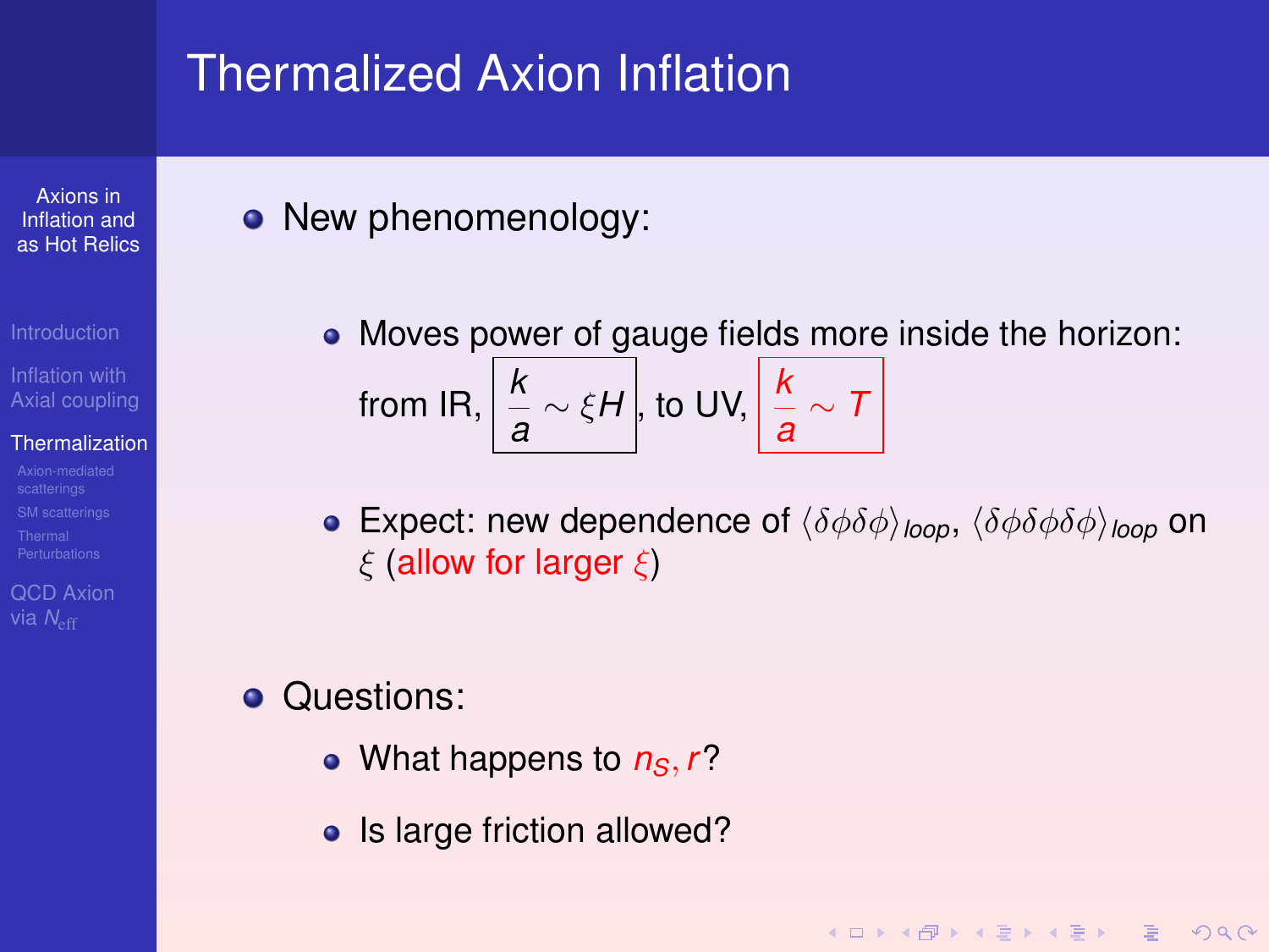# Thermalized Axion Inflation

- New phenomenology:
  - Moves power of gauge fields more inside the horizon: from IR, $\boxed{\frac{k}{a} \sim \xi H}$, to UV, $\boxed{\frac{k}{a} \sim T}$
  - Expect: new dependence of $\langle \delta\phi\delta\phi \rangle_{loop}$, $\langle \delta\phi\delta\phi\delta\phi \rangle_{loop}$ on $\xi$ (allow for larger $\xi$)

- Questions:
  - What happens to $n_S, r$?
  - Is large friction allowed?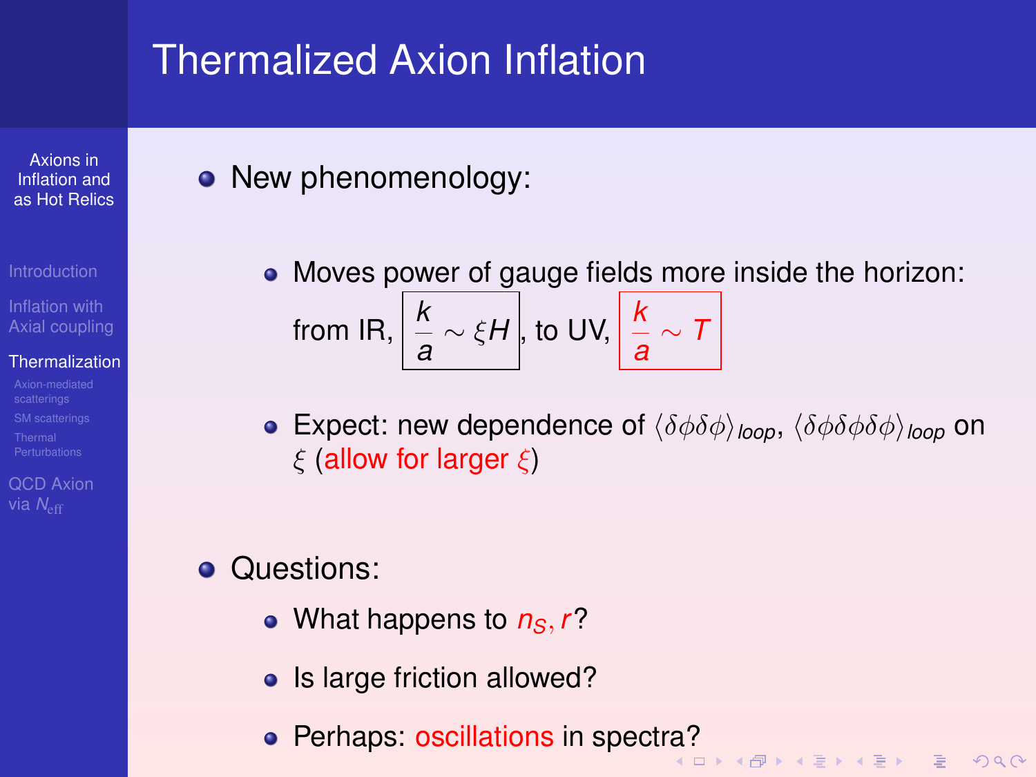# Thermalized Axion Inflation

- New phenomenology:
  - Moves power of gauge fields more inside the horizon: from IR, $\boxed{\frac{k}{a} \sim \xi H}$, to UV, $\boxed{\frac{k}{a} \sim T}$
  - Expect: new dependence of $\langle \delta\phi\delta\phi \rangle_{loop}$, $\langle \delta\phi\delta\phi\delta\phi \rangle_{loop}$ on $\xi$ (allow for larger $\xi$)
- Questions:
  - What happens to $n_S, r$?
  - Is large friction allowed?
  - Perhaps: oscillations in spectra?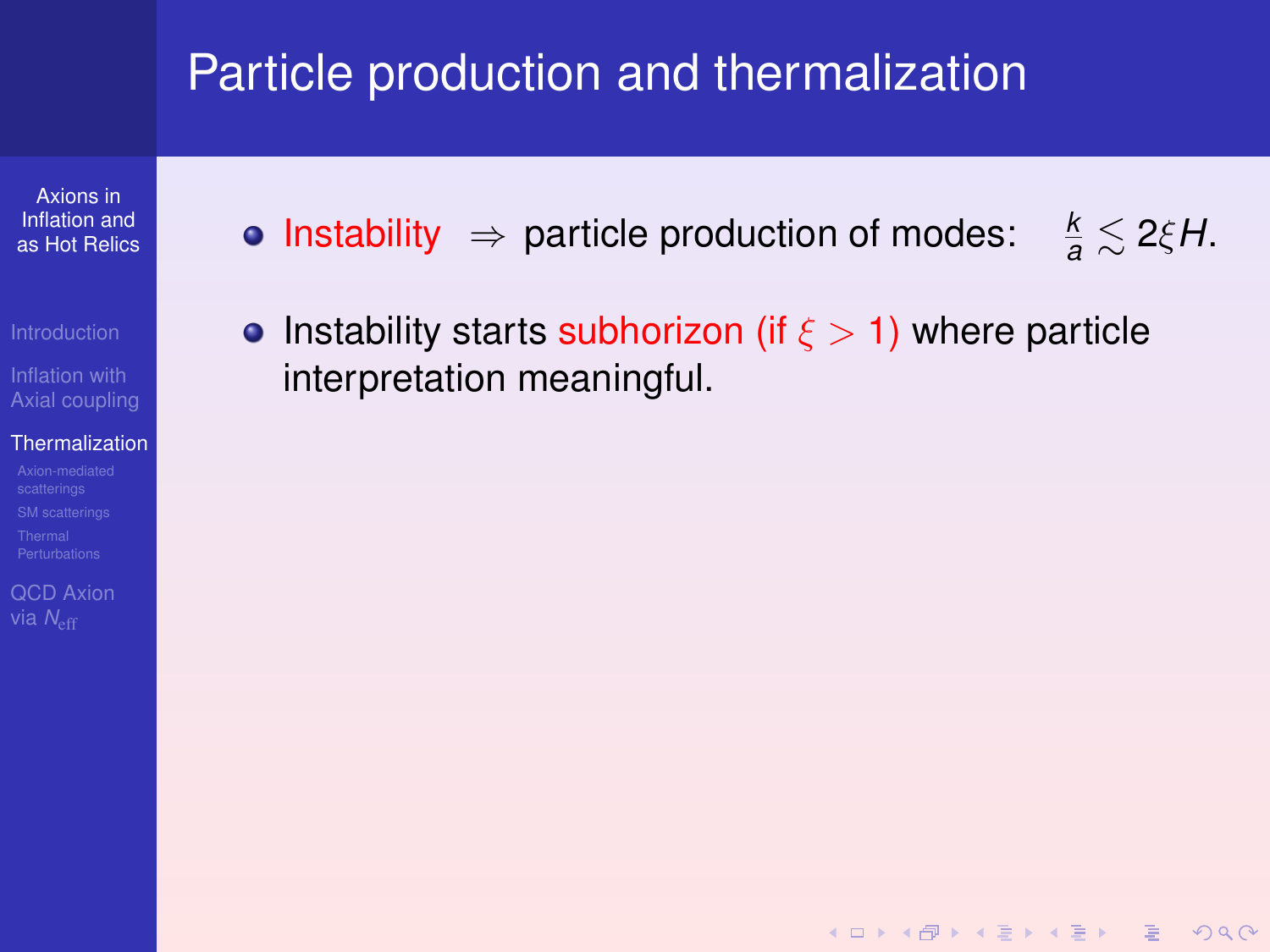# Particle production and thermalization

- Instability $\Rightarrow$ particle production of modes: $\frac{k}{a} \lesssim 2\xi H$.
- Instability starts subhorizon (if $\xi > 1$) where particle interpretation meaningful.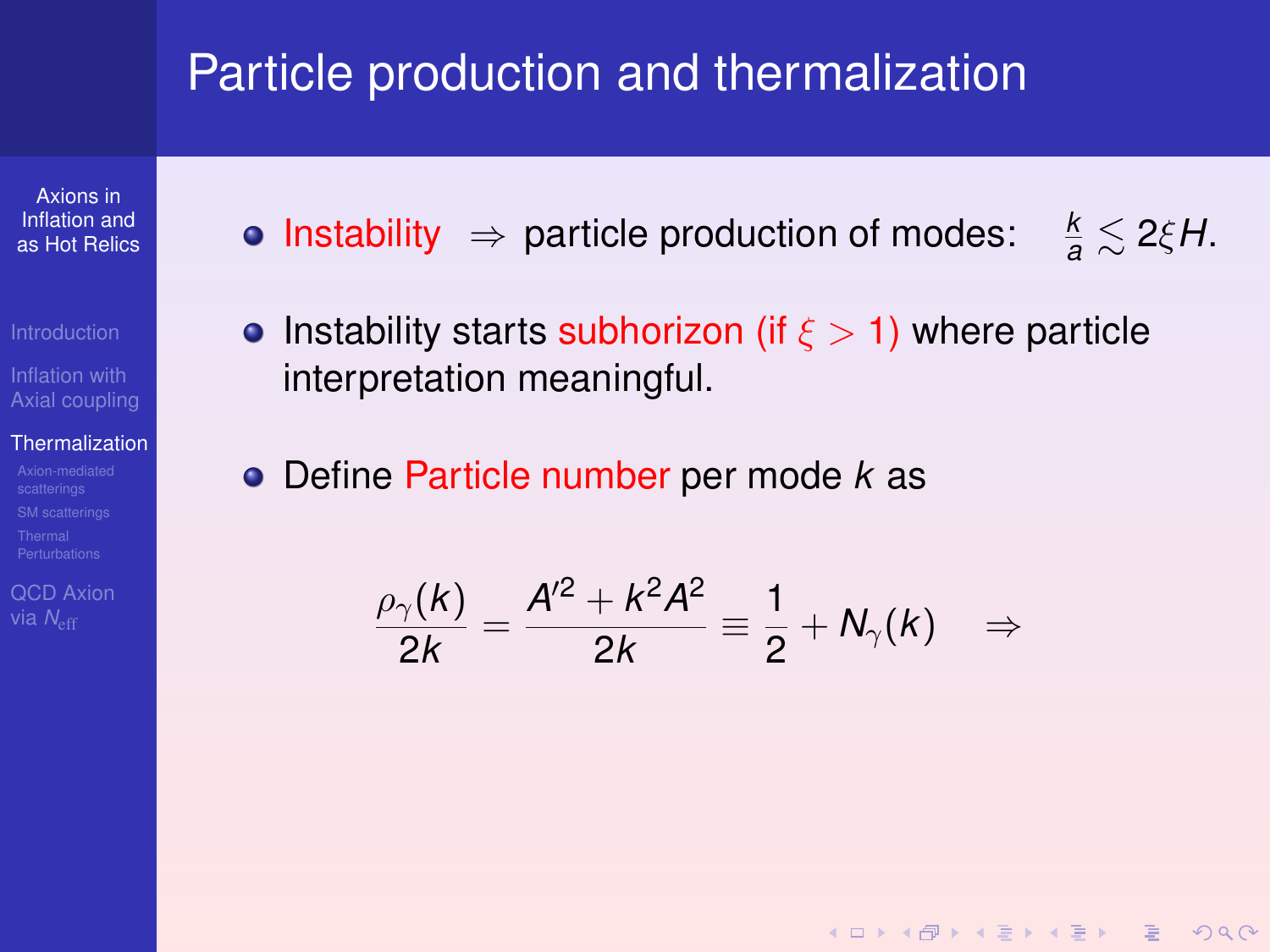# Particle production and thermalization

- Instability $\Rightarrow$ particle production of modes: $\frac{k}{a} \lesssim 2\xi H$.
- Instability starts subhorizon (if $\xi > 1$) where particle interpretation meaningful.
- Define Particle number per mode $k$ as

$$\frac{\rho_\gamma(k)}{2k} = \frac{A'^2 + k^2 A^2}{2k} \equiv \frac{1}{2} + N_\gamma(k) \quad \Rightarrow$$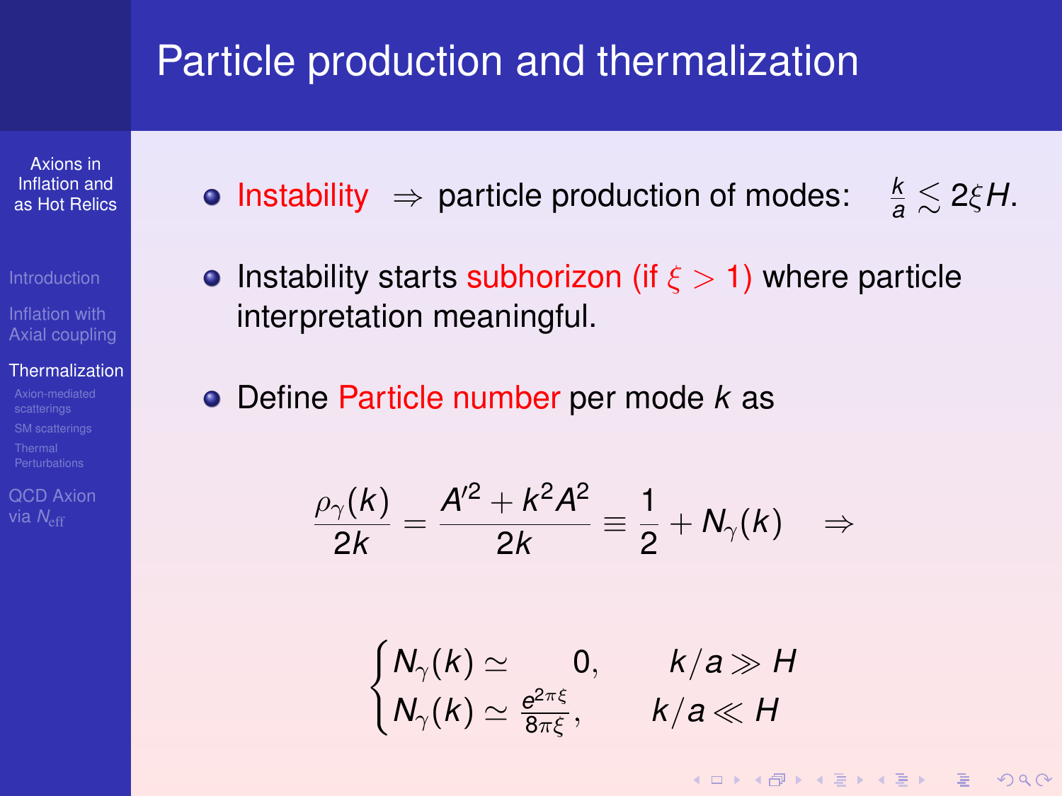# Particle production and thermalization

- Instability $\Rightarrow$ particle production of modes: $\frac{k}{a} \lesssim 2\xi H$.

- Instability starts subhorizon (if $\xi > 1$) where particle interpretation meaningful.

- Define Particle number per mode $k$ as

$$\frac{\rho_\gamma(k)}{2k} = \frac{A'^2 + k^2 A^2}{2k} \equiv \frac{1}{2} + N_\gamma(k) \quad \Rightarrow$$

$$\begin{cases} N_\gamma(k) \simeq \quad 0, & k/a \gg H \\ N_\gamma(k) \simeq \frac{e^{2\pi\xi}}{8\pi\xi}, & k/a \ll H \end{cases}$$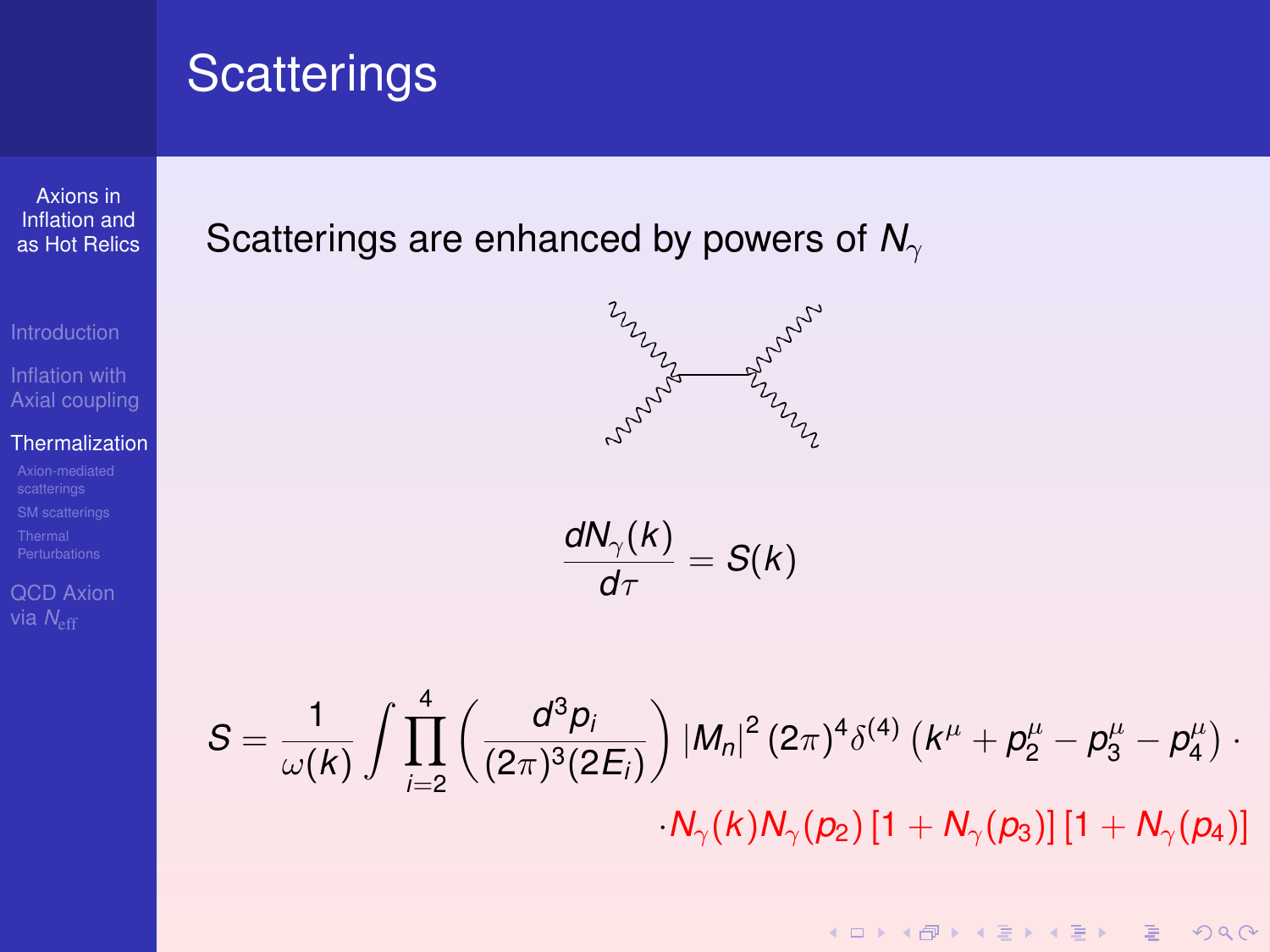# Scatterings

Scatterings are enhanced by powers of $N_\gamma$

$$\frac{dN_\gamma(k)}{d\tau} = S(k)$$

$$S = \frac{1}{\omega(k)} \int \prod_{i=2}^{4} \left( \frac{d^3 p_i}{(2\pi)^3 (2E_i)} \right) |M_n|^2 (2\pi)^4 \delta^{(4)} \left( k^\mu + p_2^\mu - p_3^\mu - p_4^\mu \right) \cdot$$
$$\cdot N_\gamma(k) N_\gamma(p_2) \left[1 + N_\gamma(p_3)\right] \left[1 + N_\gamma(p_4)\right]$$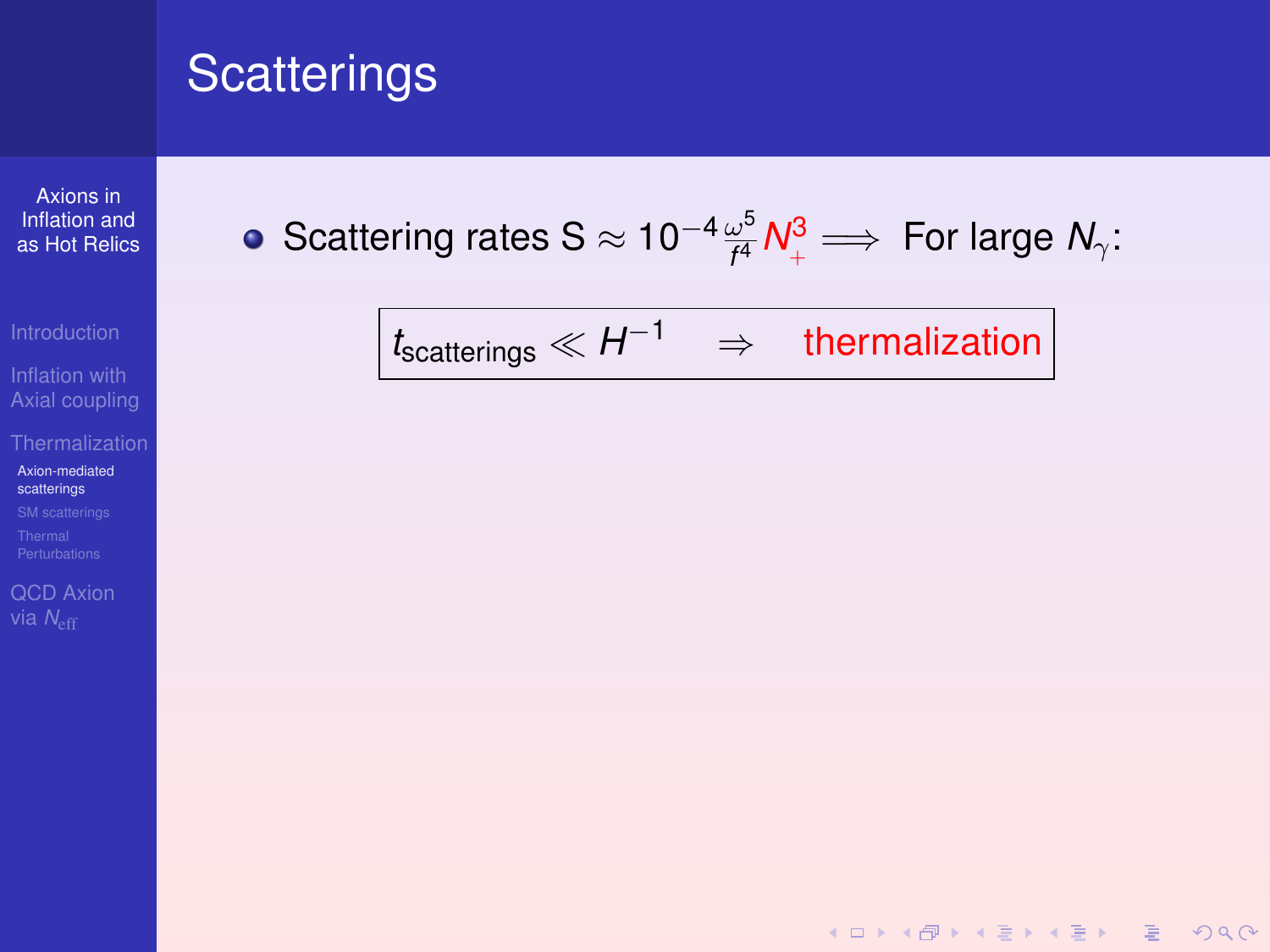# Scatterings

- Scattering rates $S \approx 10^{-4}\frac{\omega^5}{f^4}N_+^3 \Longrightarrow$ For large $N_\gamma$:

$$\boxed{t_{\text{scatterings}} \ll H^{-1} \quad \Rightarrow \quad \text{thermalization}}$$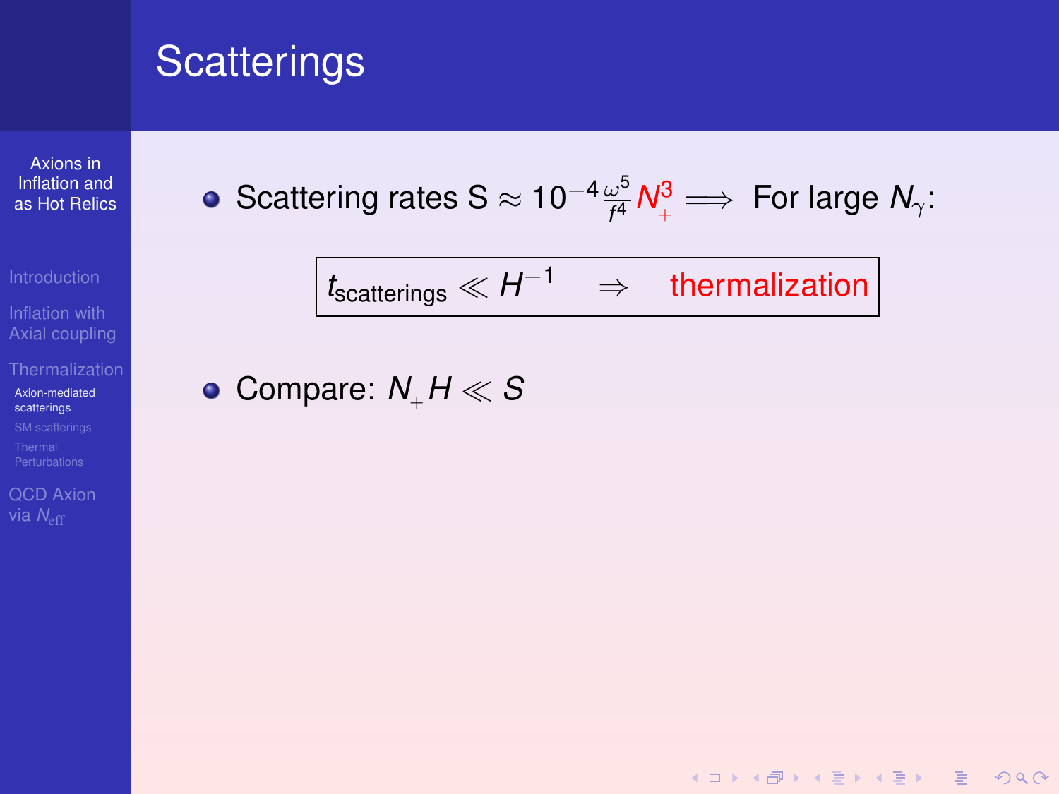# Scatterings

- Scattering rates $S \approx 10^{-4} \frac{\omega^5}{f^4} N_+^3 \implies$ For large $N_\gamma$:

$$\boxed{t_{\text{scatterings}} \ll H^{-1} \quad \Rightarrow \quad \text{thermalization}}$$

- Compare: $N_+ H \ll S$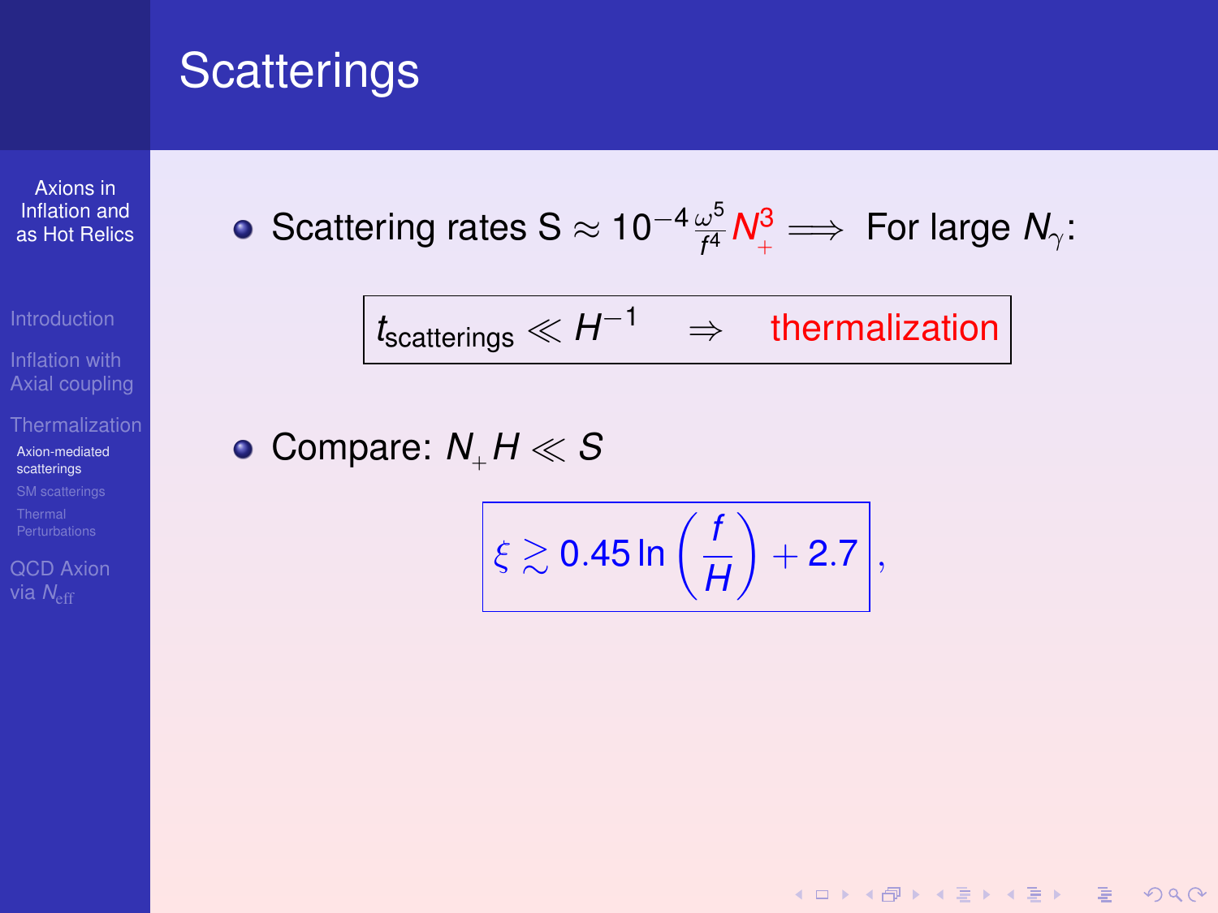# Scatterings

- Scattering rates $S \approx 10^{-4} \frac{\omega^5}{f^4} N_+^3 \Longrightarrow$ For large $N_\gamma$:

$$t_{\text{scatterings}} \ll H^{-1} \quad \Rightarrow \quad \text{thermalization}$$

- Compare: $N_+ H \ll S$

$$\xi \gtrsim 0.45 \ln\left(\frac{f}{H}\right) + 2.7,$$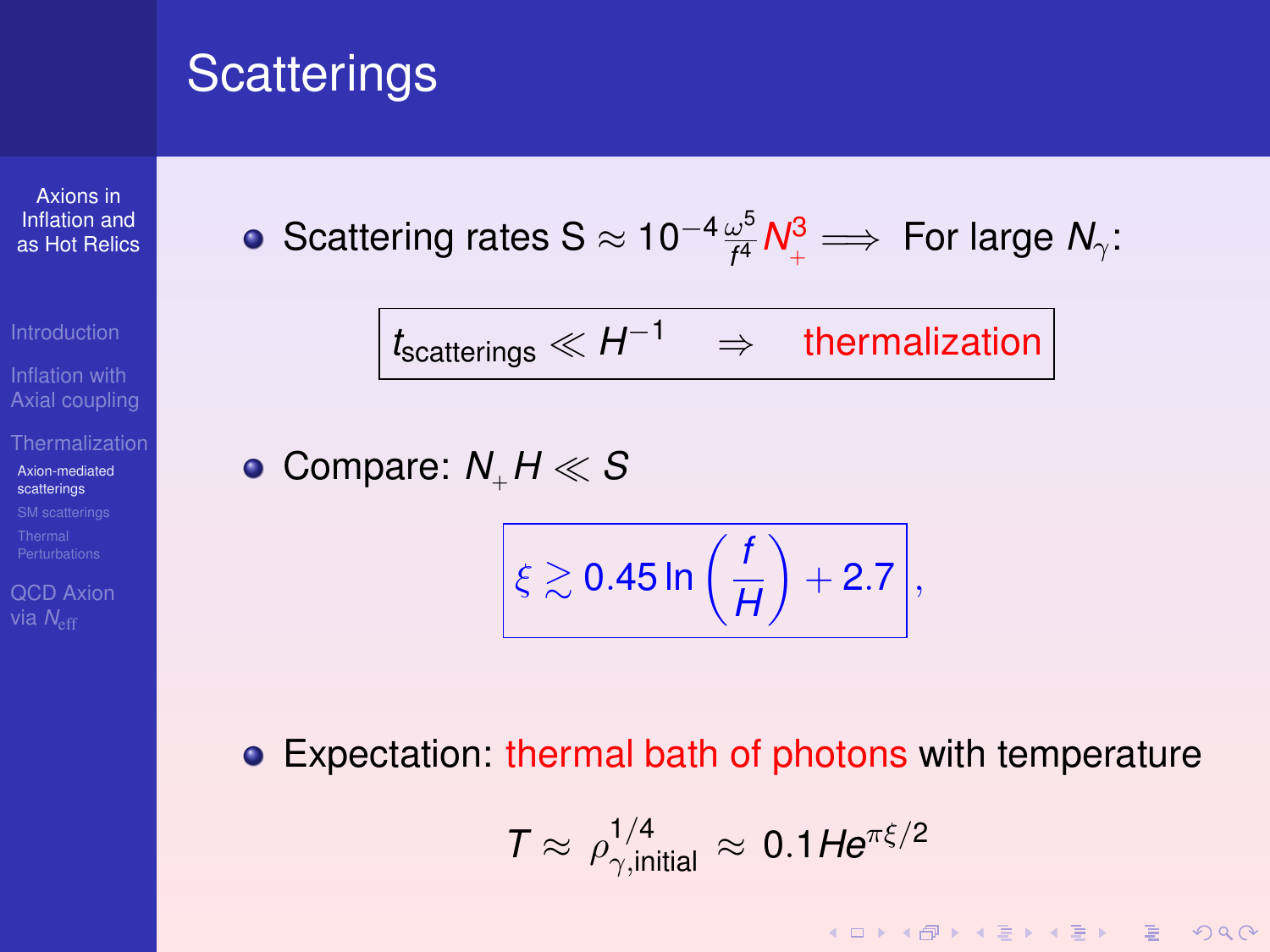# Scatterings

- Scattering rates $S \approx 10^{-4} \frac{\omega^5}{f^4} N_+^3 \implies$ For large $N_\gamma$:

$$t_{\text{scatterings}} \ll H^{-1} \quad \Rightarrow \quad \text{thermalization}$$

- Compare: $N_+ H \ll S$

$$\xi \gtrsim 0.45 \ln\left(\frac{f}{H}\right) + 2.7,$$

- Expectation: thermal bath of photons with temperature

$$T \approx \rho_{\gamma,\text{initial}}^{1/4} \approx 0.1 H e^{\pi\xi/2}$$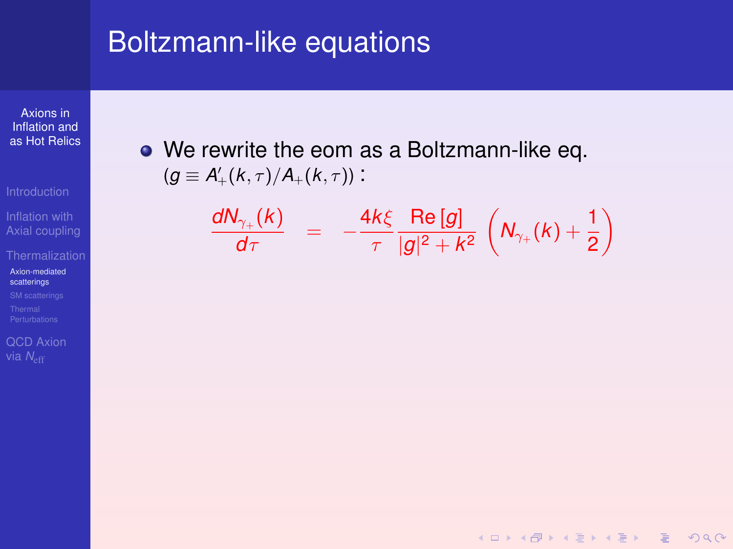# Boltzmann-like equations

- We rewrite the eom as a Boltzmann-like eq. ($g \equiv A'_+(k,\tau)/A_+(k,\tau)$) :

$$\frac{dN_{\gamma_+}(k)}{d\tau} = -\frac{4k\xi}{\tau}\frac{\mathrm{Re}\,[g]}{|g|^2+k^2}\left(N_{\gamma_+}(k)+\frac{1}{2}\right)$$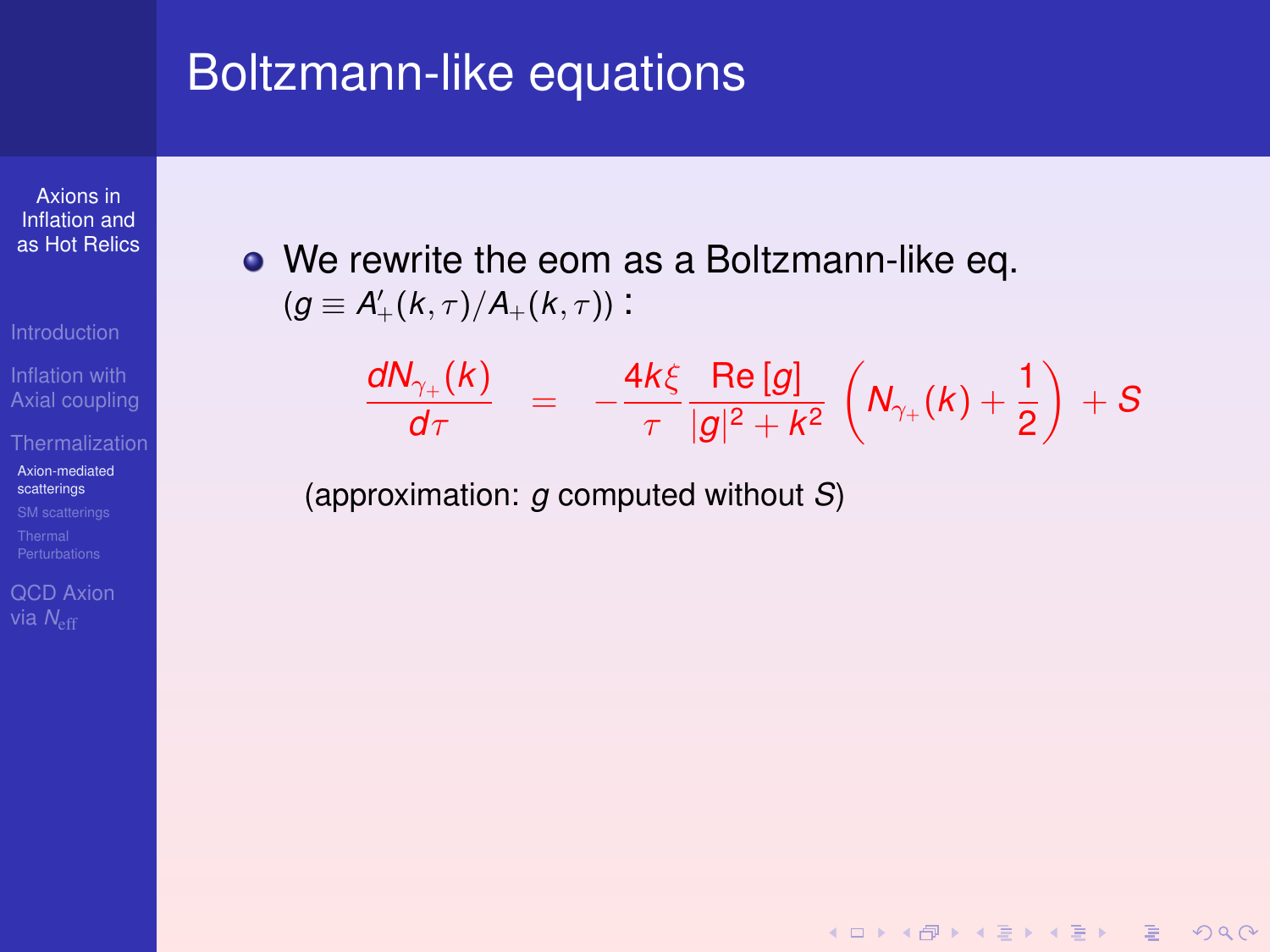# Boltzmann-like equations

- We rewrite the eom as a Boltzmann-like eq. ($g \equiv A'_+(k,\tau)/A_+(k,\tau)$) :

$$\frac{dN_{\gamma_+}(k)}{d\tau} = -\frac{4k\xi}{\tau}\frac{\mathrm{Re}\,[g]}{|g|^2 + k^2}\left(N_{\gamma_+}(k) + \frac{1}{2}\right) + S$$

(approximation: $g$ computed without $S$)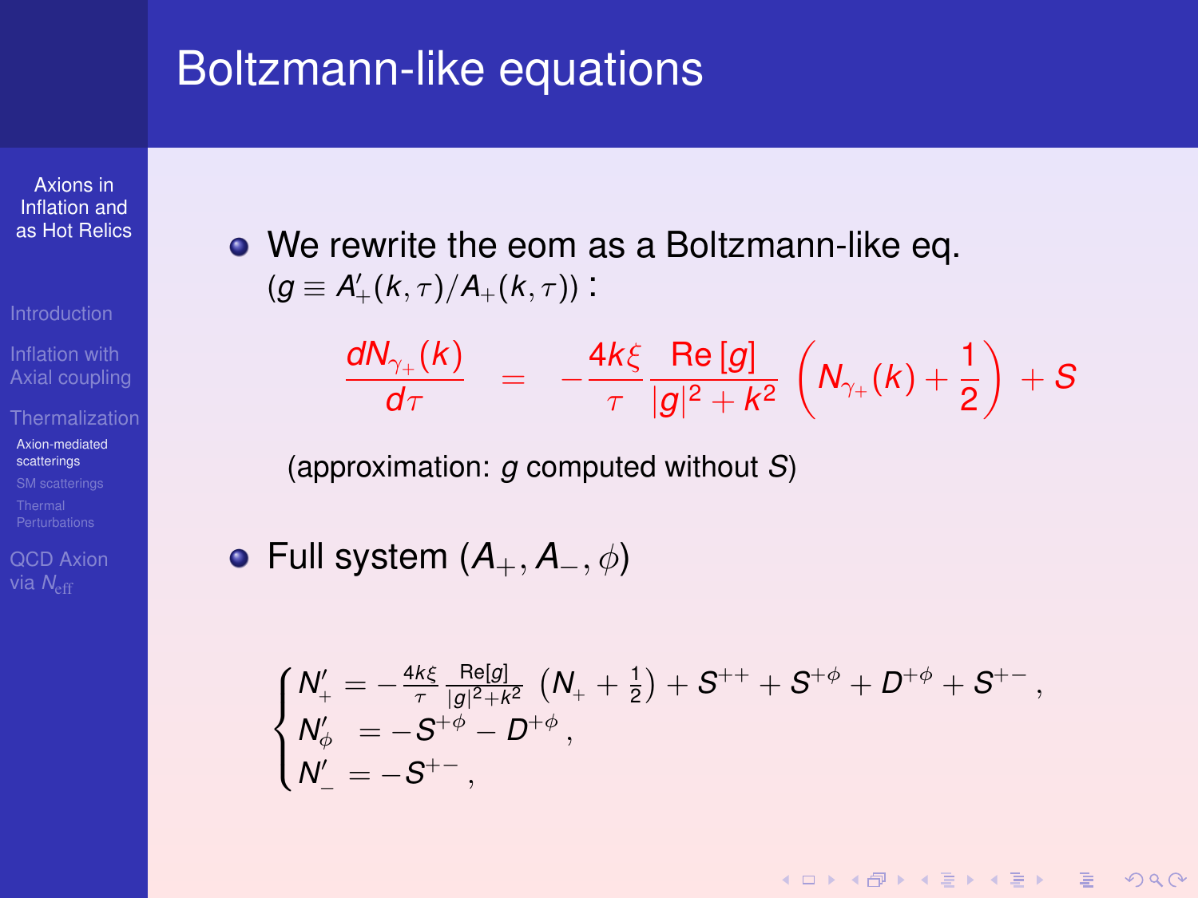# Boltzmann-like equations

- We rewrite the eom as a Boltzmann-like eq. ($g \equiv A'_+(k,\tau)/A_+(k,\tau)$) :

$$\frac{dN_{\gamma_+}(k)}{d\tau} = -\frac{4k\xi}{\tau}\frac{\mathrm{Re}\,[g]}{|g|^2+k^2}\left(N_{\gamma_+}(k)+\frac{1}{2}\right)+S$$

(approximation: $g$ computed without $S$)

- Full system $(A_+, A_-, \phi)$

$$\begin{cases} N'_+ = -\frac{4k\xi}{\tau}\frac{\mathrm{Re}[g]}{|g|^2+k^2}\left(N_+ + \frac{1}{2}\right) + S^{++} + S^{+\phi} + D^{+\phi} + S^{+-}\,, \\ N'_\phi = -S^{+\phi} - D^{+\phi}\,, \\ N'_- = -S^{+-}\,, \end{cases}$$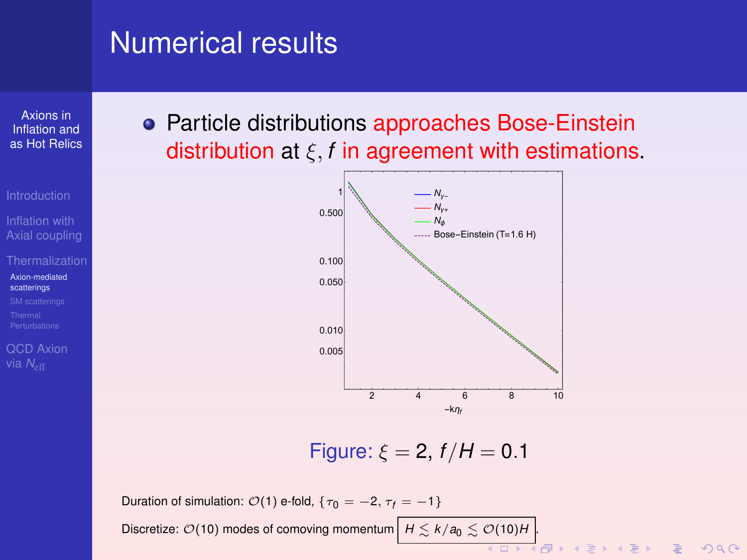# Numerical results

- Particle distributions approaches Bose-Einstein distribution at $\xi, f$ in agreement with estimations.

Figure: $\xi = 2$, $f/H = 0.1$

Duration of simulation: $\mathcal{O}(1)$ e-fold, $\{\tau_0 = -2, \tau_f = -1\}$

Discretize: $\mathcal{O}(10)$ modes of comoving momentum $H \lesssim k/a_0 \lesssim \mathcal{O}(10)H$.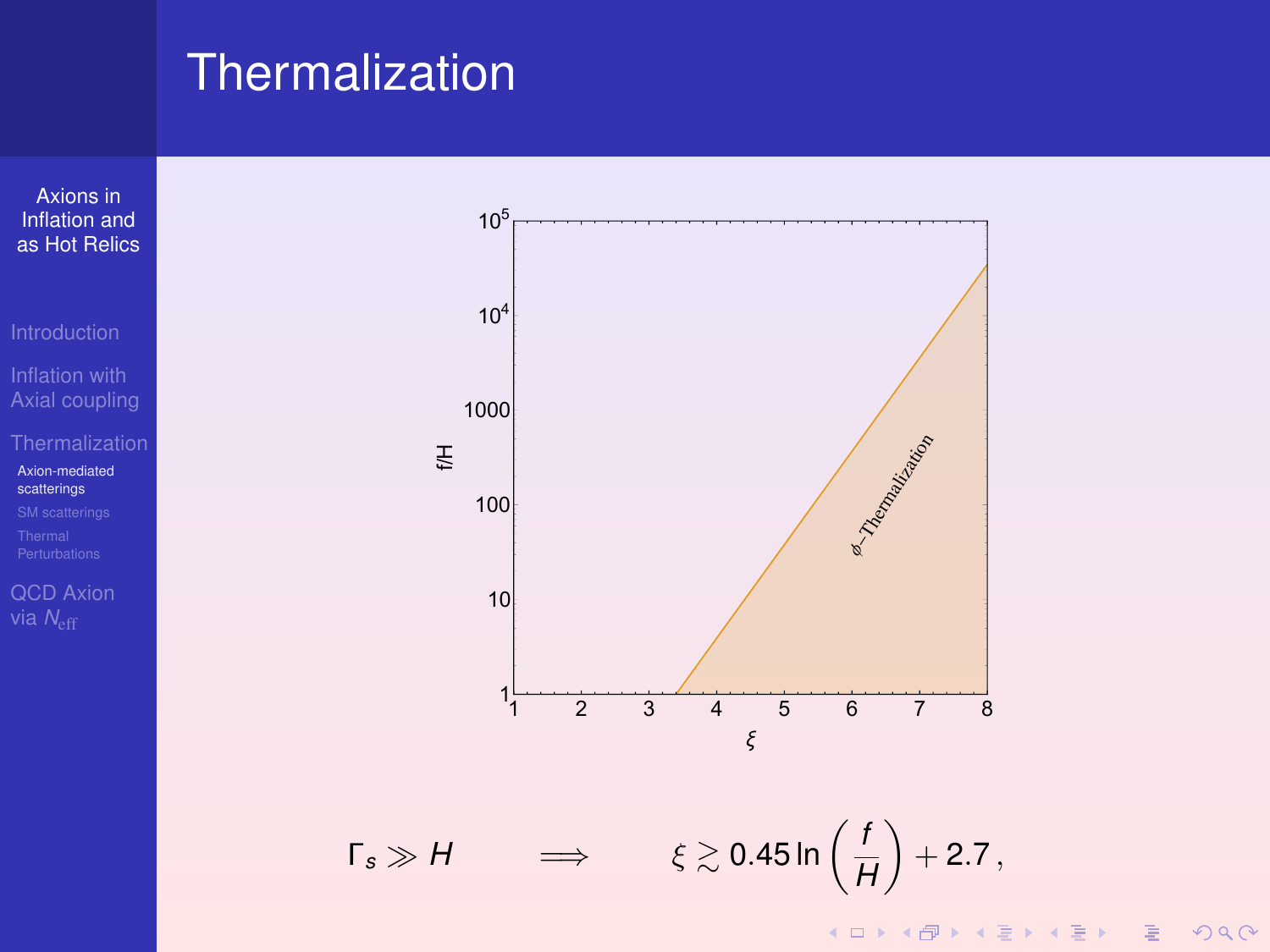# Thermalization

$$\Gamma_s \gg H \qquad \Longrightarrow \qquad \xi \gtrsim 0.45 \ln\left(\frac{f}{H}\right) + 2.7\,,$$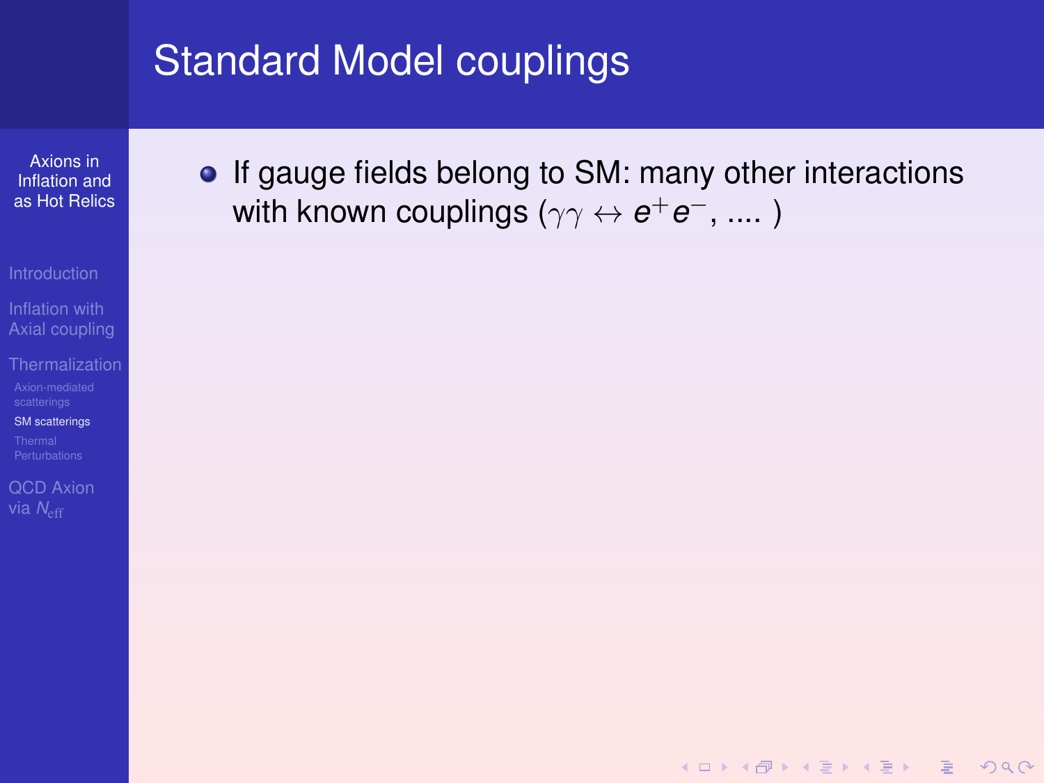# Standard Model couplings

- If gauge fields belong to SM: many other interactions with known couplings ($\gamma\gamma \leftrightarrow e^+e^-$, .... )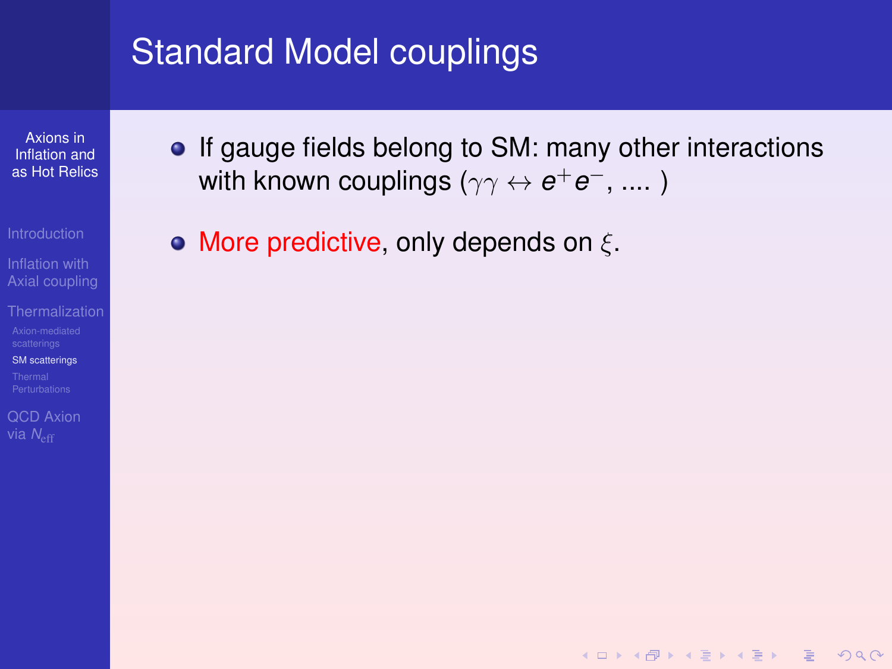# Standard Model couplings

- If gauge fields belong to SM: many other interactions with known couplings ($\gamma\gamma \leftrightarrow e^+e^-$, .... )
- More predictive, only depends on $\xi$.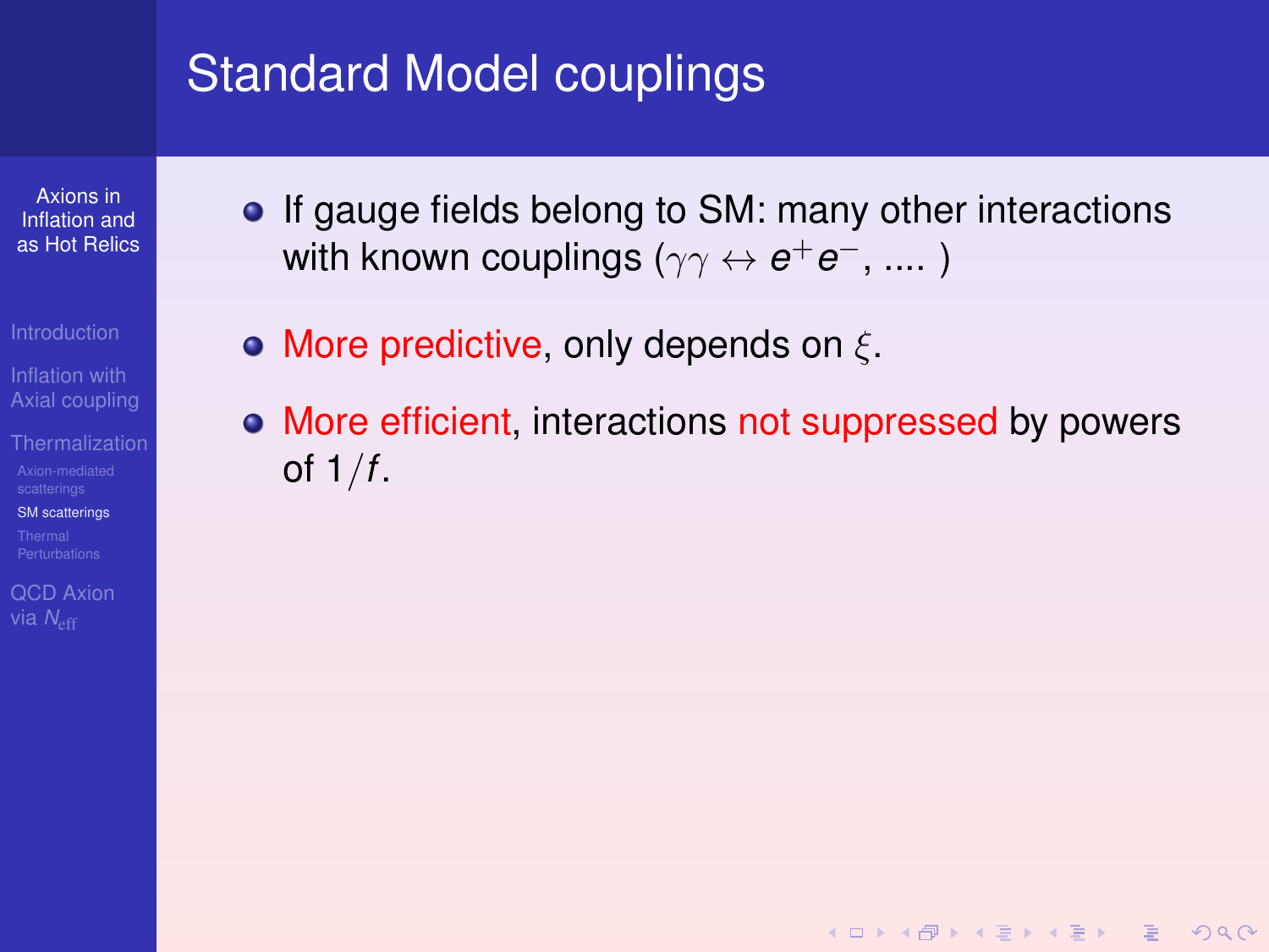# Standard Model couplings

- If gauge fields belong to SM: many other interactions with known couplings ($\gamma\gamma \leftrightarrow e^+e^-$, .... )
- More predictive, only depends on $\xi$.
- More efficient, interactions not suppressed by powers of $1/f$.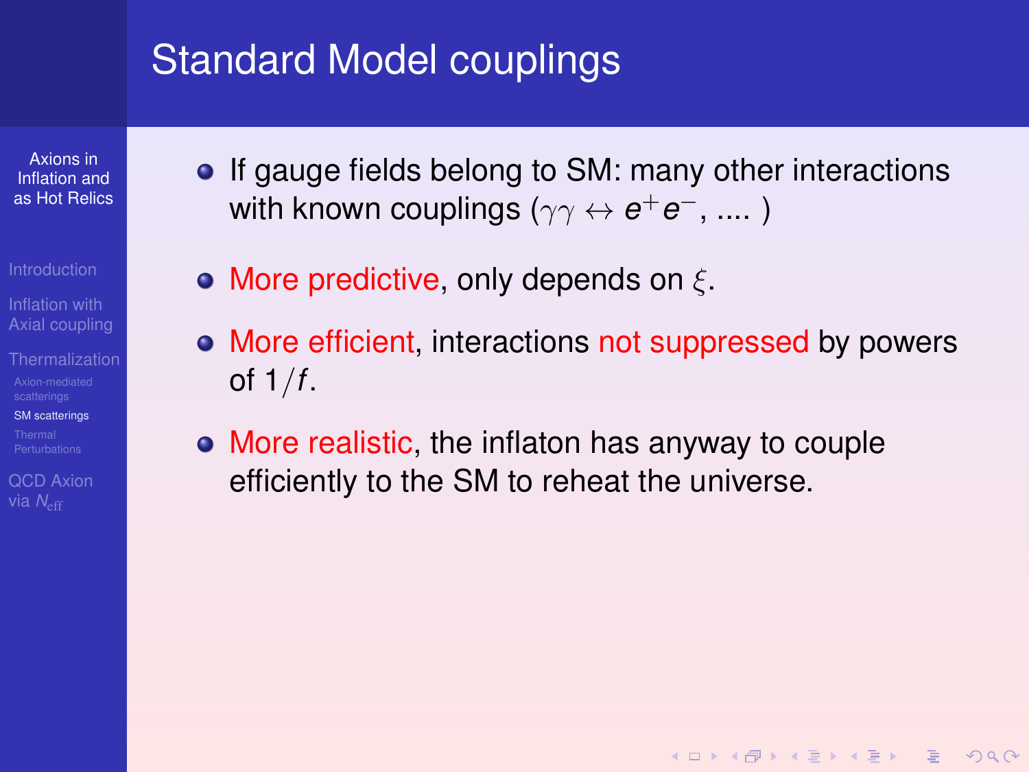# Standard Model couplings

- If gauge fields belong to SM: many other interactions with known couplings ($\gamma\gamma \leftrightarrow e^+e^-$, .... )
- More predictive, only depends on $\xi$.
- More efficient, interactions not suppressed by powers of $1/f$.
- More realistic, the inflaton has anyway to couple efficiently to the SM to reheat the universe.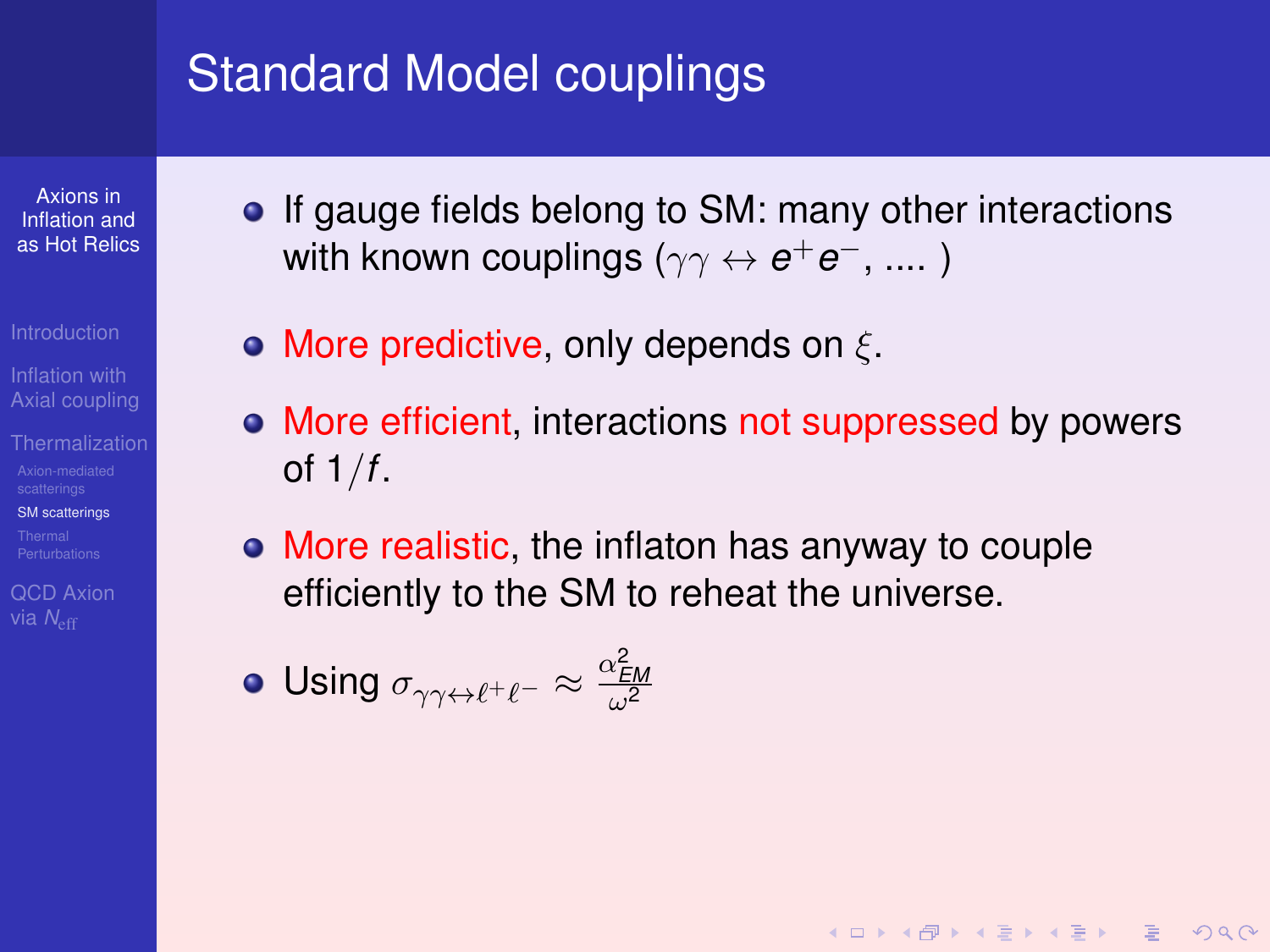# Standard Model couplings

- If gauge fields belong to SM: many other interactions with known couplings ($\gamma\gamma \leftrightarrow e^+e^-$, .... )
- More predictive, only depends on $\xi$.
- More efficient, interactions not suppressed by powers of $1/f$.
- More realistic, the inflaton has anyway to couple efficiently to the SM to reheat the universe.
- Using $\sigma_{\gamma\gamma\leftrightarrow\ell^+\ell^-} \approx \frac{\alpha_{EM}^2}{\omega^2}$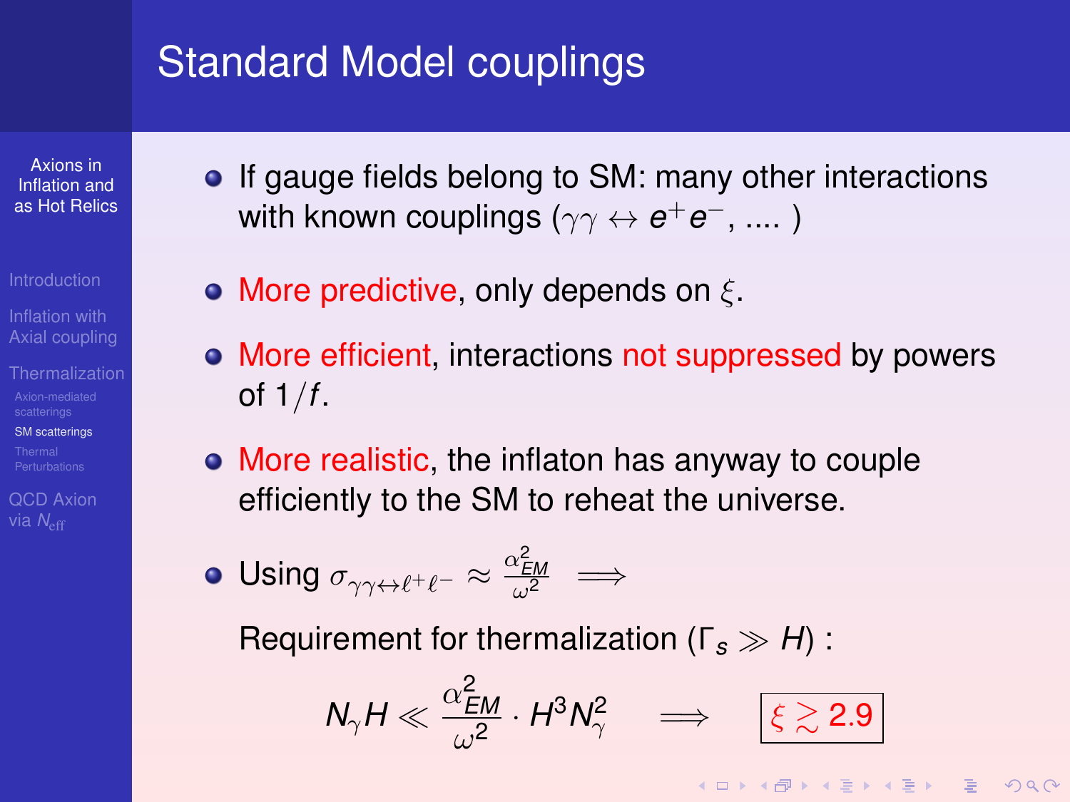# Standard Model couplings

- If gauge fields belong to SM: many other interactions with known couplings ($\gamma\gamma \leftrightarrow e^+e^-$, .... )
- More predictive, only depends on $\xi$.
- More efficient, interactions not suppressed by powers of $1/f$.
- More realistic, the inflaton has anyway to couple efficiently to the SM to reheat the universe.
- Using $\sigma_{\gamma\gamma\leftrightarrow\ell^+\ell^-} \approx \frac{\alpha_{EM}^2}{\omega^2} \implies$

  Requirement for thermalization ($\Gamma_s \gg H$) :

$$N_\gamma H \ll \frac{\alpha_{EM}^2}{\omega^2} \cdot H^3 N_\gamma^2 \quad \implies \quad \boxed{\xi \gtrsim 2.9}$$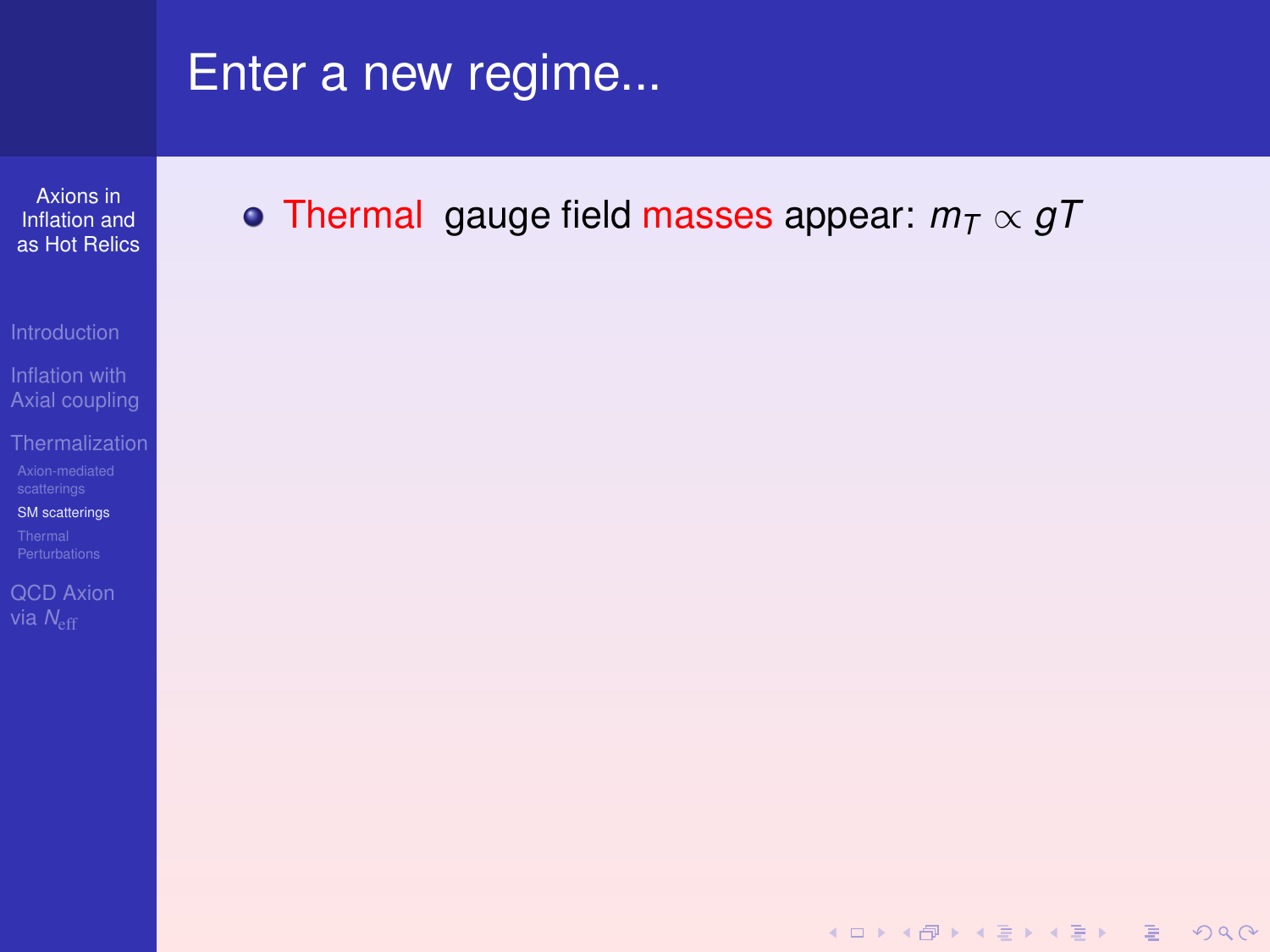# Enter a new regime...

- Thermal gauge field masses appear: $m_T \propto gT$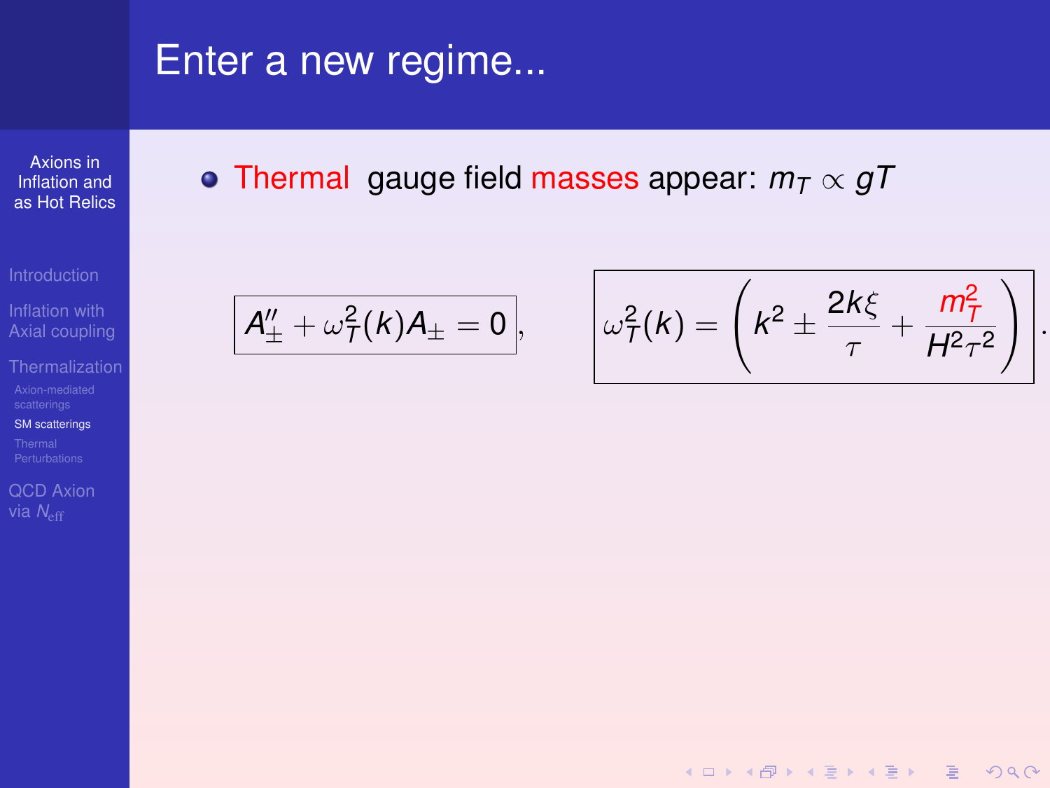# Enter a new regime...

- Thermal gauge field masses appear: $m_T \propto gT$

$$\boxed{A''_\pm + \omega_T^2(k) A_\pm = 0}, \qquad \boxed{\omega_T^2(k) = \left(k^2 \pm \frac{2k\xi}{\tau} + \frac{m_T^2}{H^2\tau^2}\right)}.$$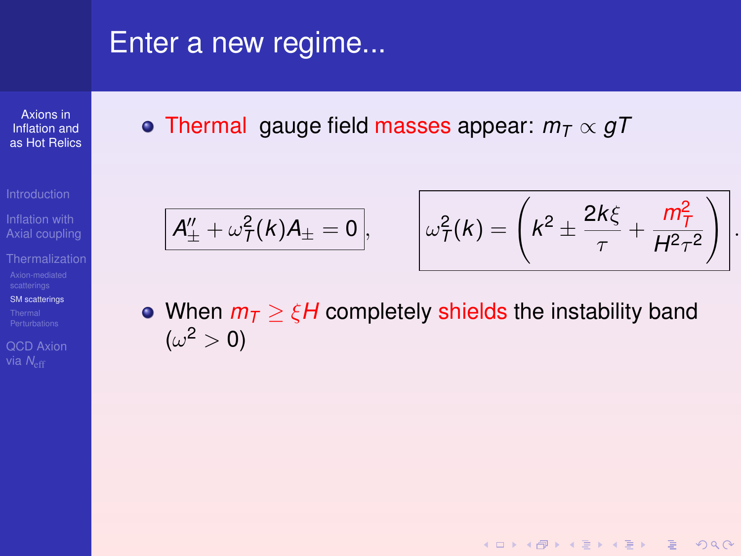# Enter a new regime...

- Thermal gauge field masses appear: $m_T \propto gT$

$$\boxed{A''_{\pm} + \omega_T^2(k) A_{\pm} = 0}, \qquad \boxed{\omega_T^2(k) = \left(k^2 \pm \frac{2k\xi}{\tau} + \frac{m_T^2}{H^2\tau^2}\right)}.$$

- When $m_T \geq \xi H$ completely shields the instability band ($\omega^2 > 0$)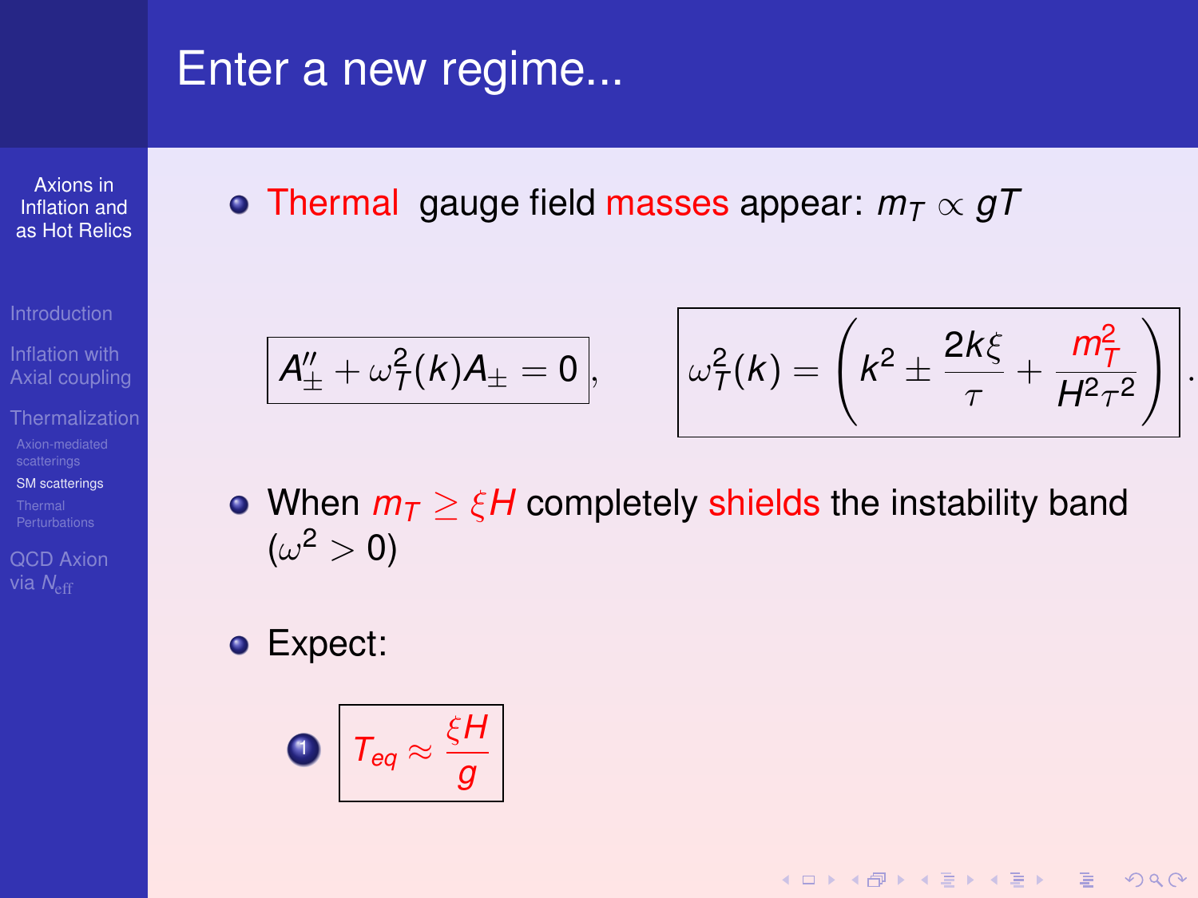# Enter a new regime...

- Thermal gauge field masses appear: $m_T \propto gT$

$$A''_\pm + \omega_T^2(k) A_\pm = 0, \qquad \omega_T^2(k) = \left( k^2 \pm \frac{2k\xi}{\tau} + \frac{m_T^2}{H^2\tau^2} \right).$$

- When $m_T \geq \xi H$ completely shields the instability band ($\omega^2 > 0$)

- Expect:

  1. $$T_{eq} \approx \frac{\xi H}{g}$$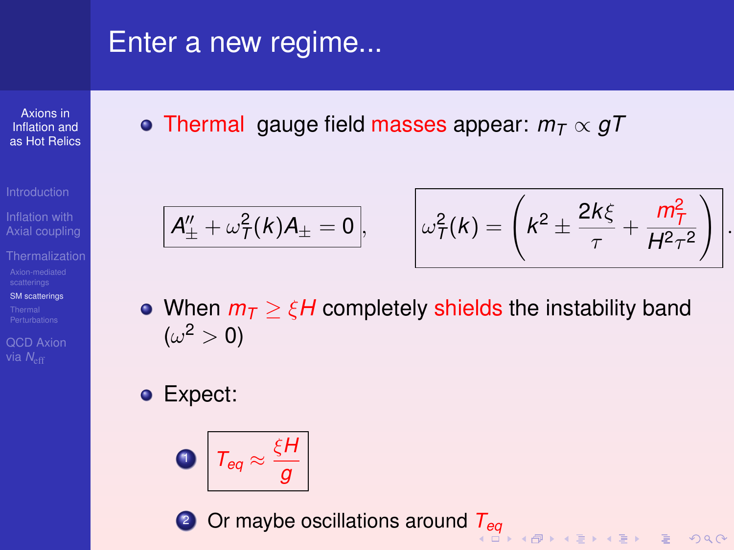# Enter a new regime...

- Thermal gauge field masses appear: $m_T \propto gT$

$$A''_\pm + \omega_T^2(k) A_\pm = 0, \qquad \omega_T^2(k) = \left(k^2 \pm \frac{2k\xi}{\tau} + \frac{m_T^2}{H^2\tau^2}\right).$$

- When $m_T \geq \xi H$ completely shields the instability band ($\omega^2 > 0$)

- Expect:

  1. $T_{eq} \approx \dfrac{\xi H}{g}$
  2. Or maybe oscillations around $T_{eq}$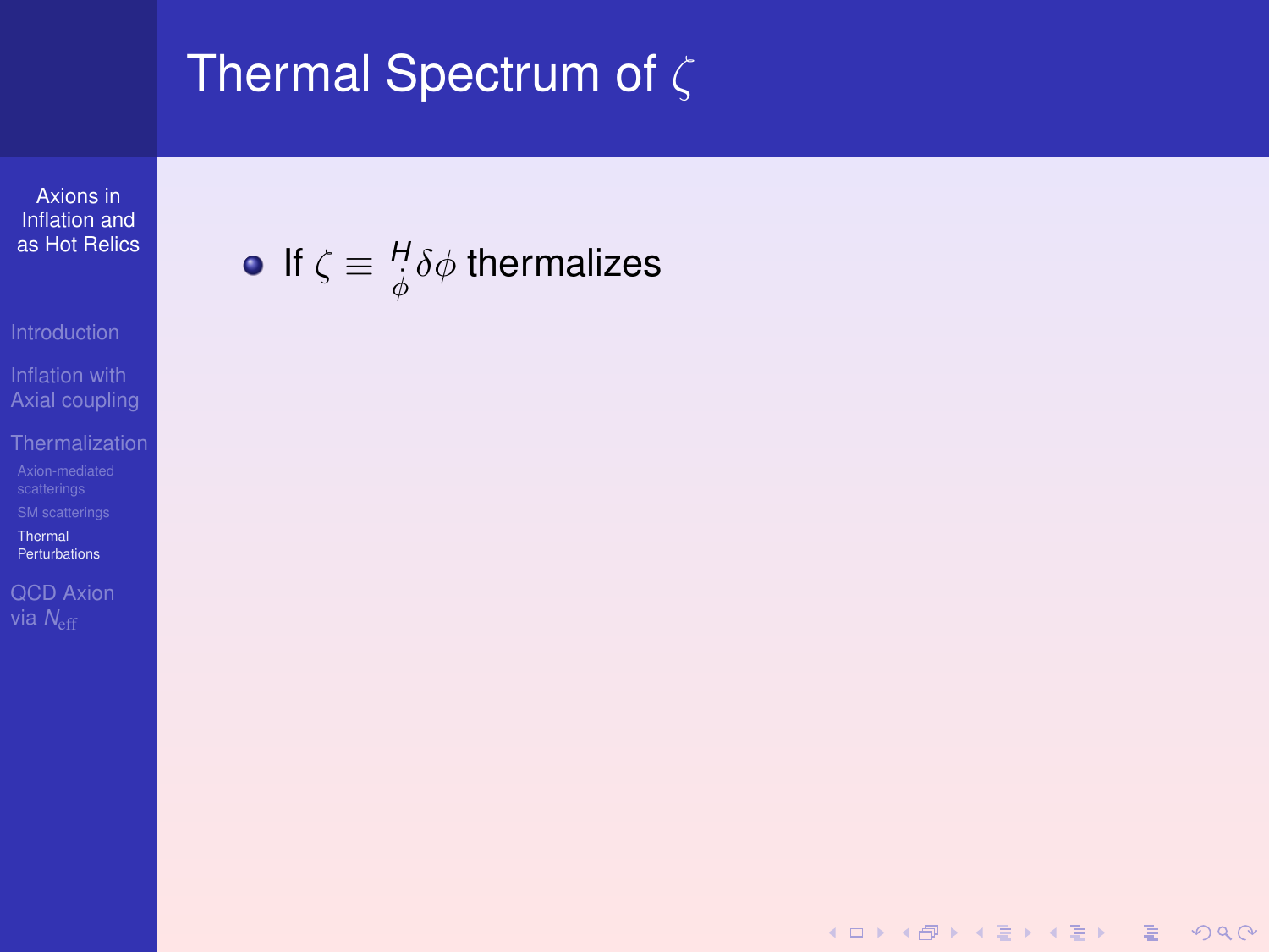# Thermal Spectrum of $\zeta$

- If $\zeta \equiv \frac{H}{\dot{\phi}} \delta\phi$ thermalizes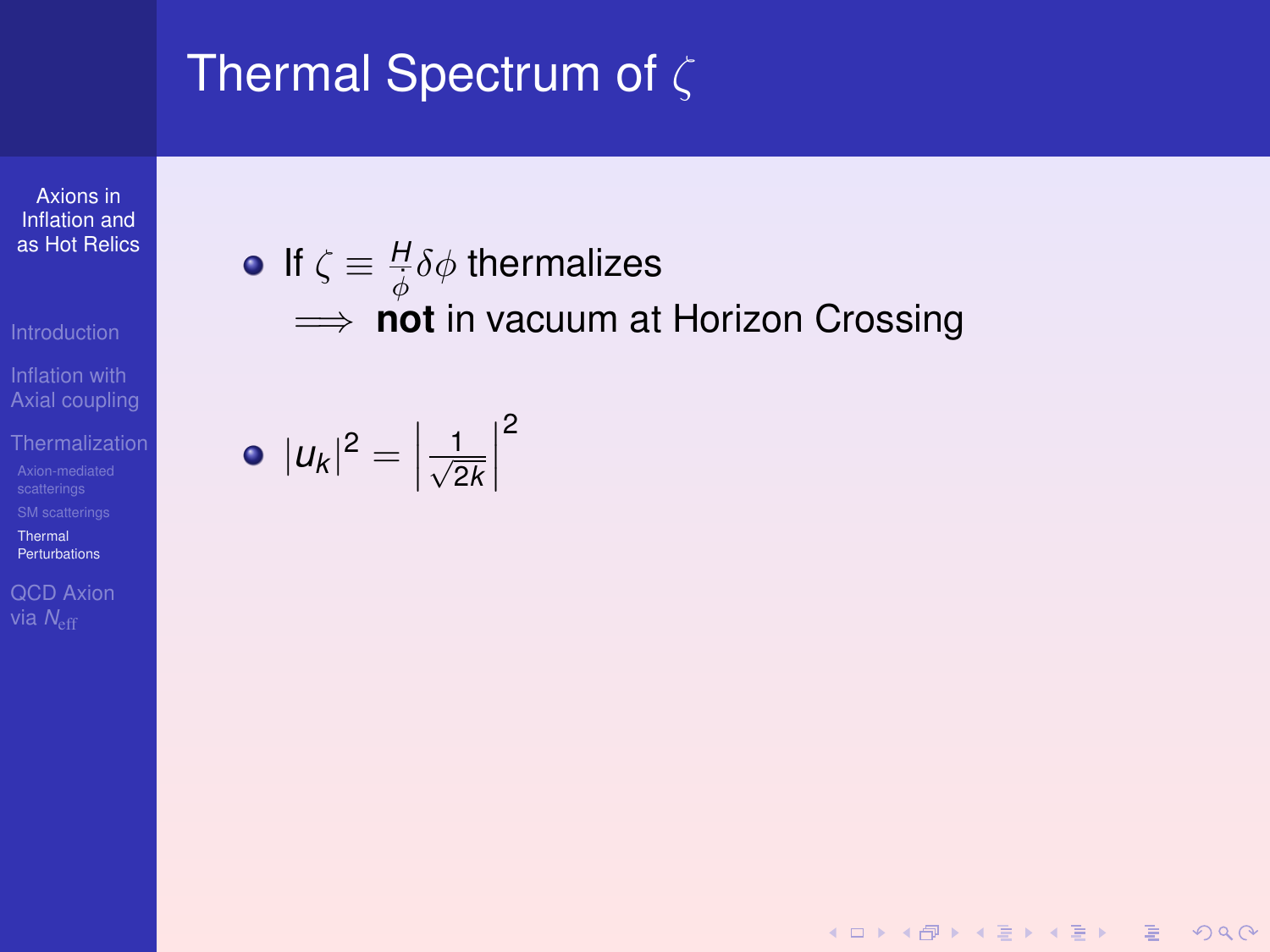# Thermal Spectrum of $\zeta$

- If $\zeta \equiv \frac{H}{\dot{\phi}}\delta\phi$ thermalizes
  $\Longrightarrow$ **not** in vacuum at Horizon Crossing

- $|u_k|^2 = \left|\frac{1}{\sqrt{2k}}\right|^2$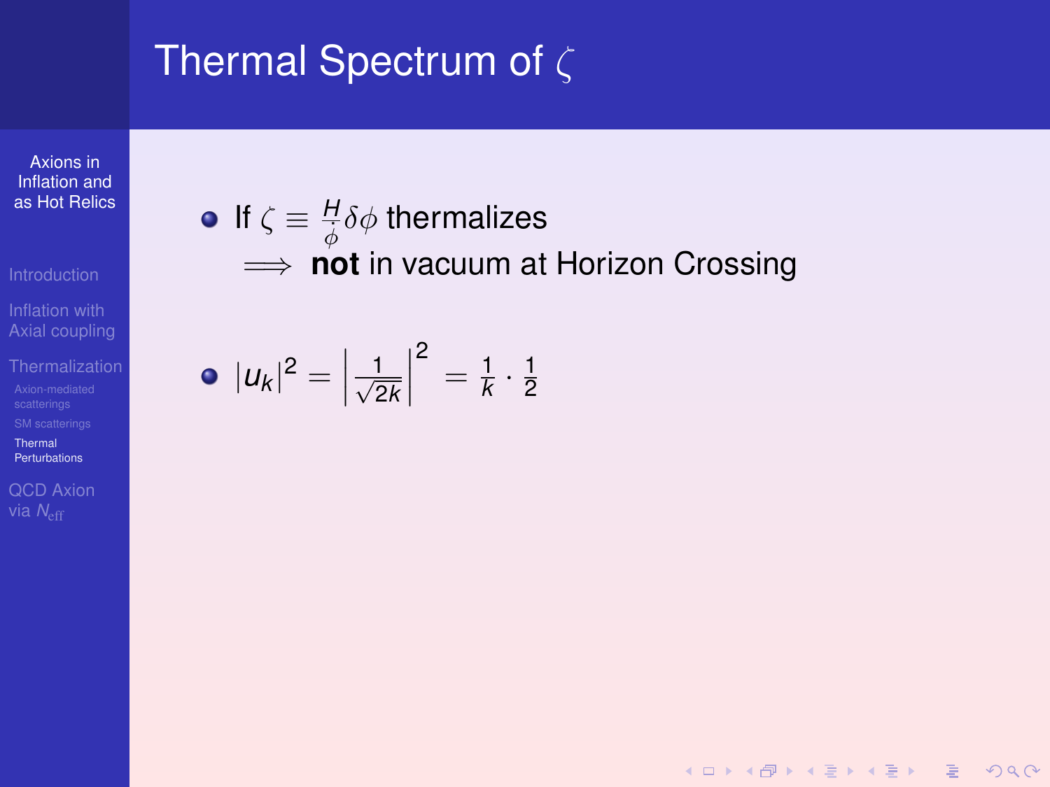# Thermal Spectrum of $\zeta$

- If $\zeta \equiv \frac{H}{\dot{\phi}} \delta\phi$ thermalizes
  $\Longrightarrow$ **not** in vacuum at Horizon Crossing

- $|u_k|^2 = \left| \frac{1}{\sqrt{2k}} \right|^2 = \frac{1}{k} \cdot \frac{1}{2}$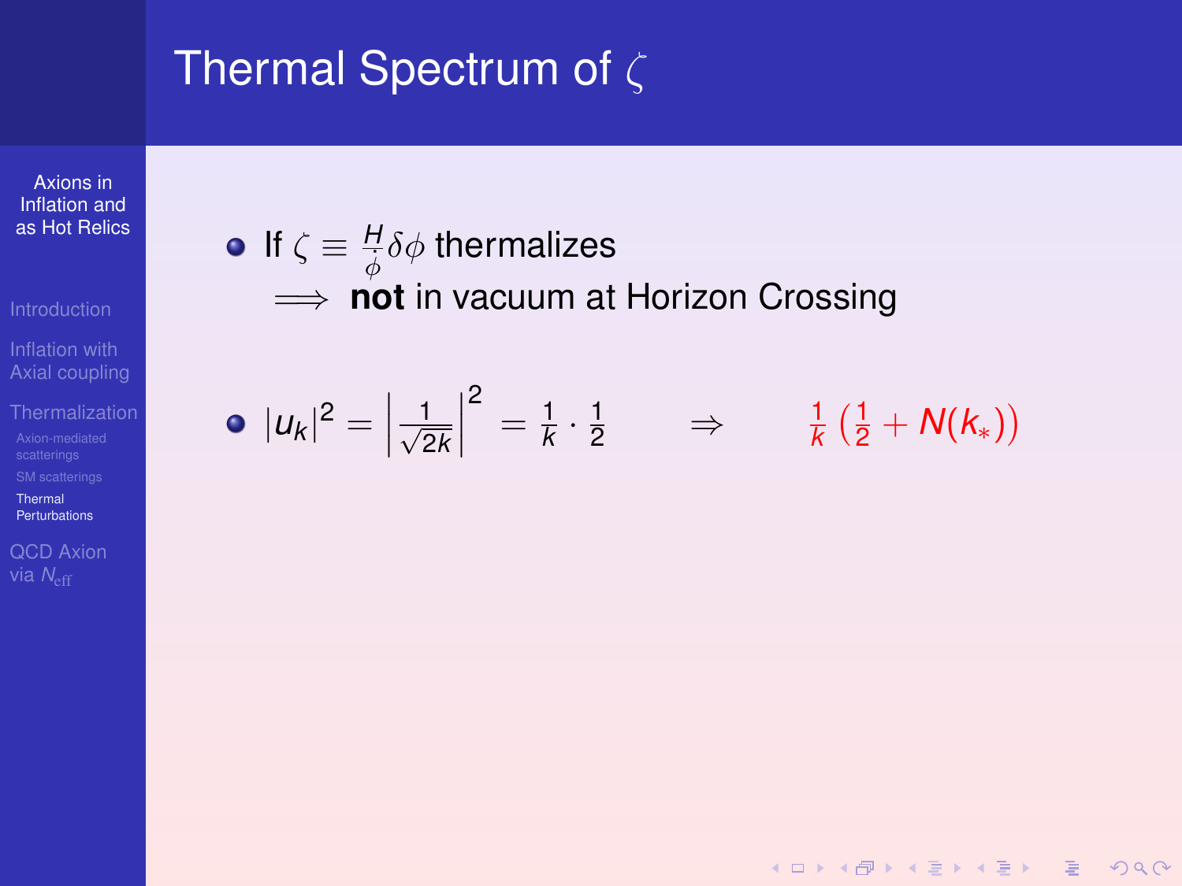# Thermal Spectrum of $\zeta$

- If $\zeta \equiv \frac{H}{\dot{\phi}} \delta\phi$ thermalizes
  $\implies$ **not** in vacuum at Horizon Crossing

- $|u_k|^2 = \left| \frac{1}{\sqrt{2k}} \right|^2 = \frac{1}{k} \cdot \frac{1}{2} \qquad \Rightarrow \qquad \frac{1}{k} \left( \frac{1}{2} + N(k_*) \right)$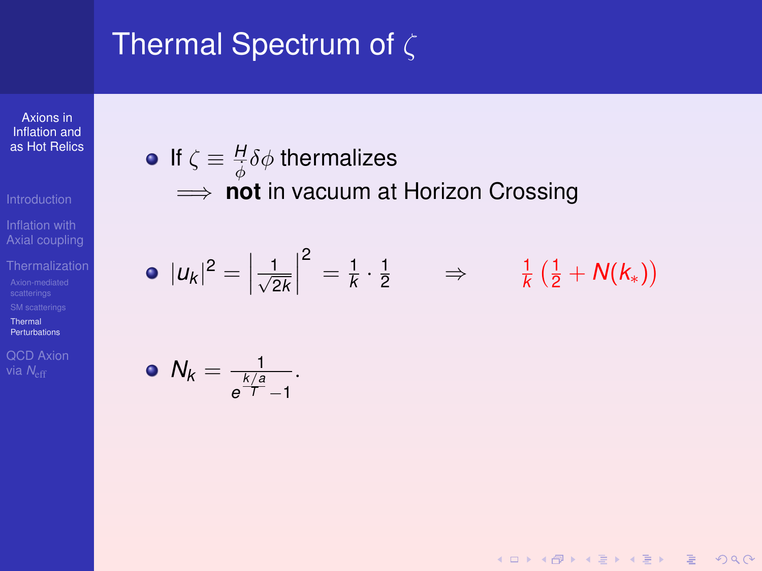# Thermal Spectrum of $\zeta$

- If $\zeta \equiv \frac{H}{\dot{\phi}}\delta\phi$ thermalizes
  $\Longrightarrow$ **not** in vacuum at Horizon Crossing

- $|u_k|^2 = \left|\frac{1}{\sqrt{2k}}\right|^2 = \frac{1}{k} \cdot \frac{1}{2} \qquad \Rightarrow \qquad \frac{1}{k}\left(\frac{1}{2} + N(k_*)\right)$

- $N_k = \frac{1}{e^{\frac{k/a}{T}} - 1}$.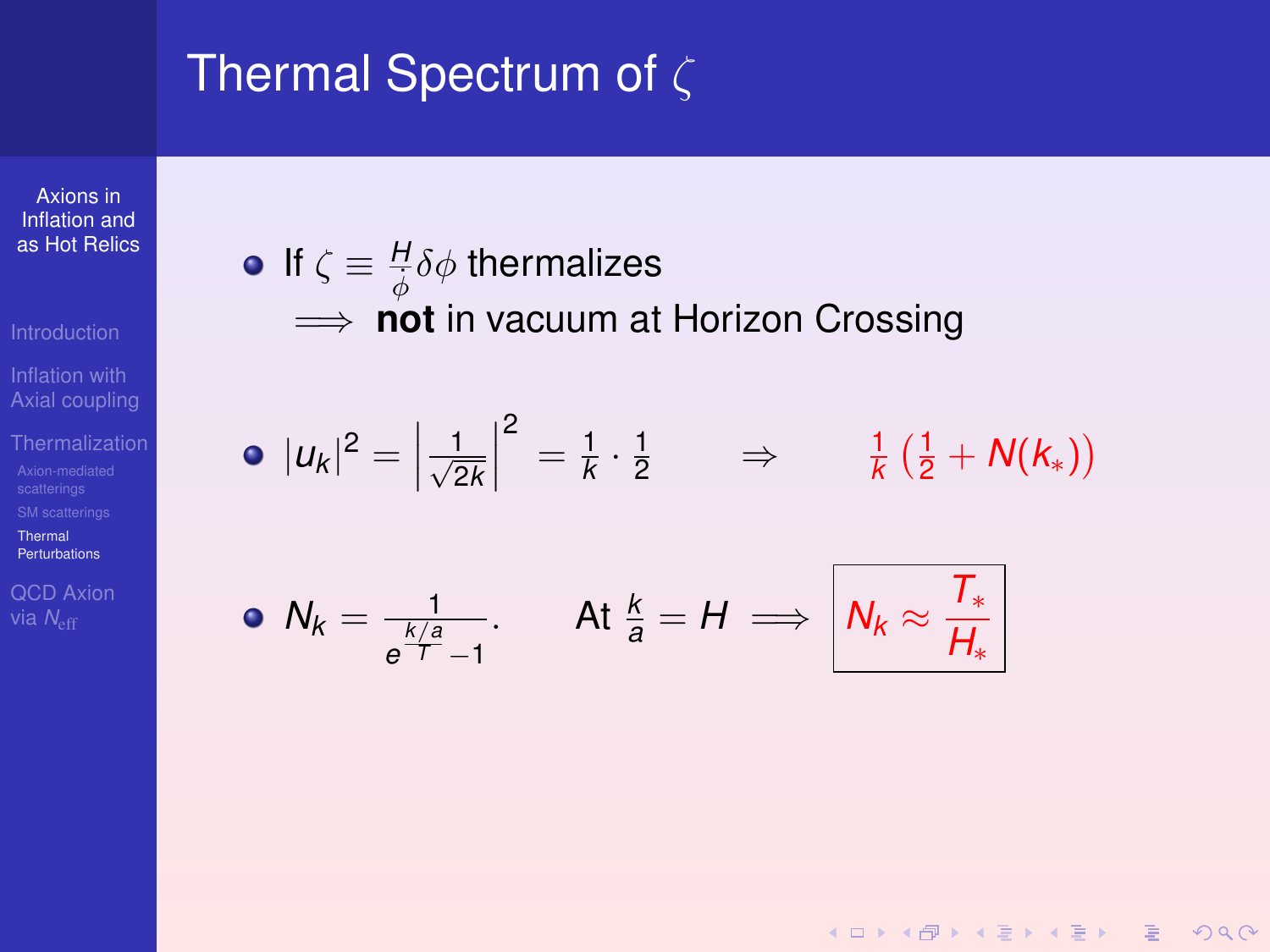# Thermal Spectrum of $\zeta$

- If $\zeta \equiv \frac{H}{\dot{\phi}}\delta\phi$ thermalizes
  $\Longrightarrow$ **not** in vacuum at Horizon Crossing

- $|u_k|^2 = \left|\frac{1}{\sqrt{2k}}\right|^2 = \frac{1}{k} \cdot \frac{1}{2} \qquad \Rightarrow \qquad \frac{1}{k}\left(\frac{1}{2} + N(k_*)\right)$

- $N_k = \frac{1}{e^{\frac{k/a}{T}} - 1}$. At $\frac{k}{a} = H \Longrightarrow$ $\boxed{N_k \approx \frac{T_*}{H_*}}$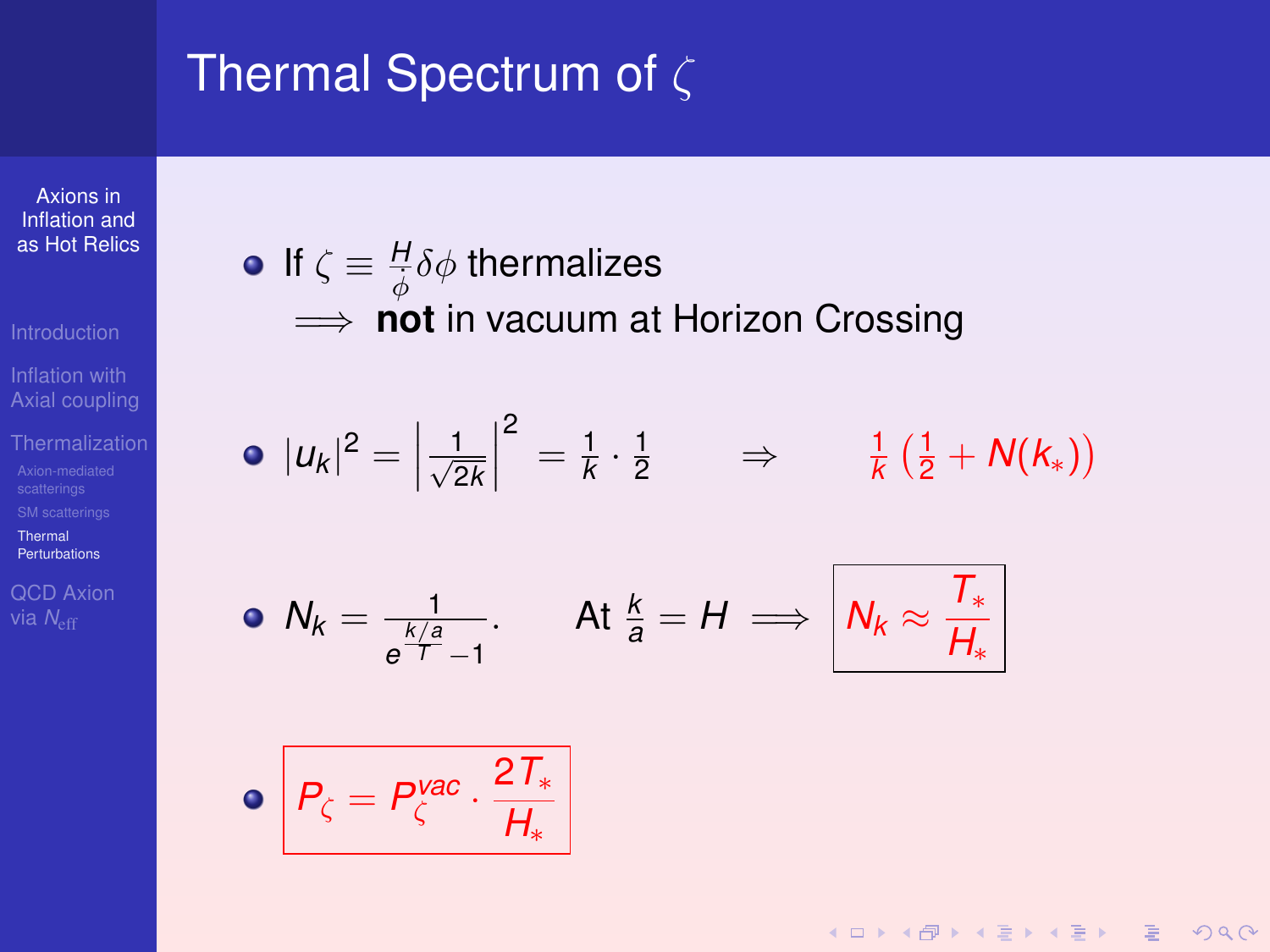# Thermal Spectrum of $\zeta$

- If $\zeta \equiv \frac{H}{\dot{\phi}}\delta\phi$ thermalizes $\implies$ **not** in vacuum at Horizon Crossing

- $|u_k|^2 = \left|\frac{1}{\sqrt{2k}}\right|^2 = \frac{1}{k}\cdot\frac{1}{2} \quad \Rightarrow \quad \frac{1}{k}\left(\frac{1}{2} + N(k_*)\right)$

- $N_k = \frac{1}{e^{\frac{k/a}{T}} - 1}$. At $\frac{k}{a} = H \implies \boxed{N_k \approx \frac{T_*}{H_*}}$

- $$\boxed{P_\zeta = P_\zeta^{vac} \cdot \frac{2T_*}{H_*}}$$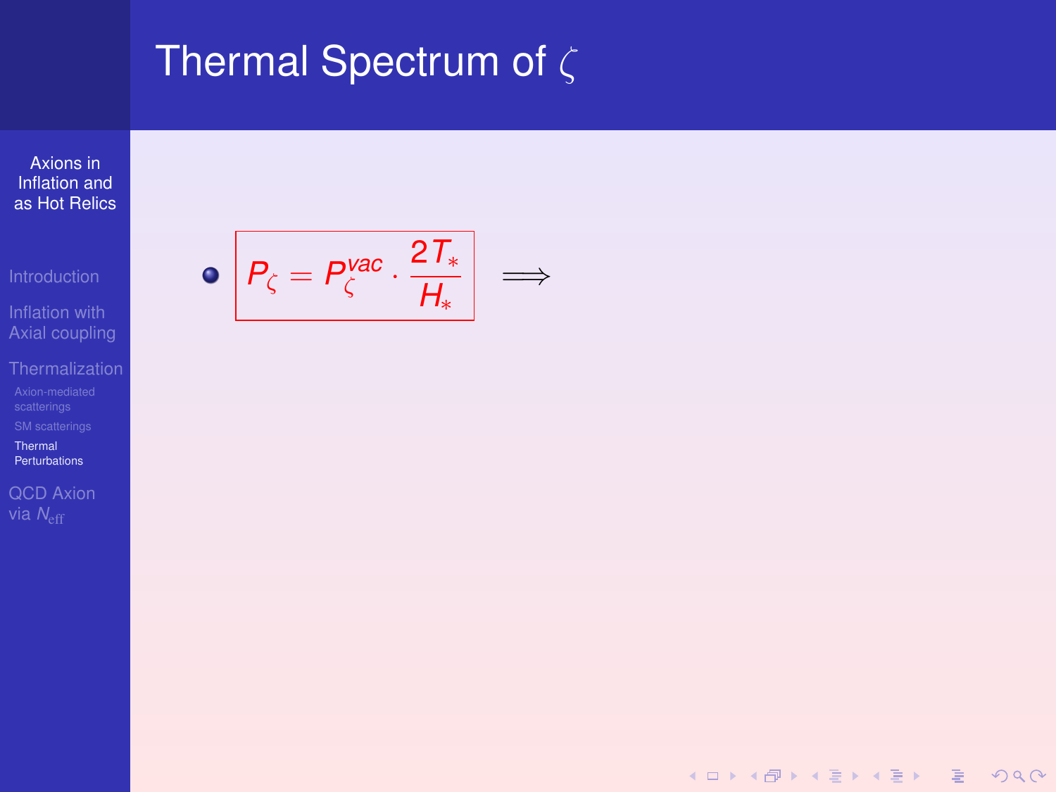# Thermal Spectrum of $\zeta$

- $$P_\zeta = P_\zeta^{vac} \cdot \frac{2T_*}{H_*} \quad \Longrightarrow$$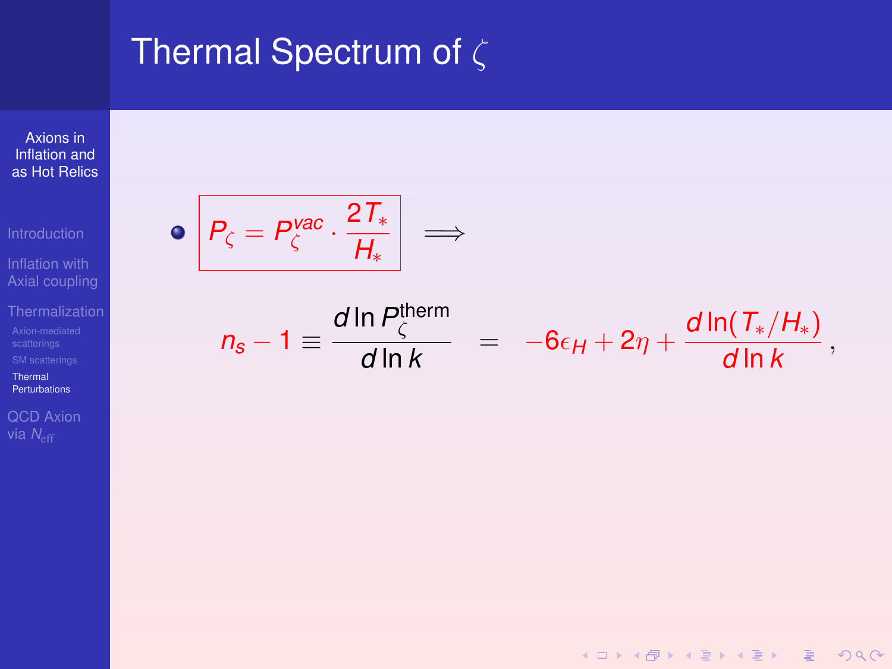# Thermal Spectrum of $\zeta$

- $$P_\zeta = P_\zeta^{vac} \cdot \frac{2T_*}{H_*} \quad \Longrightarrow$$

$$n_s - 1 \equiv \frac{d \ln P_\zeta^{\text{therm}}}{d \ln k} = -6\epsilon_H + 2\eta + \frac{d \ln (T_*/H_*)}{d \ln k},$$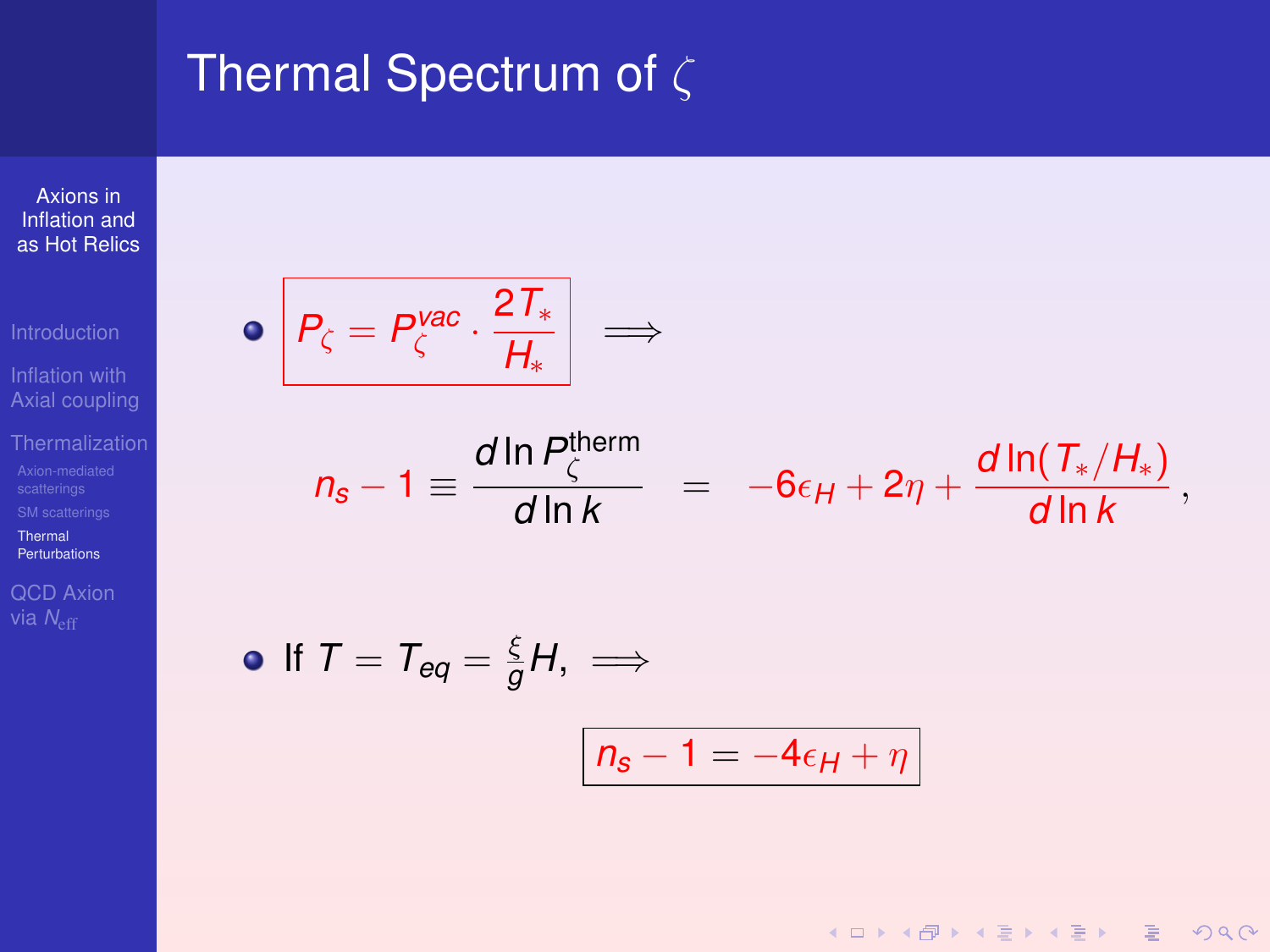# Thermal Spectrum of $\zeta$

- $$P_\zeta = P_\zeta^{vac} \cdot \frac{2T_*}{H_*} \implies$$

$$n_s - 1 \equiv \frac{d \ln P_\zeta^{\text{therm}}}{d \ln k} = -6\epsilon_H + 2\eta + \frac{d \ln(T_*/H_*)}{d \ln k},$$

- If $T = T_{eq} = \frac{\xi}{g} H$, $\implies$

$$n_s - 1 = -4\epsilon_H + \eta$$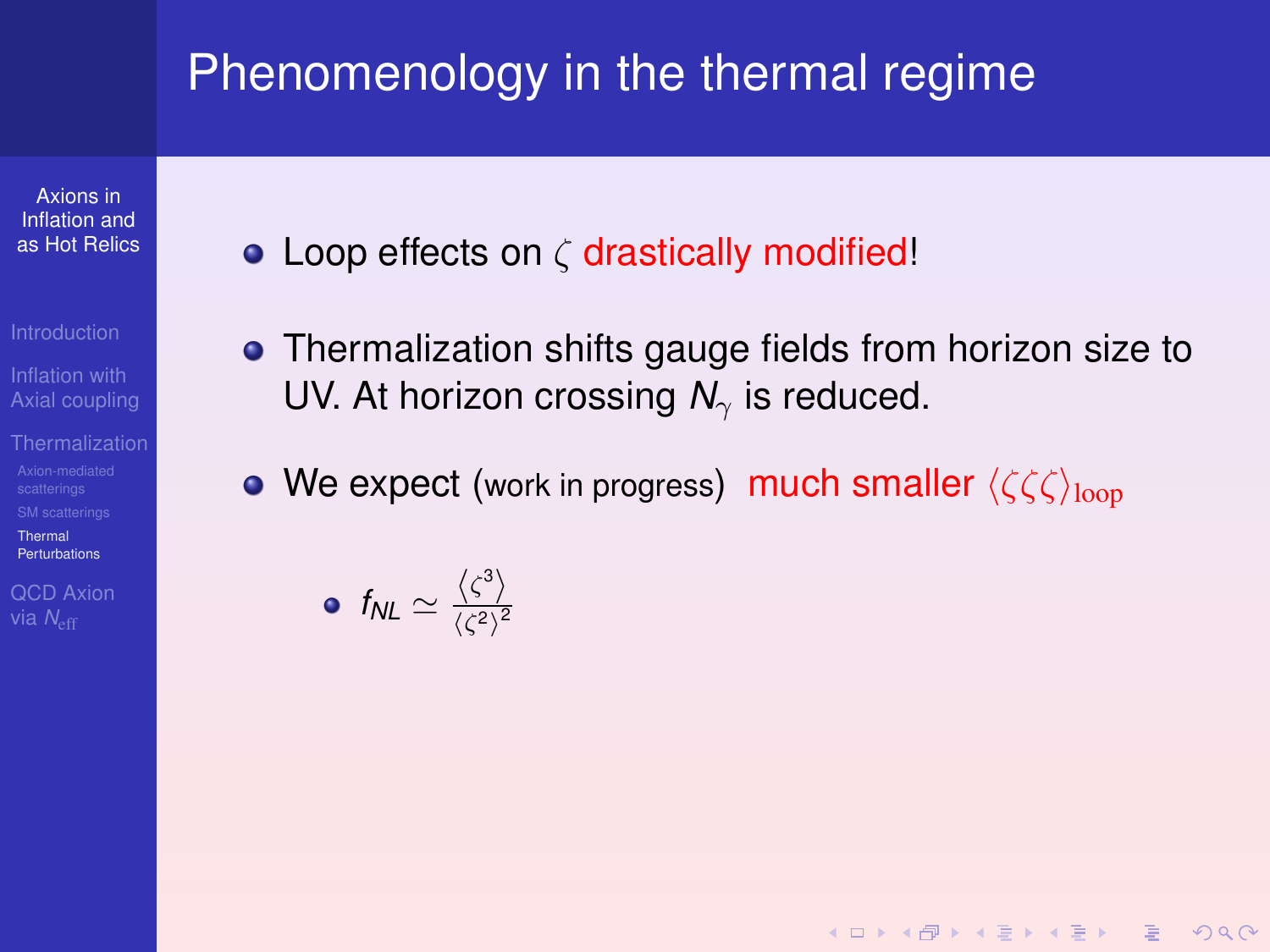# Phenomenology in the thermal regime

- Loop effects on $\zeta$ drastically modified!
- Thermalization shifts gauge fields from horizon size to UV. At horizon crossing $N_\gamma$ is reduced.
- We expect (work in progress) much smaller $\langle \zeta\zeta\zeta \rangle_{\text{loop}}$
  - $f_{NL} \simeq \frac{\langle \zeta^3 \rangle}{\langle \zeta^2 \rangle^2}$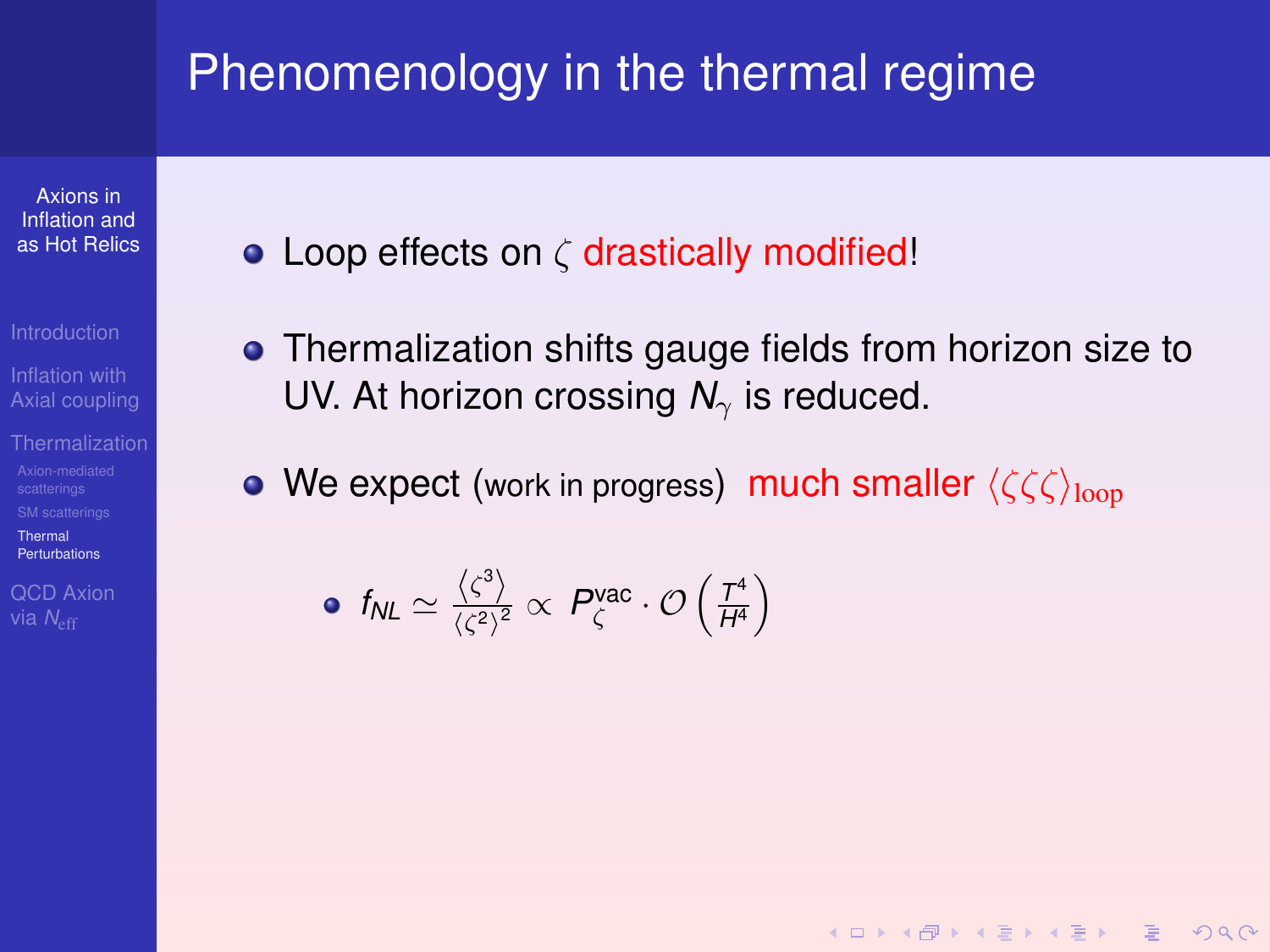# Phenomenology in the thermal regime

- Loop effects on $\zeta$ drastically modified!
- Thermalization shifts gauge fields from horizon size to UV. At horizon crossing $N_\gamma$ is reduced.
- We expect (work in progress) much smaller $\langle\zeta\zeta\zeta\rangle_{\rm loop}$
  - $f_{NL} \simeq \frac{\langle\zeta^3\rangle}{\langle\zeta^2\rangle^2} \propto P_\zeta^{\rm vac} \cdot \mathcal{O}\left(\frac{T^4}{H^4}\right)$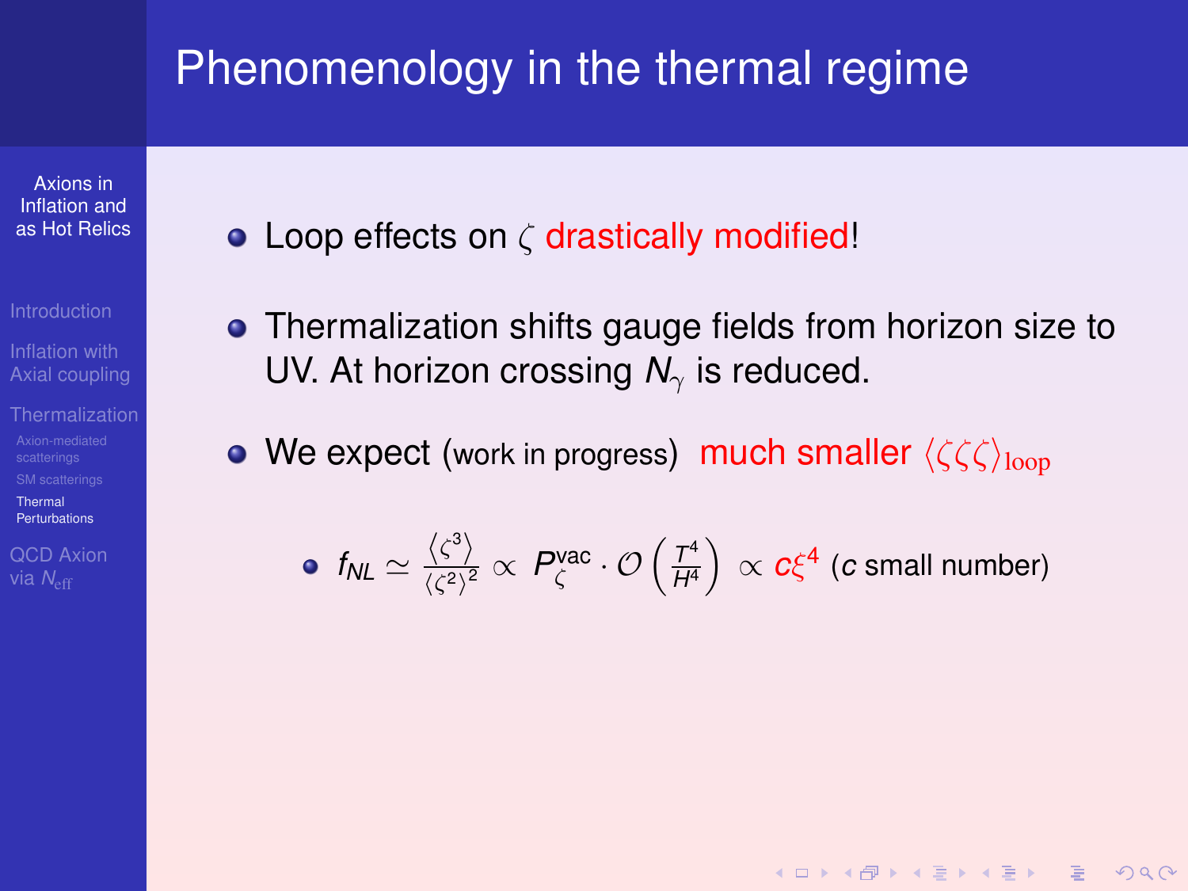# Phenomenology in the thermal regime

- Loop effects on $\zeta$ drastically modified!
- Thermalization shifts gauge fields from horizon size to UV. At horizon crossing $N_\gamma$ is reduced.
- We expect (work in progress) much smaller $\langle\zeta\zeta\zeta\rangle_{\rm loop}$
  - $f_{NL} \simeq \frac{\langle\zeta^3\rangle}{\langle\zeta^2\rangle^2} \propto P_\zeta^{\rm vac} \cdot \mathcal{O}\left(\frac{T^4}{H^4}\right) \propto c\xi^4$ ($c$ small number)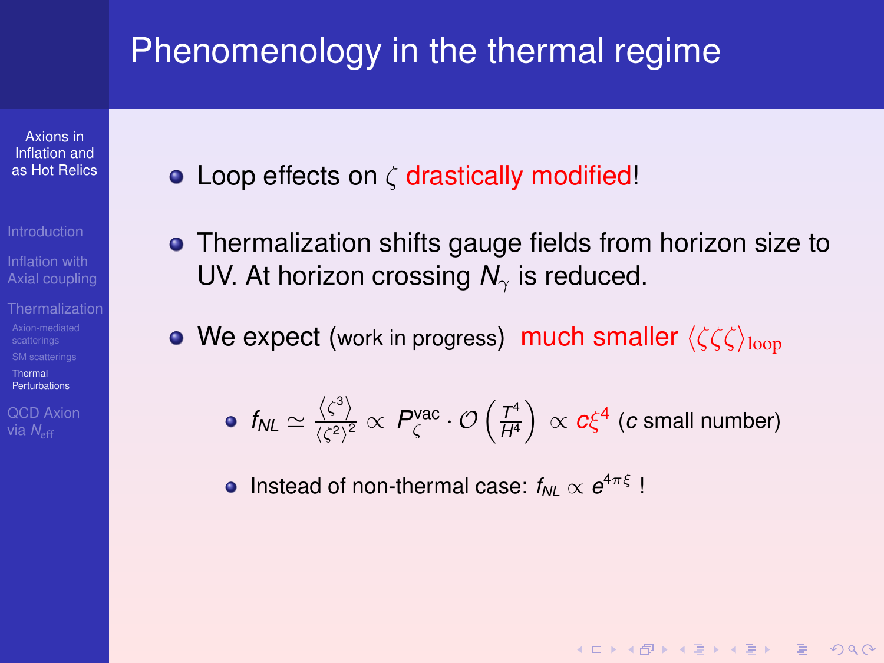# Phenomenology in the thermal regime

- Loop effects on $\zeta$ drastically modified!
- Thermalization shifts gauge fields from horizon size to UV. At horizon crossing $N_\gamma$ is reduced.
- We expect (work in progress) much smaller $\langle\zeta\zeta\zeta\rangle_{\text{loop}}$
  - $f_{NL} \simeq \frac{\langle\zeta^3\rangle}{\langle\zeta^2\rangle^2} \propto P_\zeta^{\text{vac}} \cdot \mathcal{O}\left(\frac{T^4}{H^4}\right) \propto c\xi^4$ ($c$ small number)
  - Instead of non-thermal case: $f_{NL} \propto e^{4\pi\xi}$ !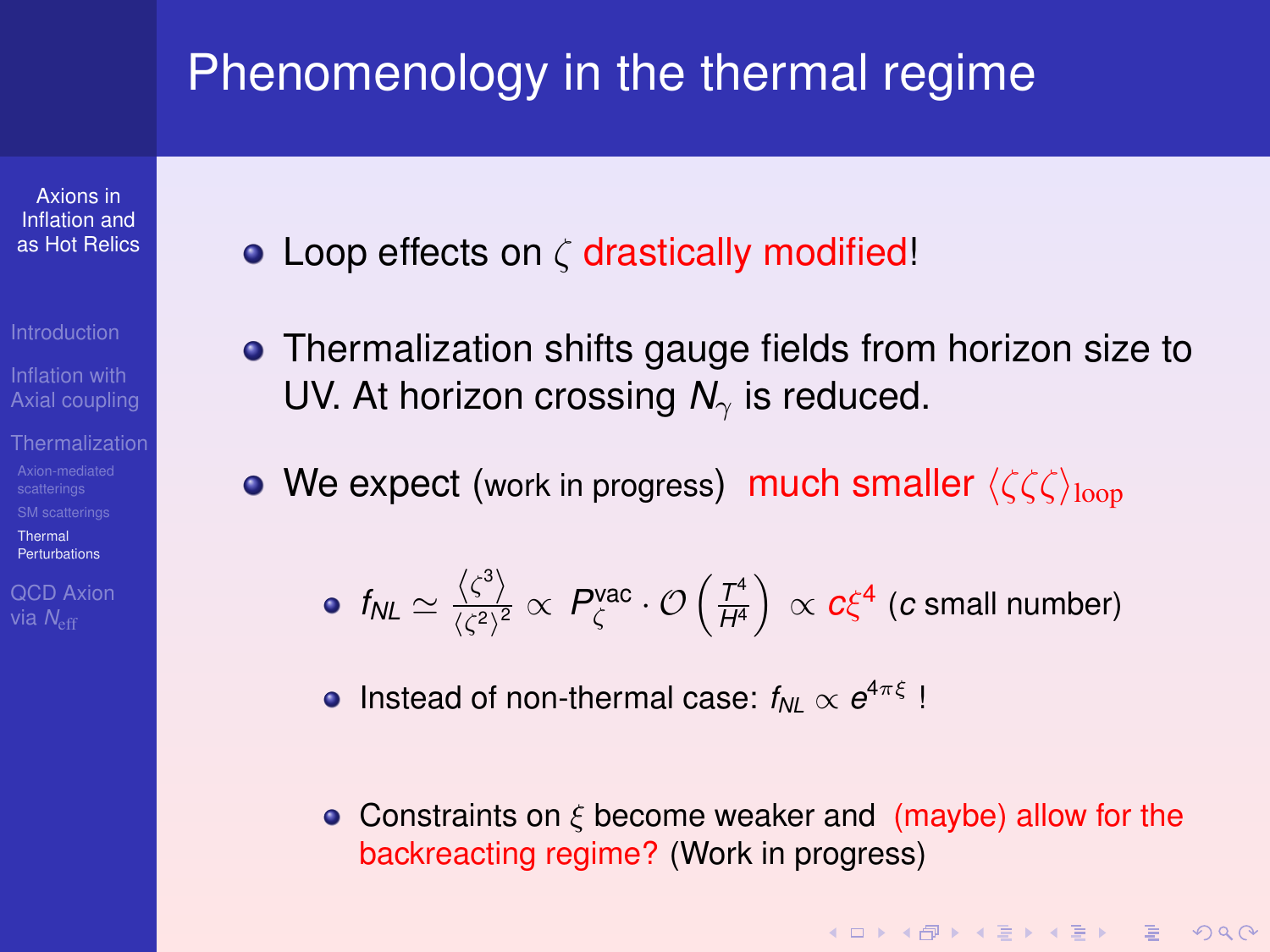# Phenomenology in the thermal regime

- Loop effects on $\zeta$ drastically modified!
- Thermalization shifts gauge fields from horizon size to UV. At horizon crossing $N_\gamma$ is reduced.
- We expect (work in progress) much smaller $\langle\zeta\zeta\zeta\rangle_{\rm loop}$
  - $f_{NL} \simeq \frac{\langle\zeta^3\rangle}{\langle\zeta^2\rangle^2} \propto P_\zeta^{\rm vac} \cdot \mathcal{O}\left(\frac{T^4}{H^4}\right) \propto c\xi^4$ ($c$ small number)
  - Instead of non-thermal case: $f_{NL} \propto e^{4\pi\xi}$ !
  - Constraints on $\xi$ become weaker and (maybe) allow for the backreacting regime? (Work in progress)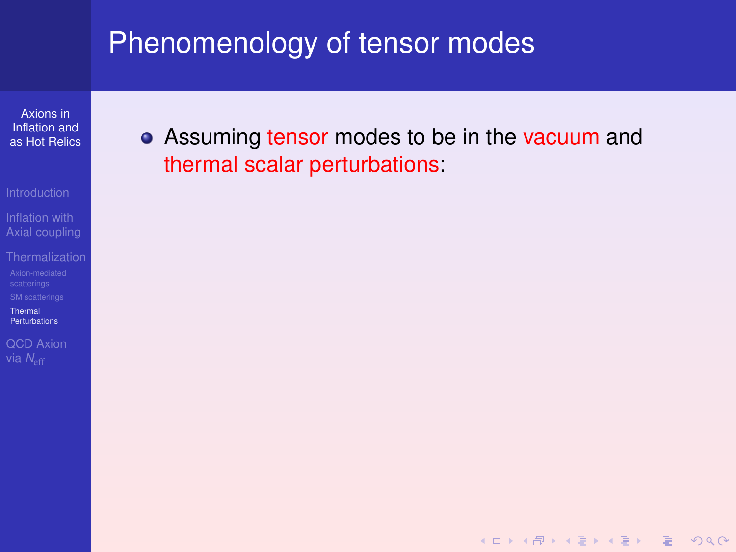# Phenomenology of tensor modes

- Assuming tensor modes to be in the vacuum and thermal scalar perturbations: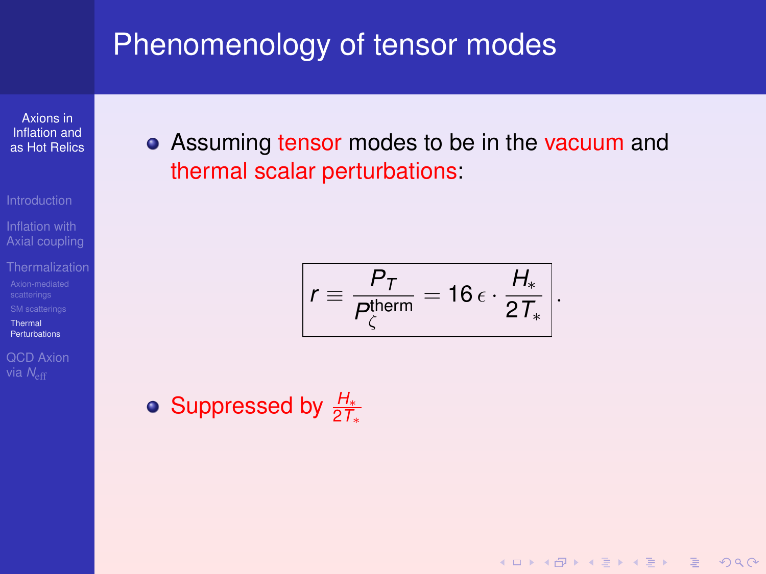# Phenomenology of tensor modes

- Assuming tensor modes to be in the vacuum and thermal scalar perturbations:

$$
\boxed{r \equiv \frac{P_T}{P_\zeta^{\text{therm}}} = 16\,\epsilon \cdot \frac{H_*}{2T_*}}\,.
$$

- Suppressed by $\frac{H_*}{2T_*}$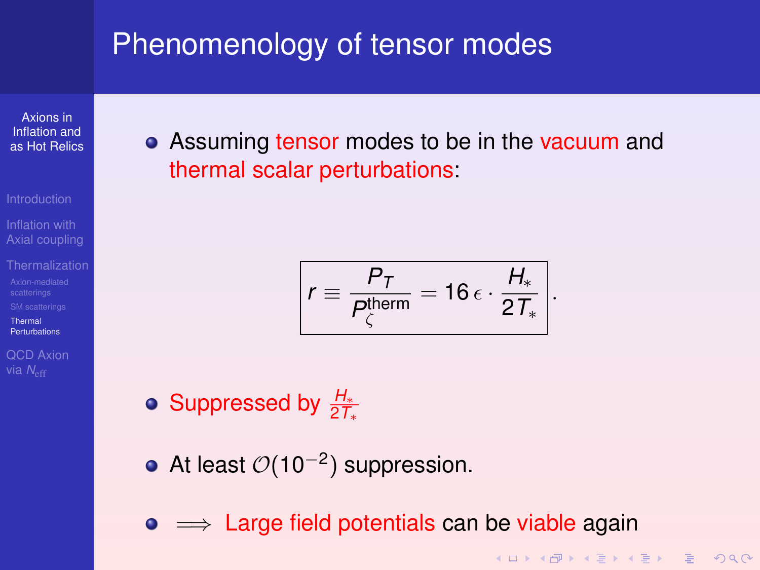# Phenomenology of tensor modes

- Assuming tensor modes to be in the vacuum and thermal scalar perturbations:

$$\boxed{r \equiv \frac{P_T}{P_\zeta^{\text{therm}}} = 16\,\epsilon \cdot \frac{H_*}{2T_*}}.$$

- Suppressed by $\frac{H_*}{2T_*}$
- At least $\mathcal{O}(10^{-2})$ suppression.
- $\implies$ Large field potentials can be viable again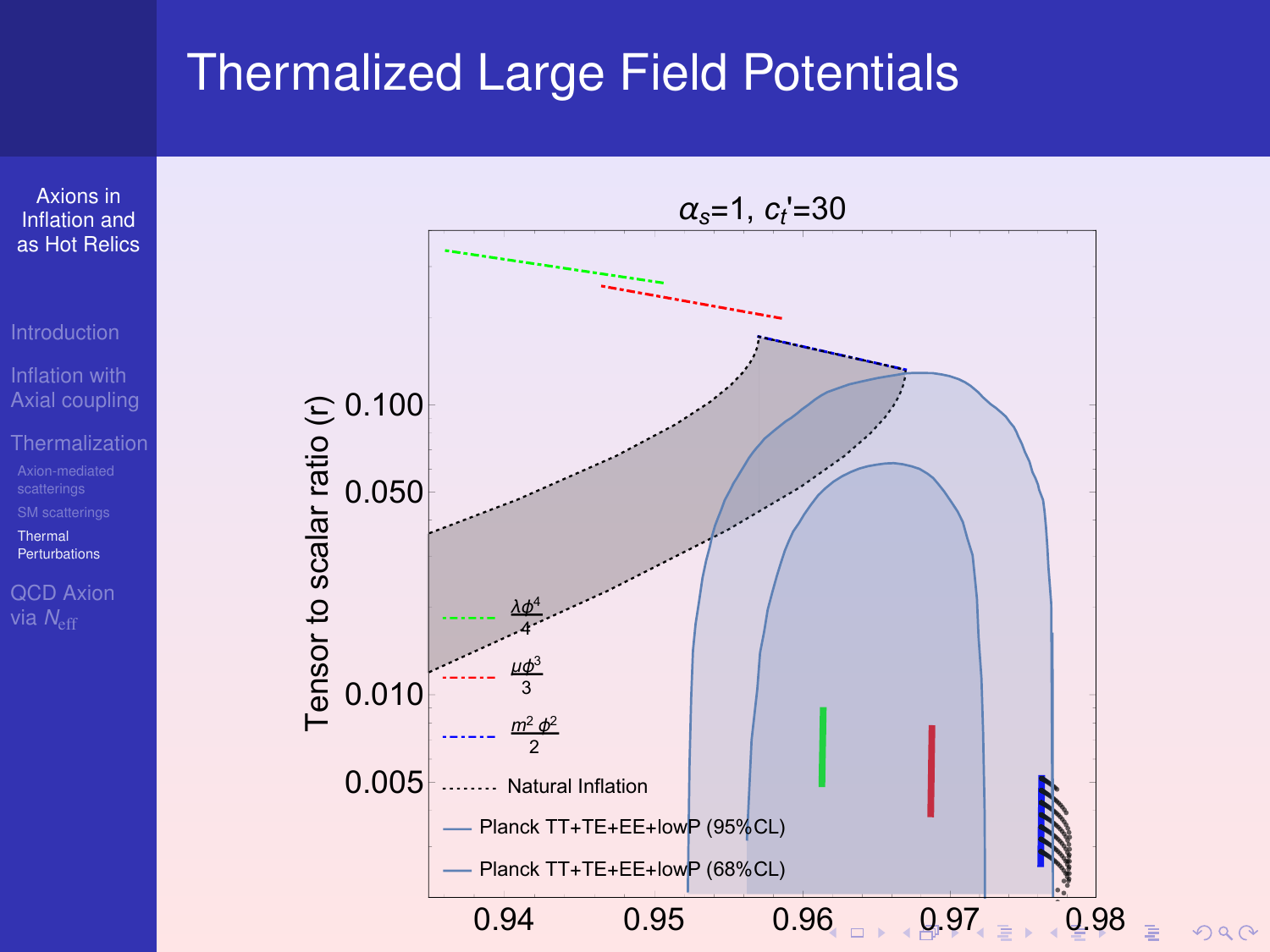# Thermalized Large Field Potentials

$\alpha_s$=1, $c_t'$=30

Tensor to scalar ratio (r)

0.100
0.050
0.010
0.005

0.94 0.95 0.96 0.97 0.98

$\frac{\lambda \phi^4}{4}$

$\frac{\mu \phi^3}{3}$

$\frac{m^2 \phi^2}{2}$

Natural Inflation

Planck TT+TE+EE+lowP (95%CL)

Planck TT+TE+EE+lowP (68%CL)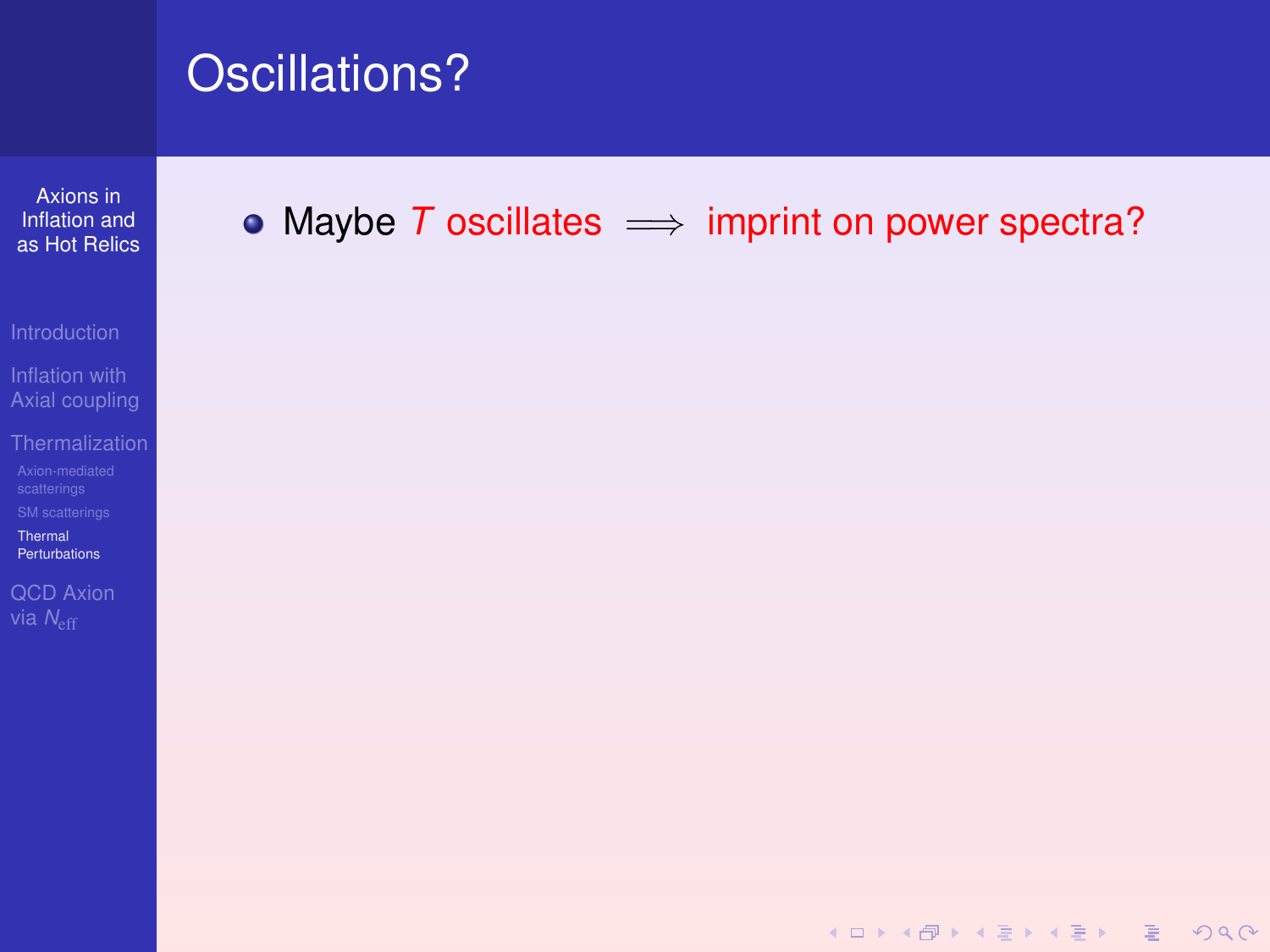# Oscillations?

- Maybe $T$ oscillates $\implies$ imprint on power spectra?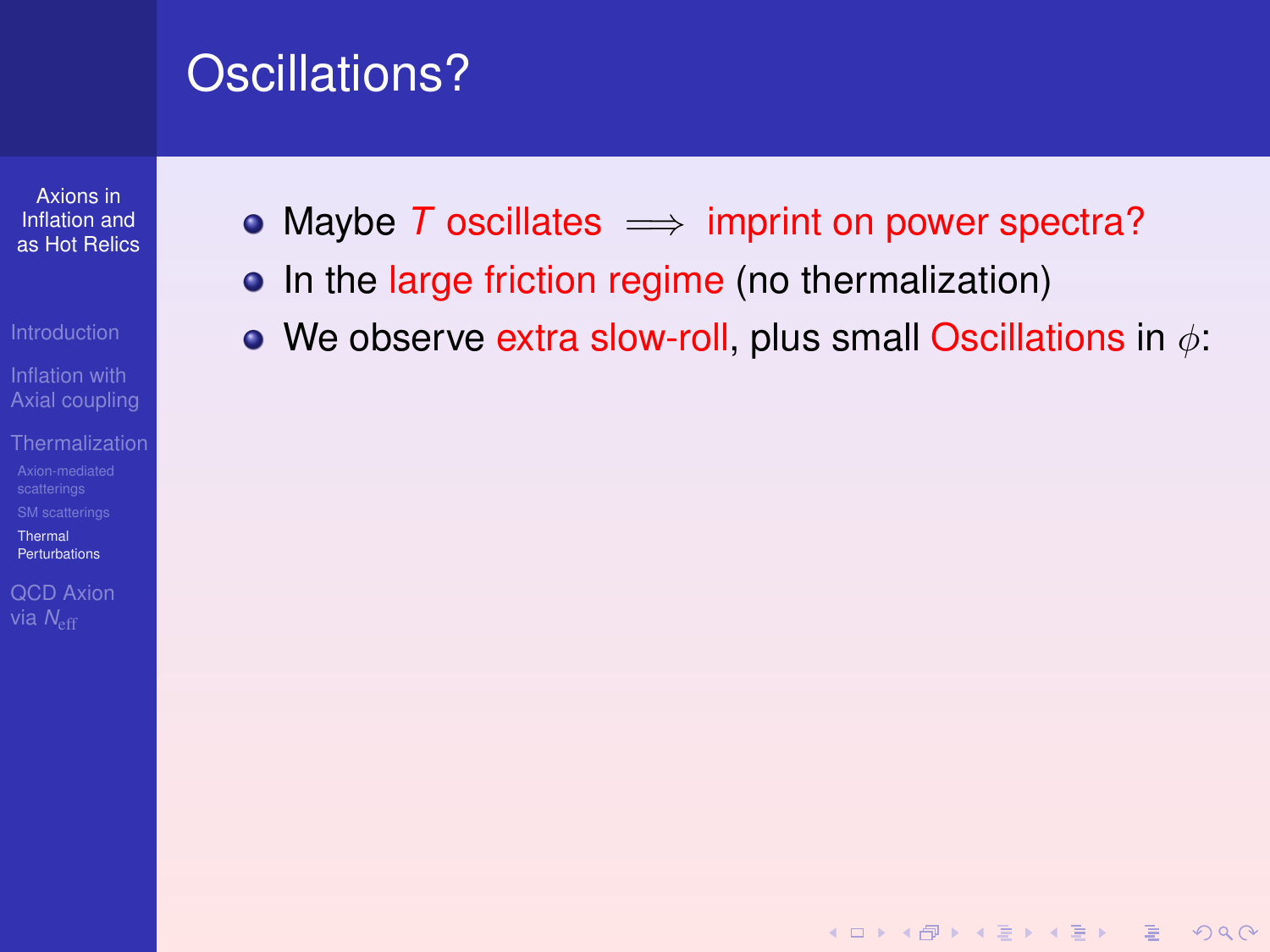# Oscillations?

- Maybe $T$ oscillates $\implies$ imprint on power spectra?
- In the large friction regime (no thermalization)
- We observe extra slow-roll, plus small Oscillations in $\phi$: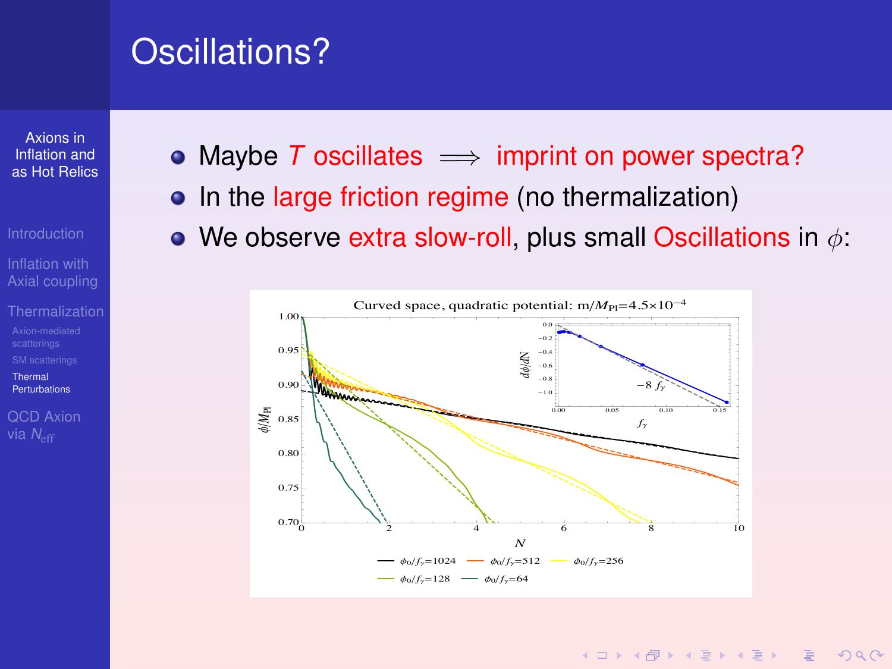# Oscillations?

- Maybe $T$ oscillates $\implies$ imprint on power spectra?
- In the large friction regime (no thermalization)
- We observe extra slow-roll, plus small Oscillations in $\phi$: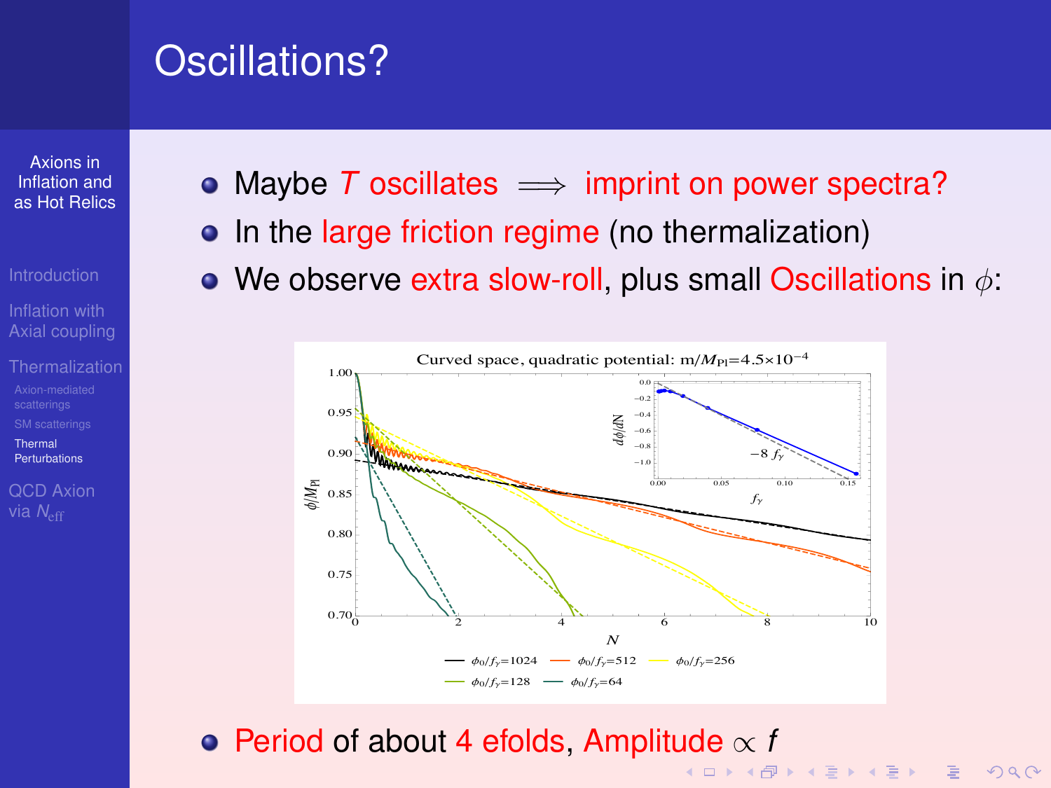# Oscillations?

- Maybe $T$ oscillates $\implies$ imprint on power spectra?
- In the large friction regime (no thermalization)
- We observe extra slow-roll, plus small Oscillations in $\phi$:

- Period of about 4 efolds, Amplitude $\propto f$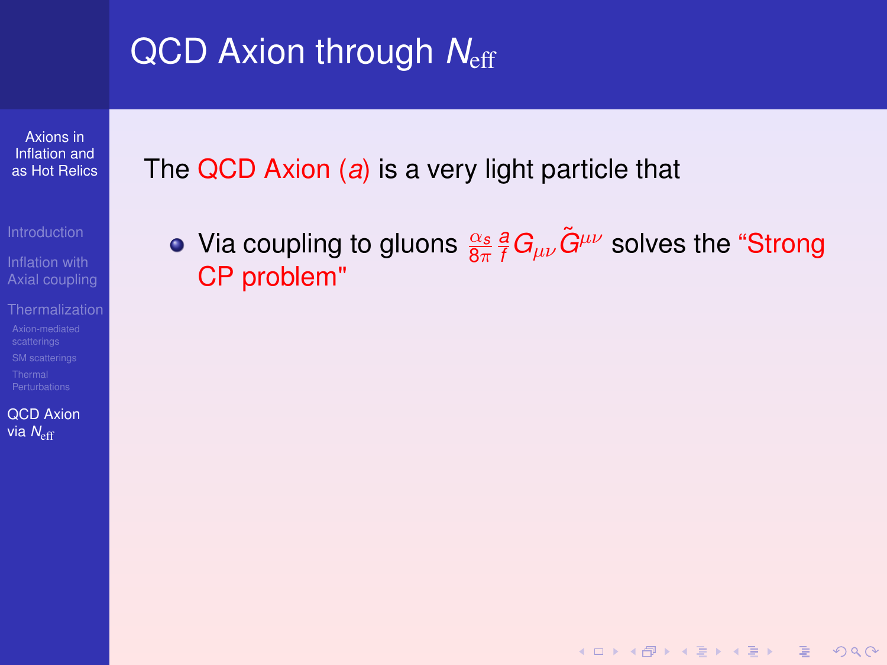# QCD Axion through $N_{\rm eff}$

The QCD Axion ($a$) is a very light particle that

- Via coupling to gluons $\frac{\alpha_s}{8\pi}\frac{a}{f}G_{\mu\nu}\tilde{G}^{\mu\nu}$ solves the "Strong CP problem"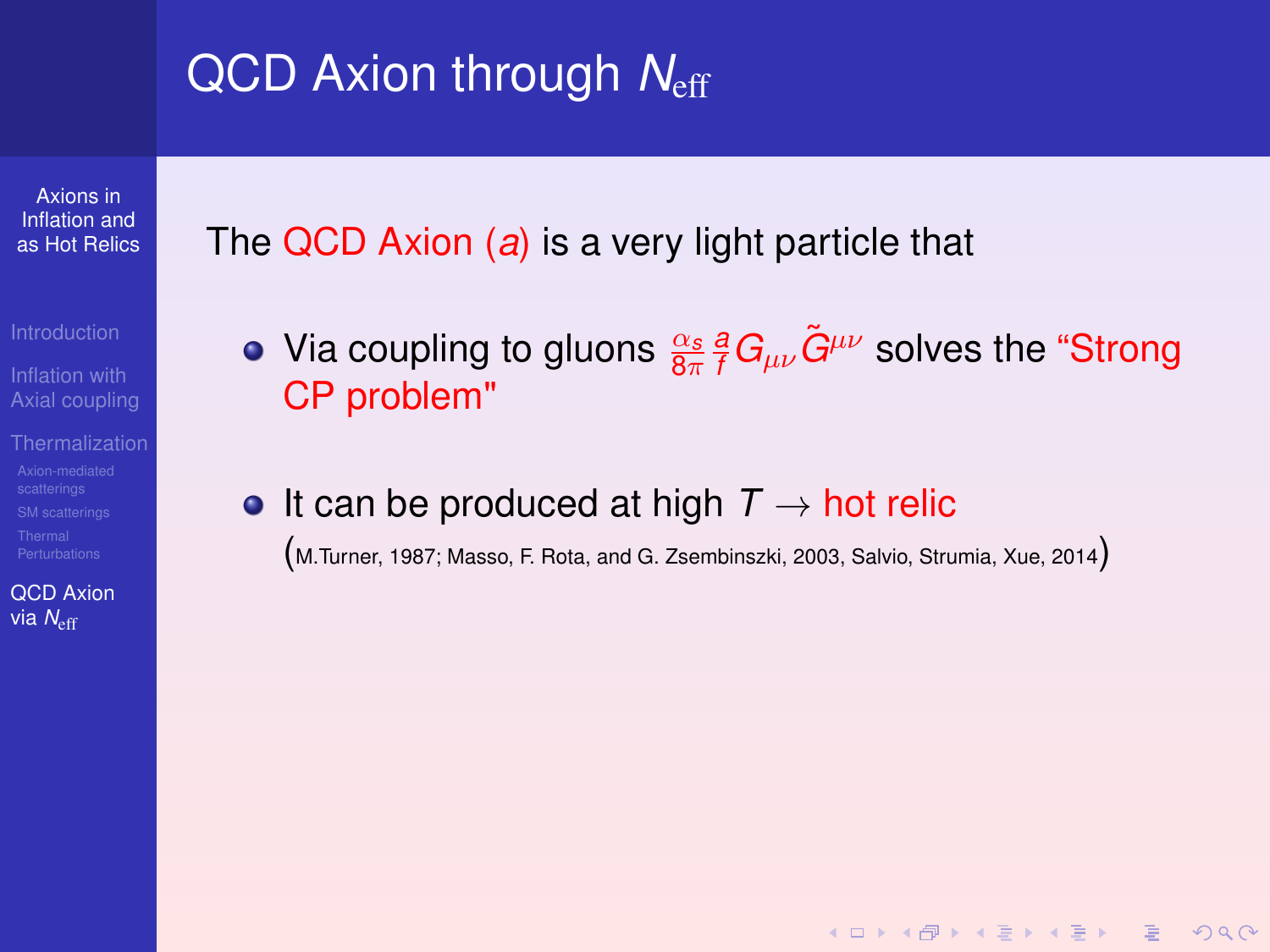# QCD Axion through $N_{\rm eff}$

The QCD Axion ($a$) is a very light particle that

- Via coupling to gluons $\frac{\alpha_s}{8\pi}\frac{a}{f}G_{\mu\nu}\tilde{G}^{\mu\nu}$ solves the "Strong CP problem"
- It can be produced at high $T$ $\rightarrow$ hot relic (M.Turner, 1987; Masso, F. Rota, and G. Zsembinszki, 2003, Salvio, Strumia, Xue, 2014)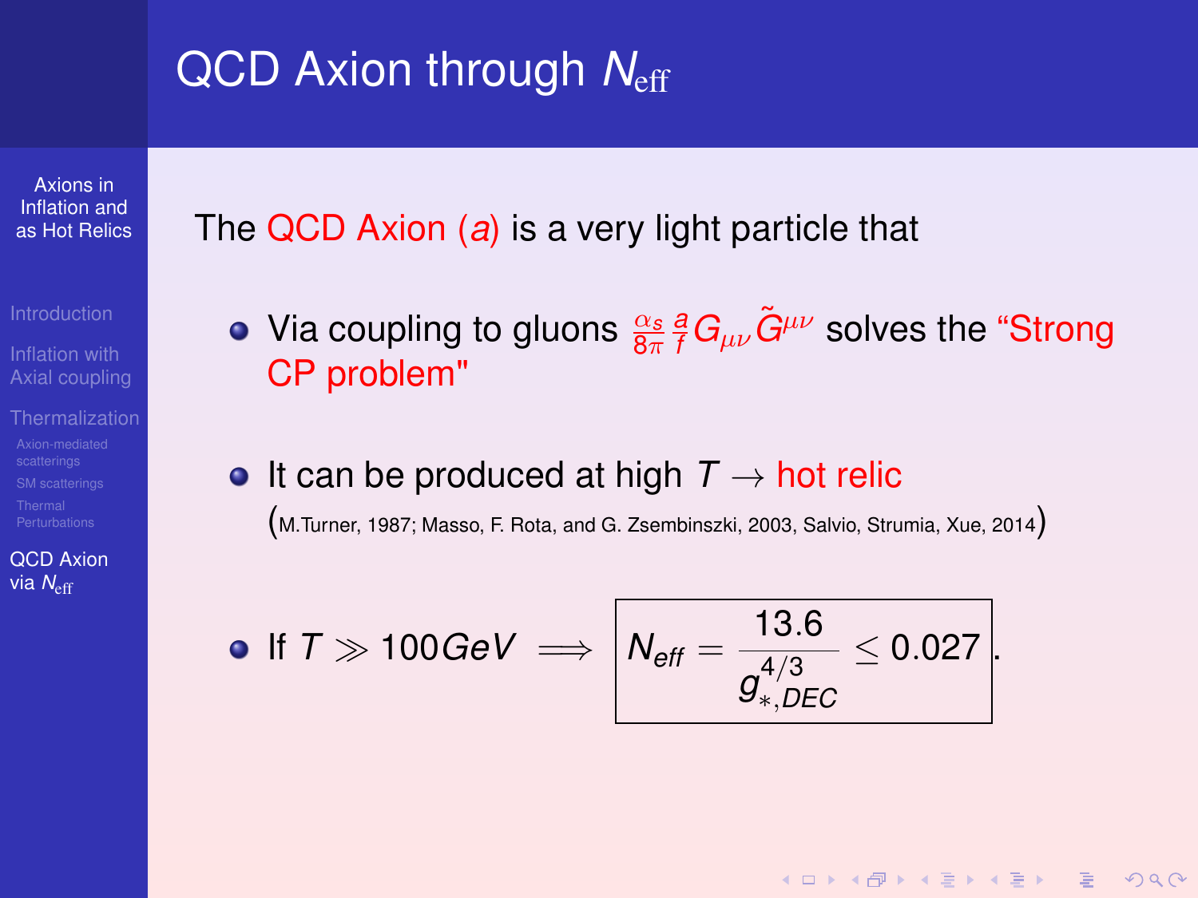# QCD Axion through $N_{\text{eff}}$

The QCD Axion ($a$) is a very light particle that

- Via coupling to gluons $\frac{\alpha_s}{8\pi}\frac{a}{f}G_{\mu\nu}\tilde{G}^{\mu\nu}$ solves the "Strong CP problem"

- It can be produced at high $T \to$ hot relic
  (M.Turner, 1987; Masso, F. Rota, and G. Zsembinszki, 2003, Salvio, Strumia, Xue, 2014)

- If $T \gg 100 GeV \implies$ $\boxed{N_{eff} = \frac{13.6}{g_{*,DEC}^{4/3}} \leq 0.027}$.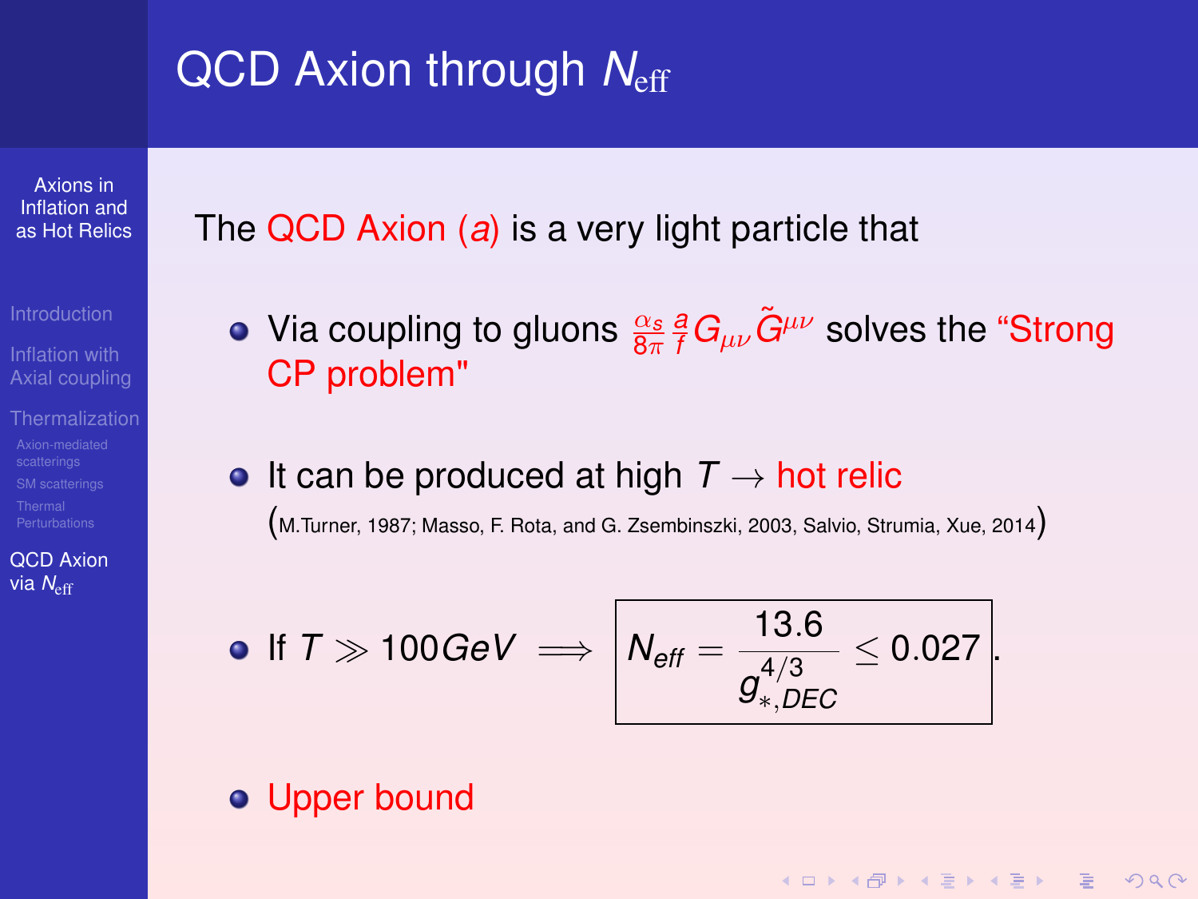# QCD Axion through $N_{\rm eff}$

The QCD Axion ($a$) is a very light particle that

- Via coupling to gluons $\frac{\alpha_s}{8\pi}\frac{a}{f}G_{\mu\nu}\tilde{G}^{\mu\nu}$ solves the "Strong CP problem"
- It can be produced at high $T \rightarrow$ hot relic (M.Turner, 1987; Masso, F. Rota, and G. Zsembinszki, 2003, Salvio, Strumia, Xue, 2014)
- If $T \gg 100 GeV \implies \boxed{N_{eff} = \frac{13.6}{g_{*,DEC}^{4/3}} \leq 0.027}$.
- Upper bound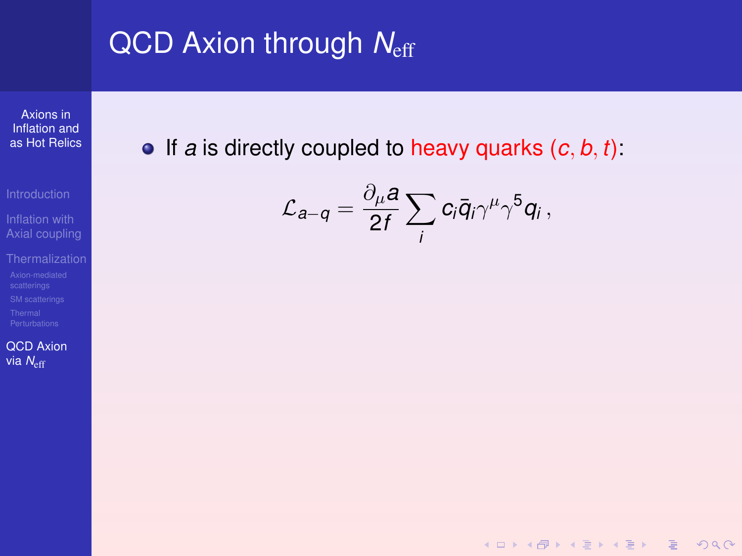# QCD Axion through $N_{\text{eff}}$

- If $a$ is directly coupled to heavy quarks ($c, b, t$):

$$\mathcal{L}_{a-q} = \frac{\partial_\mu a}{2f} \sum_i c_i \bar{q}_i \gamma^\mu \gamma^5 q_i \,,$$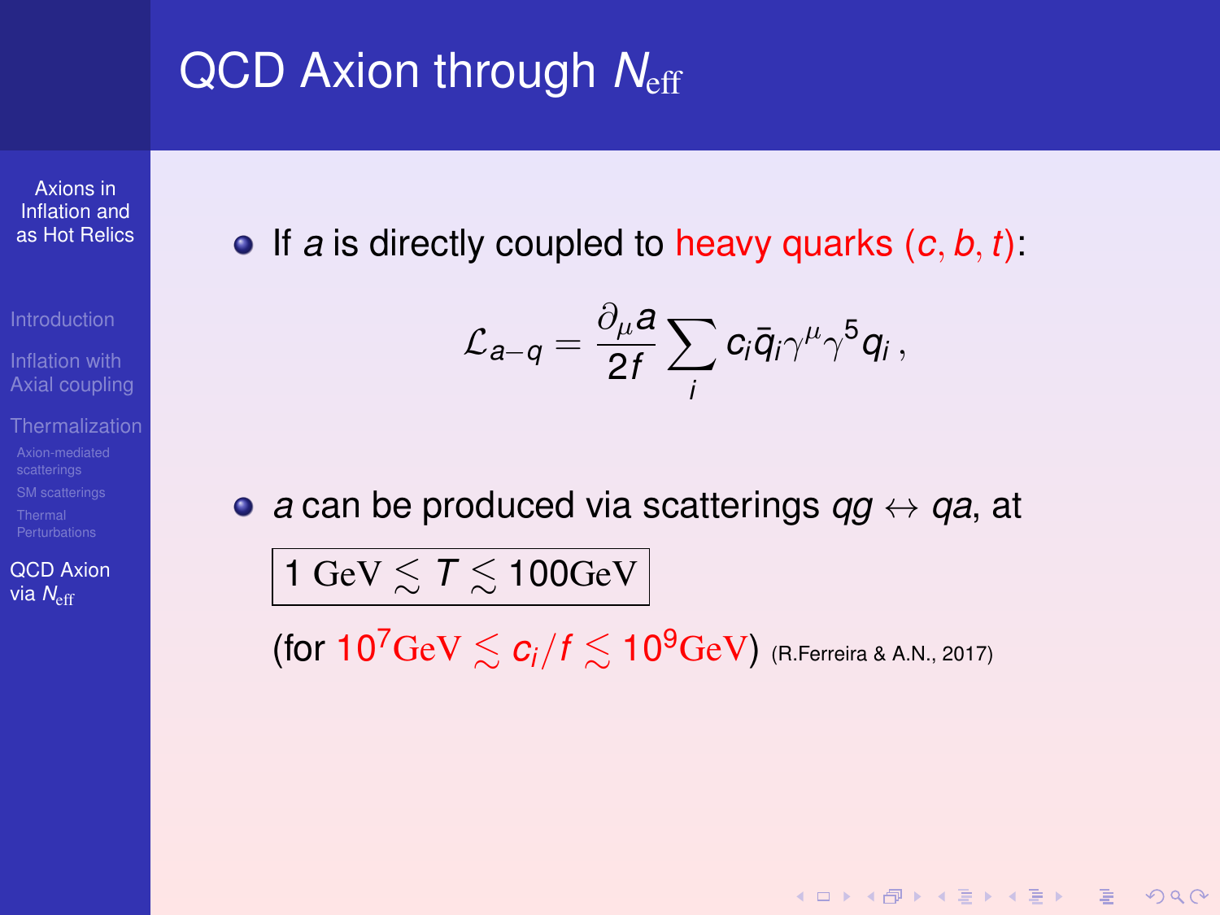# QCD Axion through $N_{\rm eff}$

- If $a$ is directly coupled to heavy quarks ($c, b, t$):

$$\mathcal{L}_{a-q} = \frac{\partial_\mu a}{2f} \sum_i c_i \bar{q}_i \gamma^\mu \gamma^5 q_i \,,$$

- $a$ can be produced via scatterings $qg \leftrightarrow qa$, at

$$\boxed{1 \text{ GeV} \lesssim T \lesssim 100\text{GeV}}$$

(for $10^7\text{GeV} \lesssim c_i/f \lesssim 10^9\text{GeV}$) (R.Ferreira & A.N., 2017)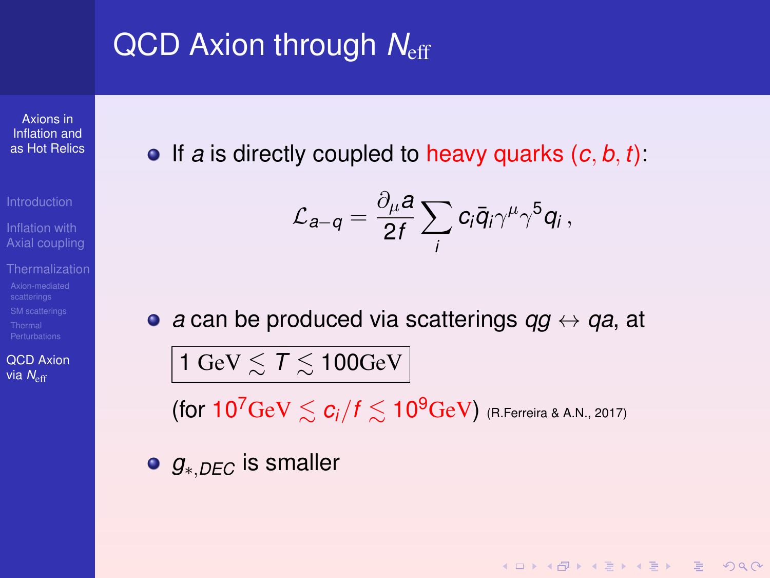# QCD Axion through $N_{\rm eff}$

- If $a$ is directly coupled to heavy quarks ($c, b, t$):

$$\mathcal{L}_{a-q} = \frac{\partial_\mu a}{2f} \sum_i c_i \bar{q}_i \gamma^\mu \gamma^5 q_i \,,$$

- $a$ can be produced via scatterings $qg \leftrightarrow qa$, at

$$\boxed{1\ \mathrm{GeV} \lesssim T \lesssim 100\mathrm{GeV}}$$

(for $10^7\mathrm{GeV} \lesssim c_i/f \lesssim 10^9\mathrm{GeV}$) (R.Ferreira & A.N., 2017)

- $g_{*,DEC}$ is smaller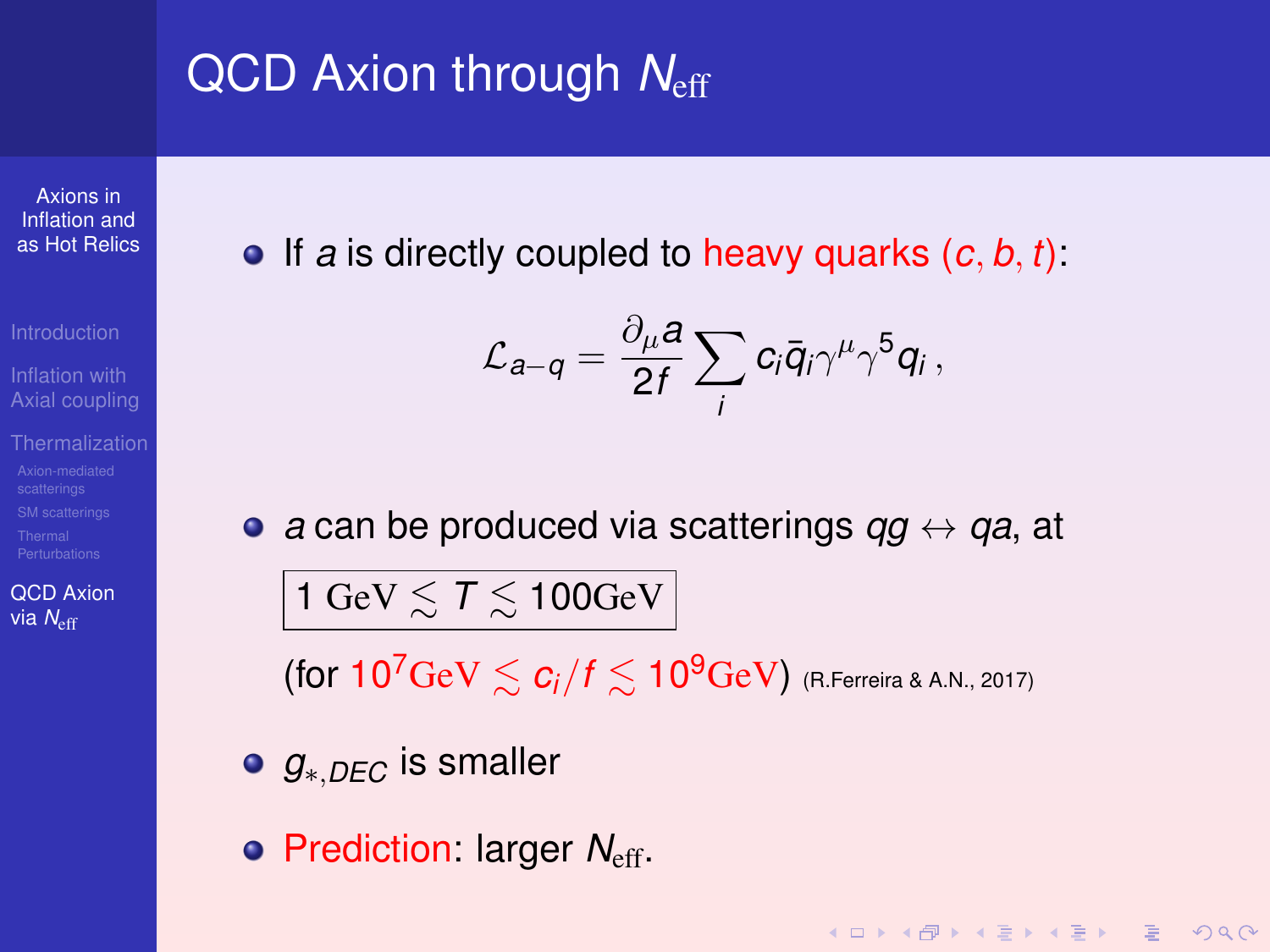# QCD Axion through $N_{\rm eff}$

- If $a$ is directly coupled to heavy quarks $(c, b, t)$:

$$\mathcal{L}_{a-q} = \frac{\partial_\mu a}{2f} \sum_i c_i \bar{q}_i \gamma^\mu \gamma^5 q_i \, ,$$

- $a$ can be produced via scatterings $qg \leftrightarrow qa$, at

  $$\boxed{1 \text{ GeV} \lesssim T \lesssim 100 \text{GeV}}$$

  (for $10^7 \text{GeV} \lesssim c_i/f \lesssim 10^9 \text{GeV}$) (R.Ferreira & A.N., 2017)

- $g_{*,DEC}$ is smaller

- Prediction: larger $N_{\rm eff}$.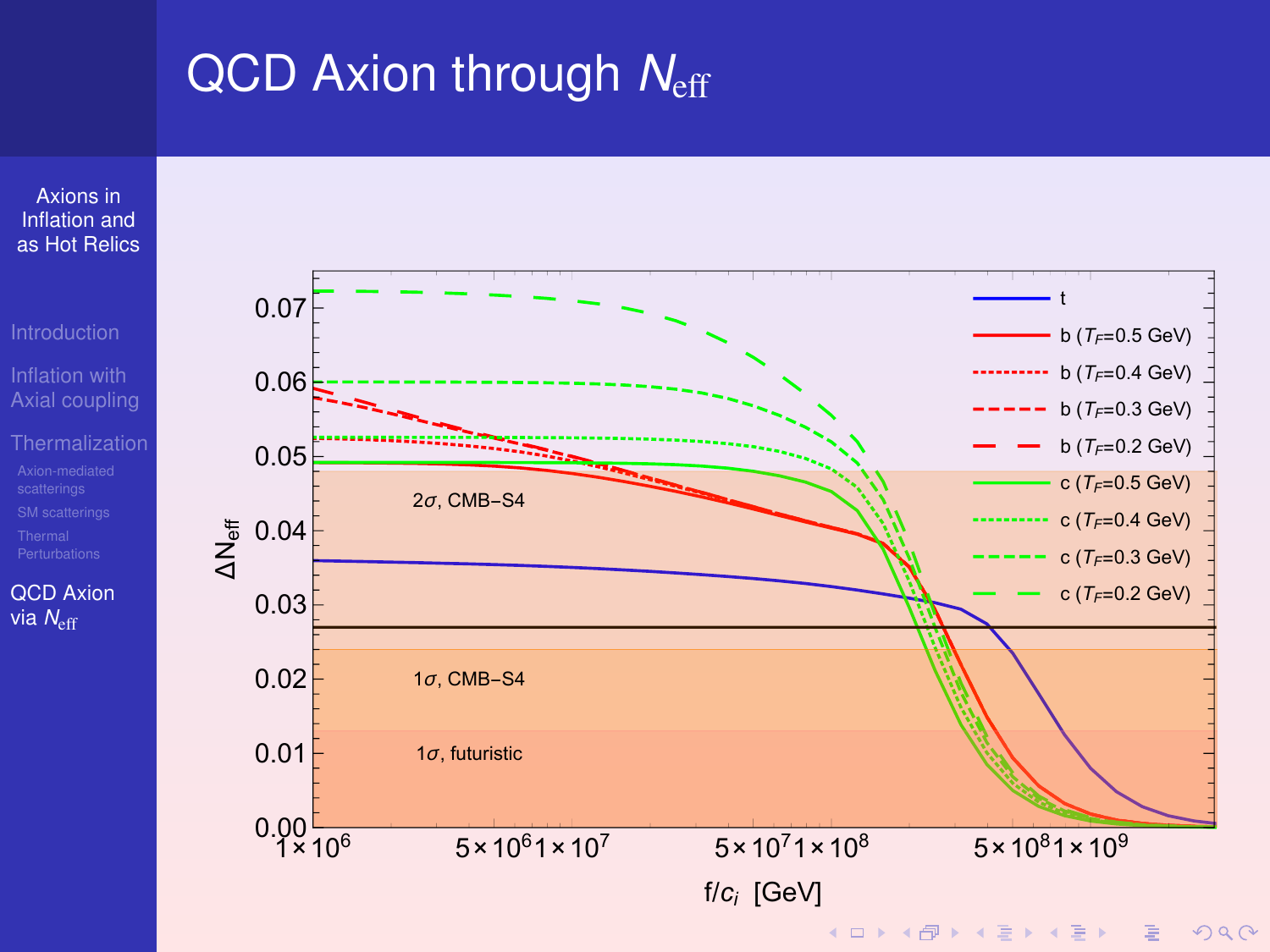# QCD Axion through $N_{\text{eff}}$

Axions in Inflation and as Hot Relics

Introduction

Inflation with Axial coupling

Thermalization

Axion-mediated scatterings

SM scatterings

Thermal Perturbations

QCD Axion via $N_{\text{eff}}$

$\Delta N_{\text{eff}}$

0.07
0.06
0.05
0.04
0.03
0.02
0.01
0.00

$1\times10^6$ $5\times10^6$ $1\times10^7$ $5\times10^7$ $1\times10^8$ $5\times10^8$ $1\times10^9$

$f/c_i$ [GeV]

t

b ($T_F$=0.5 GeV)

b ($T_F$=0.4 GeV)

b ($T_F$=0.3 GeV)

b ($T_F$=0.2 GeV)

c ($T_F$=0.5 GeV)

c ($T_F$=0.4 GeV)

c ($T_F$=0.3 GeV)

c ($T_F$=0.2 GeV)

$2\sigma$, CMB-S4

$1\sigma$, CMB-S4

$1\sigma$, futuristic